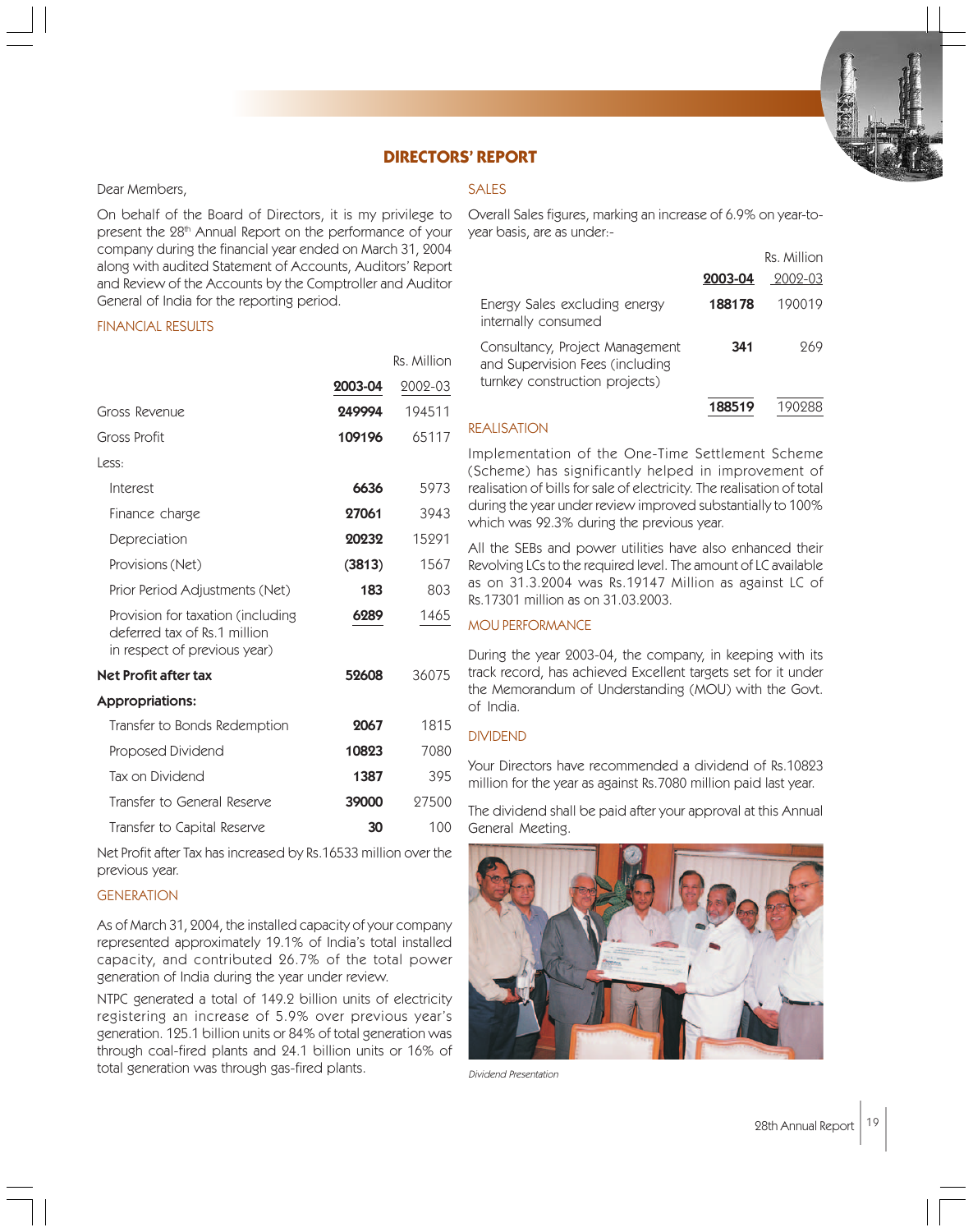# DIRECTORS' REPORT

Dear Members,

On behalf of the Board of Directors, it is my privilege to present the 28th Annual Report on the performance of your company during the financial year ended on March 31, 2004 along with audited Statement of Accounts, Auditors' Report and Review of the Accounts by the Comptroller and Auditor General of India for the reporting period.

## FINANCIAL RESULTS

Rs. Million

| | 2003-04 | 2002-03 |
|---|---|---|
| Gross Revenue | **249994** | 194511 |
| Gross Profit | **109196** | 65117 |
| Less: | | |
| Interest | **6636** | 5973 |
| Finance charge | **27061** | 3943 |
| Depreciation | **20232** | 15291 |
| Provisions (Net) | **(3813)** | 1567 |
| Prior Period Adjustments (Net) | **183** | 803 |
| Provision for taxation (including deferred tax of Rs.1 million in respect of previous year) | **6289** | 1465 |
| **Net Profit after tax** | **52608** | 36075 |
| **Appropriations:** | | |
| Transfer to Bonds Redemption | **2067** | 1815 |
| Proposed Dividend | **10823** | 7080 |
| Tax on Dividend | **1387** | 395 |
| Transfer to General Reserve | **39000** | 27500 |
| Transfer to Capital Reserve | **30** | 100 |

Net Profit after Tax has increased by Rs.16533 million over the previous year.

## GENERATION

As of March 31, 2004, the installed capacity of your company represented approximately 19.1% of India's total installed capacity, and contributed 26.7% of the total power generation of India during the year under review.

NTPC generated a total of 149.2 billion units of electricity registering an increase of 5.9% over previous year's generation. 125.1 billion units or 84% of total generation was through coal-fired plants and 24.1 billion units or 16% of total generation was through gas-fired plants.

## SALES

Overall Sales figures, marking an increase of 6.9% on year-to-year basis, are as under:-

Rs. Million

| | 2003-04 | 2002-03 |
|---|---|---|
| Energy Sales excluding energy internally consumed | **188178** | 190019 |
| Consultancy, Project Management and Supervision Fees (including turnkey construction projects) | **341** | 269 |
| | **188519** | 190288 |

## REALISATION

Implementation of the One-Time Settlement Scheme (Scheme) has significantly helped in improvement of realisation of bills for sale of electricity. The realisation of total during the year under review improved substantially to 100% which was 92.3% during the previous year.

All the SEBs and power utilities have also enhanced their Revolving LCs to the required level. The amount of LC available as on 31.3.2004 was Rs.19147 Million as against LC of Rs.17301 million as on 31.03.2003.

## MOU PERFORMANCE

During the year 2003-04, the company, in keeping with its track record, has achieved Excellent targets set for it under the Memorandum of Understanding (MOU) with the Govt. of India.

## DIVIDEND

Your Directors have recommended a dividend of Rs.10823 million for the year as against Rs.7080 million paid last year.

The dividend shall be paid after your approval at this Annual General Meeting.

*Dividend Presentation*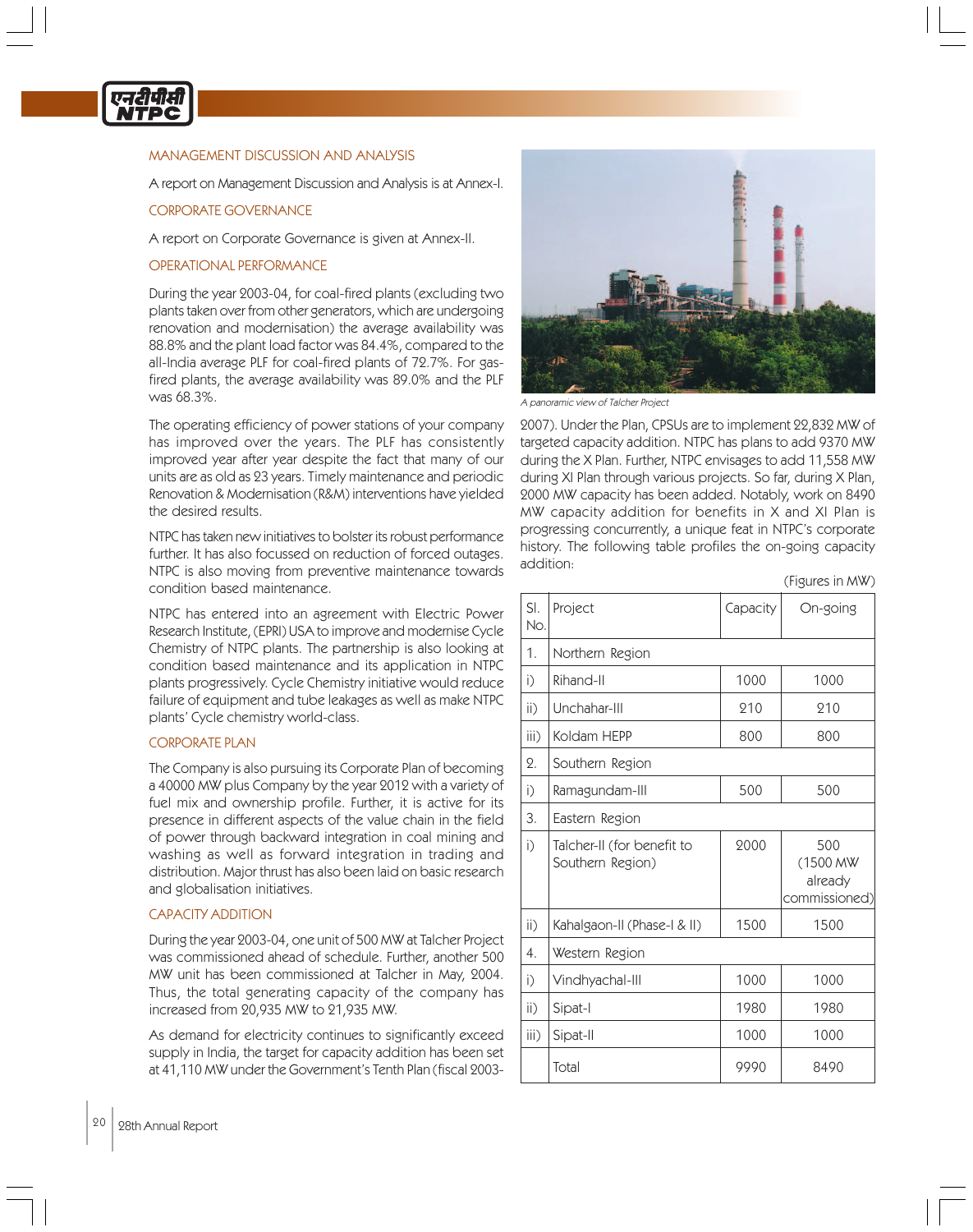## MANAGEMENT DISCUSSION AND ANALYSIS

A report on Management Discussion and Analysis is at Annex-I.

## CORPORATE GOVERNANCE

A report on Corporate Governance is given at Annex-II.

## OPERATIONAL PERFORMANCE

During the year 2003-04, for coal-fired plants (excluding two plants taken over from other generators, which are undergoing renovation and modernisation) the average availability was 88.8% and the plant load factor was 84.4%, compared to the all-India average PLF for coal-fired plants of 72.7%. For gas-fired plants, the average availability was 89.0% and the PLF was 68.3%.

The operating efficiency of power stations of your company has improved over the years. The PLF has consistently improved year after year despite the fact that many of our units are as old as 23 years. Timely maintenance and periodic Renovation & Modernisation (R&M) interventions have yielded the desired results.

NTPC has taken new initiatives to bolster its robust performance further. It has also focussed on reduction of forced outages. NTPC is also moving from preventive maintenance towards condition based maintenance.

NTPC has entered into an agreement with Electric Power Research Institute, (EPRI) USA to improve and modernise Cycle Chemistry of NTPC plants. The partnership is also looking at condition based maintenance and its application in NTPC plants progressively. Cycle Chemistry initiative would reduce failure of equipment and tube leakages as well as make NTPC plants' Cycle chemistry world-class.

## CORPORATE PLAN

The Company is also pursuing its Corporate Plan of becoming a 40000 MW plus Company by the year 2012 with a variety of fuel mix and ownership profile. Further, it is active for its presence in different aspects of the value chain in the field of power through backward integration in coal mining and washing as well as forward integration in trading and distribution. Major thrust has also been laid on basic research and globalisation initiatives.

## CAPACITY ADDITION

During the year 2003-04, one unit of 500 MW at Talcher Project was commissioned ahead of schedule. Further, another 500 MW unit has been commissioned at Talcher in May, 2004. Thus, the total generating capacity of the company has increased from 20,935 MW to 21,935 MW.

As demand for electricity continues to significantly exceed supply in India, the target for capacity addition has been set at 41,110 MW under the Government's Tenth Plan (fiscal 2003-2007). Under the Plan, CPSUs are to implement 22,832 MW of targeted capacity addition. NTPC has plans to add 9370 MW during the X Plan. Further, NTPC envisages to add 11,558 MW during XI Plan through various projects. So far, during X Plan, 2000 MW capacity has been added. Notably, work on 8490 MW capacity addition for benefits in X and XI Plan is progressing concurrently, a unique feat in NTPC's corporate history. The following table profiles the on-going capacity addition:

*A panoramic view of Talcher Project*

(Figures in MW)

| Sl. No. | Project | Capacity | On-going |
|---|---|---|---|
| 1. | Northern Region | | |
| i) | Rihand-II | 1000 | 1000 |
| ii) | Unchahar-III | 210 | 210 |
| iii) | Koldam HEPP | 800 | 800 |
| 2. | Southern Region | | |
| i) | Ramagundam-III | 500 | 500 |
| 3. | Eastern Region | | |
| i) | Talcher-II (for benefit to Southern Region) | 2000 | 500 (1500 MW already commissioned) |
| ii) | Kahalgaon-II (Phase-I & II) | 1500 | 1500 |
| 4. | Western Region | | |
| i) | Vindhyachal-III | 1000 | 1000 |
| ii) | Sipat-I | 1980 | 1980 |
| iii) | Sipat-II | 1000 | 1000 |
| | Total | 9990 | 8490 |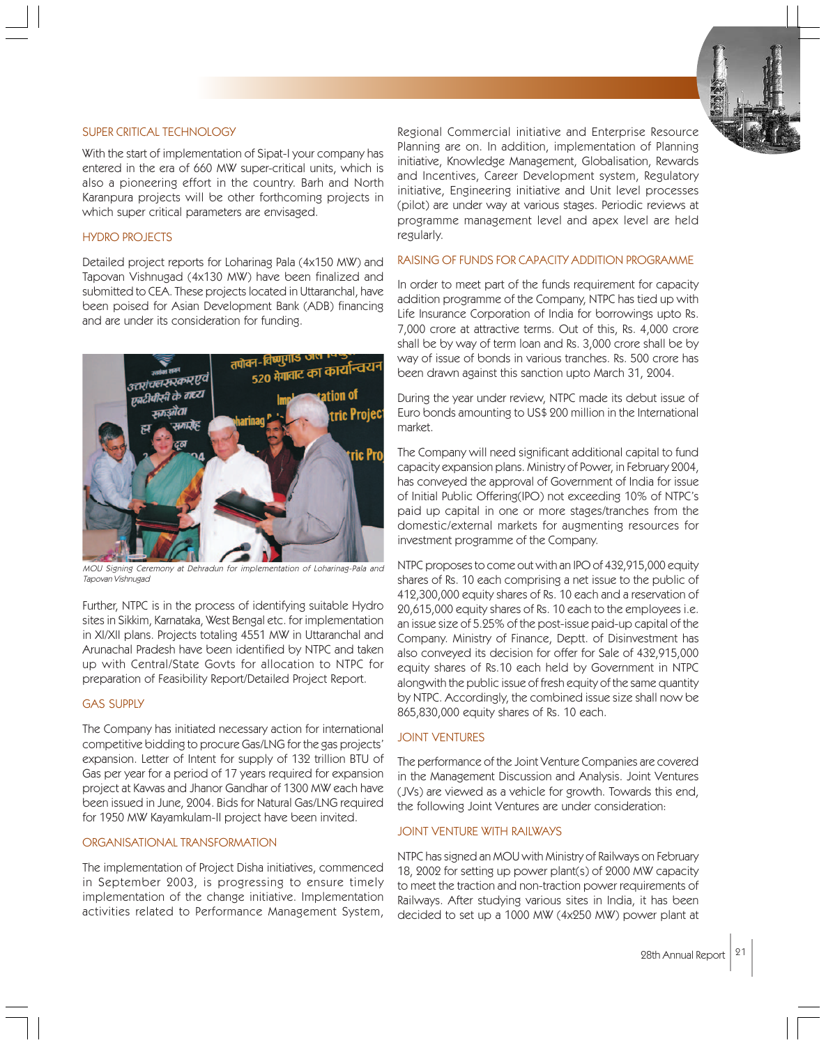## SUPER CRITICAL TECHNOLOGY

With the start of implementation of Sipat-I your company has entered in the era of 660 MW super-critical units, which is also a pioneering effort in the country. Barh and North Karanpura projects will be other forthcoming projects in which super critical parameters are envisaged.

## HYDRO PROJECTS

Detailed project reports for Loharinag Pala (4x150 MW) and Tapovan Vishnugad (4x130 MW) have been finalized and submitted to CEA. These projects located in Uttaranchal, have been poised for Asian Development Bank (ADB) financing and are under its consideration for funding.

*MOU Signing Ceremony at Dehradun for implementation of Loharinag-Pala and Tapovan Vishnugad*

Further, NTPC is in the process of identifying suitable Hydro sites in Sikkim, Karnataka, West Bengal etc. for implementation in XI/XII plans. Projects totaling 4551 MW in Uttaranchal and Arunachal Pradesh have been identified by NTPC and taken up with Central/State Govts for allocation to NTPC for preparation of Feasibility Report/Detailed Project Report.

## GAS SUPPLY

The Company has initiated necessary action for international competitive bidding to procure Gas/LNG for the gas projects' expansion. Letter of Intent for supply of 132 trillion BTU of Gas per year for a period of 17 years required for expansion project at Kawas and Jhanor Gandhar of 1300 MW each have been issued in June, 2004. Bids for Natural Gas/LNG required for 1950 MW Kayamkulam-II project have been invited.

## ORGANISATIONAL TRANSFORMATION

The implementation of Project Disha initiatives, commenced in September 2003, is progressing to ensure timely implementation of the change initiative. Implementation activities related to Performance Management System, Regional Commercial initiative and Enterprise Resource Planning are on. In addition, implementation of Planning initiative, Knowledge Management, Globalisation, Rewards and Incentives, Career Development system, Regulatory initiative, Engineering initiative and Unit level processes (pilot) are under way at various stages. Periodic reviews at programme management level and apex level are held regularly.

## RAISING OF FUNDS FOR CAPACITY ADDITION PROGRAMME

In order to meet part of the funds requirement for capacity addition programme of the Company, NTPC has tied up with Life Insurance Corporation of India for borrowings upto Rs. 7,000 crore at attractive terms. Out of this, Rs. 4,000 crore shall be by way of term loan and Rs. 3,000 crore shall be by way of issue of bonds in various tranches. Rs. 500 crore has been drawn against this sanction upto March 31, 2004.

During the year under review, NTPC made its debut issue of Euro bonds amounting to US$ 200 million in the International market.

The Company will need significant additional capital to fund capacity expansion plans. Ministry of Power, in February 2004, has conveyed the approval of Government of India for issue of Initial Public Offering(IPO) not exceeding 10% of NTPC's paid up capital in one or more stages/tranches from the domestic/external markets for augmenting resources for investment programme of the Company.

NTPC proposes to come out with an IPO of 432,915,000 equity shares of Rs. 10 each comprising a net issue to the public of 412,300,000 equity shares of Rs. 10 each and a reservation of 20,615,000 equity shares of Rs. 10 each to the employees i.e. an issue size of 5.25% of the post-issue paid-up capital of the Company. Ministry of Finance, Deptt. of Disinvestment has also conveyed its decision for offer for Sale of 432,915,000 equity shares of Rs.10 each held by Government in NTPC alongwith the public issue of fresh equity of the same quantity by NTPC. Accordingly, the combined issue size shall now be 865,830,000 equity shares of Rs. 10 each.

## JOINT VENTURES

The performance of the Joint Venture Companies are covered in the Management Discussion and Analysis. Joint Ventures (JVs) are viewed as a vehicle for growth. Towards this end, the following Joint Ventures are under consideration:

## JOINT VENTURE WITH RAILWAYS

NTPC has signed an MOU with Ministry of Railways on February 18, 2002 for setting up power plant(s) of 2000 MW capacity to meet the traction and non-traction power requirements of Railways. After studying various sites in India, it has been decided to set up a 1000 MW (4x250 MW) power plant at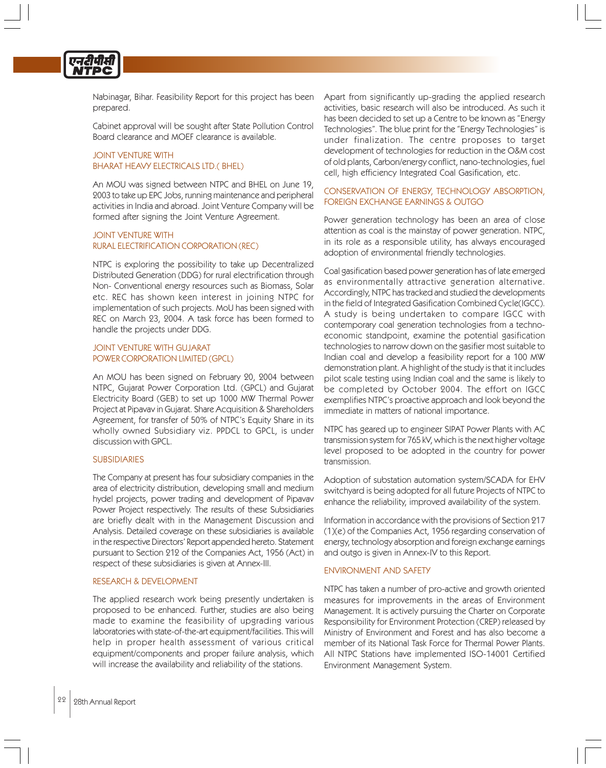Nabinagar, Bihar. Feasibility Report for this project has been prepared.

Cabinet approval will be sought after State Pollution Control Board clearance and MOEF clearance is available.

### JOINT VENTURE WITH BHARAT HEAVY ELECTRICALS LTD.( BHEL)

An MOU was signed between NTPC and BHEL on June 19, 2003 to take up EPC Jobs, running maintenance and peripheral activities in India and abroad. Joint Venture Company will be formed after signing the Joint Venture Agreement.

### JOINT VENTURE WITH RURAL ELECTRIFICATION CORPORATION (REC)

NTPC is exploring the possibility to take up Decentralized Distributed Generation (DDG) for rural electrification through Non- Conventional energy resources such as Biomass, Solar etc. REC has shown keen interest in joining NTPC for implementation of such projects. MoU has been signed with REC on March 23, 2004. A task force has been formed to handle the projects under DDG.

### JOINT VENTURE WITH GUJARAT POWER CORPORATION LIMITED (GPCL)

An MOU has been signed on February 20, 2004 between NTPC, Gujarat Power Corporation Ltd. (GPCL) and Gujarat Electricity Board (GEB) to set up 1000 MW Thermal Power Project at Pipavav in Gujarat. Share Acquisition & Shareholders Agreement, for transfer of 50% of NTPC's Equity Share in its wholly owned Subsidiary viz. PPDCL to GPCL, is under discussion with GPCL.

### SUBSIDIARIES

The Company at present has four subsidiary companies in the area of electricity distribution, developing small and medium hydel projects, power trading and development of Pipavav Power Project respectively. The results of these Subsidiaries are briefly dealt with in the Management Discussion and Analysis. Detailed coverage on these subsidiaries is available in the respective Directors' Report appended hereto. Statement pursuant to Section 212 of the Companies Act, 1956 (Act) in respect of these subsidiaries is given at Annex-III.

### RESEARCH & DEVELOPMENT

The applied research work being presently undertaken is proposed to be enhanced. Further, studies are also being made to examine the feasibility of upgrading various laboratories with state-of-the-art equipment/facilities. This will help in proper health assessment of various critical equipment/components and proper failure analysis, which will increase the availability and reliability of the stations.

Apart from significantly up-grading the applied research activities, basic research will also be introduced. As such it has been decided to set up a Centre to be known as "Energy Technologies". The blue print for the "Energy Technologies" is under finalization. The centre proposes to target development of technologies for reduction in the O&M cost of old plants, Carbon/energy conflict, nano-technologies, fuel cell, high efficiency Integrated Coal Gasification, etc.

### CONSERVATION OF ENERGY, TECHNOLOGY ABSORPTION, FOREIGN EXCHANGE EARNINGS & OUTGO

Power generation technology has been an area of close attention as coal is the mainstay of power generation. NTPC, in its role as a responsible utility, has always encouraged adoption of environmental friendly technologies.

Coal gasification based power generation has of late emerged as environmentally attractive generation alternative. Accordingly, NTPC has tracked and studied the developments in the field of Integrated Gasification Combined Cycle(IGCC). A study is being undertaken to compare IGCC with contemporary coal generation technologies from a techno-economic standpoint, examine the potential gasification technologies to narrow down on the gasifier most suitable to Indian coal and develop a feasibility report for a 100 MW demonstration plant. A highlight of the study is that it includes pilot scale testing using Indian coal and the same is likely to be completed by October 2004. The effort on IGCC exemplifies NTPC's proactive approach and look beyond the immediate in matters of national importance.

NTPC has geared up to engineer SIPAT Power Plants with AC transmission system for 765 kV, which is the next higher voltage level proposed to be adopted in the country for power transmission.

Adoption of substation automation system/SCADA for EHV switchyard is being adopted for all future Projects of NTPC to enhance the reliability, improved availability of the system.

Information in accordance with the provisions of Section 217 (1)(e) of the Companies Act, 1956 regarding conservation of energy, technology absorption and foreign exchange earnings and outgo is given in Annex-IV to this Report.

### ENVIRONMENT AND SAFETY

NTPC has taken a number of pro-active and growth oriented measures for improvements in the areas of Environment Management. It is actively pursuing the Charter on Corporate Responsibility for Environment Protection (CREP) released by Ministry of Environment and Forest and has also become a member of its National Task Force for Thermal Power Plants. All NTPC Stations have implemented ISO-14001 Certified Environment Management System.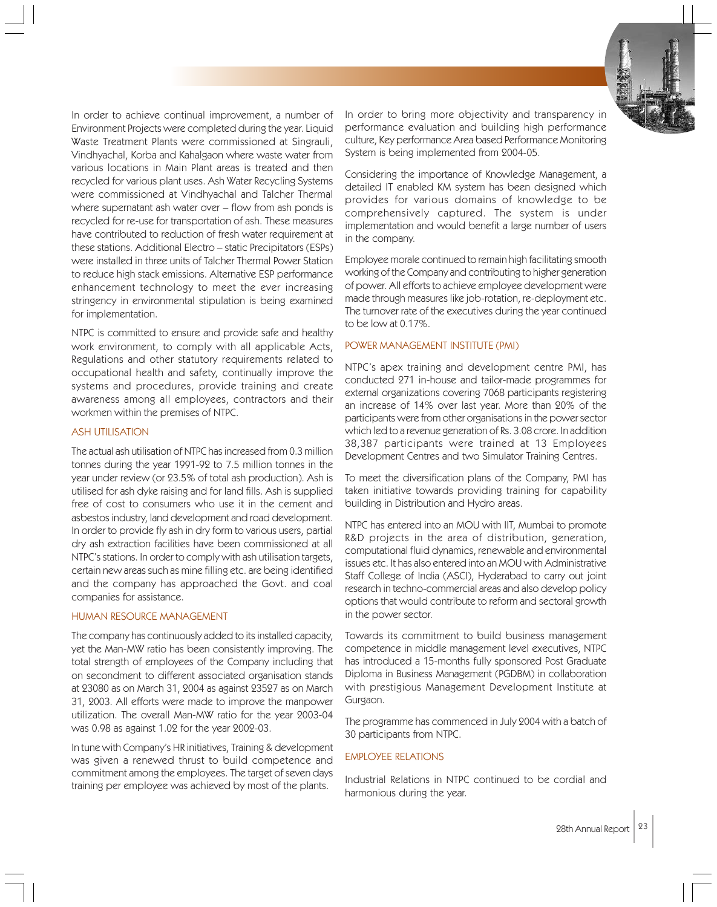In order to achieve continual improvement, a number of Environment Projects were completed during the year. Liquid Waste Treatment Plants were commissioned at Singrauli, Vindhyachal, Korba and Kahalgaon where waste water from various locations in Main Plant areas is treated and then recycled for various plant uses. Ash Water Recycling Systems were commissioned at Vindhyachal and Talcher Thermal where supernatant ash water over – flow from ash ponds is recycled for re-use for transportation of ash. These measures have contributed to reduction of fresh water requirement at these stations. Additional Electro – static Precipitators (ESPs) were installed in three units of Talcher Thermal Power Station to reduce high stack emissions. Alternative ESP performance enhancement technology to meet the ever increasing stringency in environmental stipulation is being examined for implementation.

NTPC is committed to ensure and provide safe and healthy work environment, to comply with all applicable Acts, Regulations and other statutory requirements related to occupational health and safety, continually improve the systems and procedures, provide training and create awareness among all employees, contractors and their workmen within the premises of NTPC.

## ASH UTILISATION

The actual ash utilisation of NTPC has increased from 0.3 million tonnes during the year 1991-92 to 7.5 million tonnes in the year under review (or 23.5% of total ash production). Ash is utilised for ash dyke raising and for land fills. Ash is supplied free of cost to consumers who use it in the cement and asbestos industry, land development and road development. In order to provide fly ash in dry form to various users, partial dry ash extraction facilities have been commissioned at all NTPC's stations. In order to comply with ash utilisation targets, certain new areas such as mine filling etc. are being identified and the company has approached the Govt. and coal companies for assistance.

## HUMAN RESOURCE MANAGEMENT

The company has continuously added to its installed capacity, yet the Man-MW ratio has been consistently improving. The total strength of employees of the Company including that on secondment to different associated organisation stands at 23080 as on March 31, 2004 as against 23527 as on March 31, 2003. All efforts were made to improve the manpower utilization. The overall Man-MW ratio for the year 2003-04 was 0.98 as against 1.02 for the year 2002-03.

In tune with Company's HR initiatives, Training & development was given a renewed thrust to build competence and commitment among the employees. The target of seven days training per employee was achieved by most of the plants.

In order to bring more objectivity and transparency in performance evaluation and building high performance culture, Key performance Area based Performance Monitoring System is being implemented from 2004-05.

Considering the importance of Knowledge Management, a detailed IT enabled KM system has been designed which provides for various domains of knowledge to be comprehensively captured. The system is under implementation and would benefit a large number of users in the company.

Employee morale continued to remain high facilitating smooth working of the Company and contributing to higher generation of power. All efforts to achieve employee development were made through measures like job-rotation, re-deployment etc. The turnover rate of the executives during the year continued to be low at 0.17%.

## POWER MANAGEMENT INSTITUTE (PMI)

NTPC's apex training and development centre PMI, has conducted 271 in-house and tailor-made programmes for external organizations covering 7068 participants registering an increase of 14% over last year. More than 20% of the participants were from other organisations in the power sector which led to a revenue generation of Rs. 3.08 crore. In addition 38,387 participants were trained at 13 Employees Development Centres and two Simulator Training Centres.

To meet the diversification plans of the Company, PMI has taken initiative towards providing training for capability building in Distribution and Hydro areas.

NTPC has entered into an MOU with IIT, Mumbai to promote R&D projects in the area of distribution, generation, computational fluid dynamics, renewable and environmental issues etc. It has also entered into an MOU with Administrative Staff College of India (ASCI), Hyderabad to carry out joint research in techno-commercial areas and also develop policy options that would contribute to reform and sectoral growth in the power sector.

Towards its commitment to build business management competence in middle management level executives, NTPC has introduced a 15-months fully sponsored Post Graduate Diploma in Business Management (PGDBM) in collaboration with prestigious Management Development Institute at Gurgaon.

The programme has commenced in July 2004 with a batch of 30 participants from NTPC.

## EMPLOYEE RELATIONS

Industrial Relations in NTPC continued to be cordial and harmonious during the year.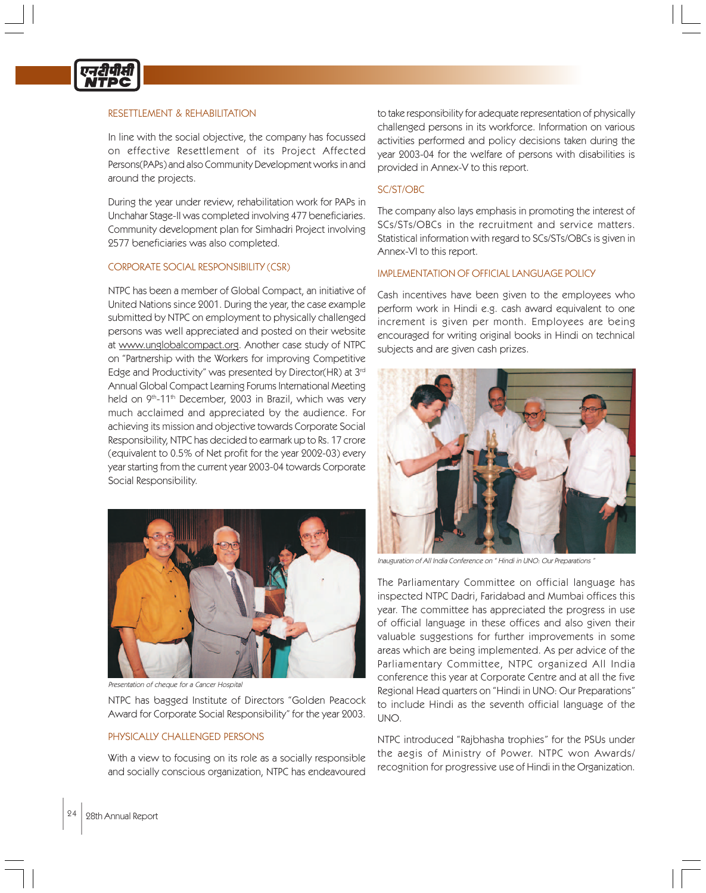## RESETTLEMENT & REHABILITATION

In line with the social objective, the company has focussed on effective Resettlement of its Project Affected Persons(PAPs) and also Community Development works in and around the projects.

During the year under review, rehabilitation work for PAPs in Unchahar Stage-II was completed involving 477 beneficiaries. Community development plan for Simhadri Project involving 2577 beneficiaries was also completed.

## CORPORATE SOCIAL RESPONSIBILITY (CSR)

NTPC has been a member of Global Compact, an initiative of United Nations since 2001. During the year, the case example submitted by NTPC on employment to physically challenged persons was well appreciated and posted on their website at www.unglobalcompact.org. Another case study of NTPC on "Partnership with the Workers for improving Competitive Edge and Productivity" was presented by Director(HR) at 3rd Annual Global Compact Learning Forums International Meeting held on 9th-11th December, 2003 in Brazil, which was very much acclaimed and appreciated by the audience. For achieving its mission and objective towards Corporate Social Responsibility, NTPC has decided to earmark up to Rs. 17 crore (equivalent to 0.5% of Net profit for the year 2002-03) every year starting from the current year 2003-04 towards Corporate Social Responsibility.

*Presentation of cheque for a Cancer Hospital*

NTPC has bagged Institute of Directors "Golden Peacock Award for Corporate Social Responsibility" for the year 2003.

## PHYSICALLY CHALLENGED PERSONS

With a view to focusing on its role as a socially responsible and socially conscious organization, NTPC has endeavoured to take responsibility for adequate representation of physically challenged persons in its workforce. Information on various activities performed and policy decisions taken during the year 2003-04 for the welfare of persons with disabilities is provided in Annex-V to this report.

## SC/ST/OBC

The company also lays emphasis in promoting the interest of SCs/STs/OBCs in the recruitment and service matters. Statistical information with regard to SCs/STs/OBCs is given in Annex-VI to this report.

## IMPLEMENTATION OF OFFICIAL LANGUAGE POLICY

Cash incentives have been given to the employees who perform work in Hindi e.g. cash award equivalent to one increment is given per month. Employees are being encouraged for writing original books in Hindi on technical subjects and are given cash prizes.

*Inauguration of All India Conference on " Hindi in UNO: Our Preparations "*

The Parliamentary Committee on official language has inspected NTPC Dadri, Faridabad and Mumbai offices this year. The committee has appreciated the progress in use of official language in these offices and also given their valuable suggestions for further improvements in some areas which are being implemented. As per advice of the Parliamentary Committee, NTPC organized All India conference this year at Corporate Centre and at all the five Regional Head quarters on "Hindi in UNO: Our Preparations" to include Hindi as the seventh official language of the UNO.

NTPC introduced "Rajbhasha trophies" for the PSUs under the aegis of Ministry of Power. NTPC won Awards/ recognition for progressive use of Hindi in the Organization.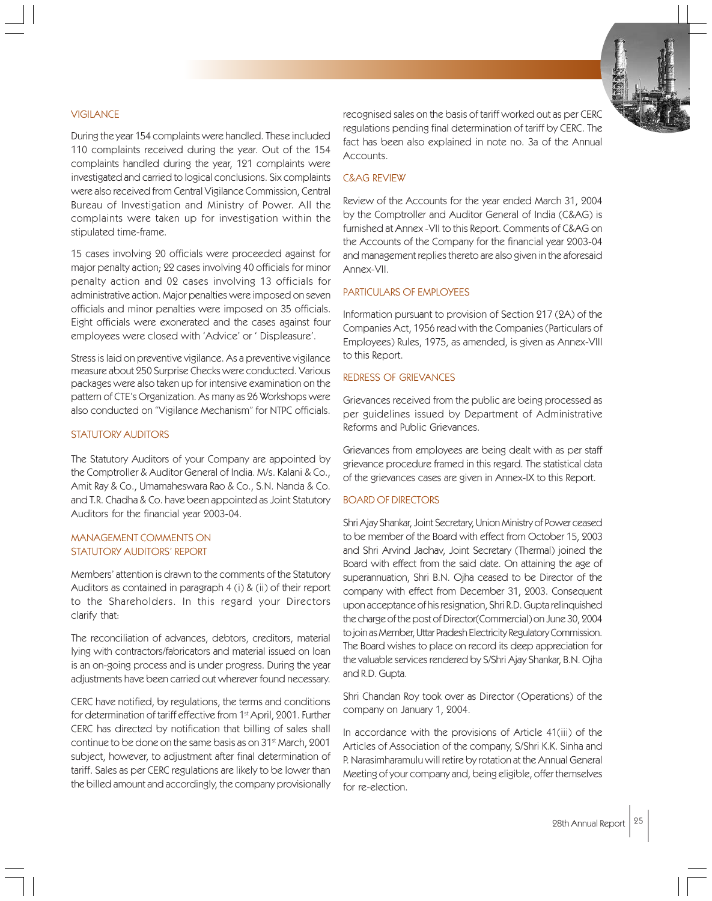## VIGILANCE

During the year 154 complaints were handled. These included 110 complaints received during the year. Out of the 154 complaints handled during the year, 121 complaints were investigated and carried to logical conclusions. Six complaints were also received from Central Vigilance Commission, Central Bureau of Investigation and Ministry of Power. All the complaints were taken up for investigation within the stipulated time-frame.

15 cases involving 20 officials were proceeded against for major penalty action; 22 cases involving 40 officials for minor penalty action and 02 cases involving 13 officials for administrative action. Major penalties were imposed on seven officials and minor penalties were imposed on 35 officials. Eight officials were exonerated and the cases against four employees were closed with 'Advice' or ' Displeasure'.

Stress is laid on preventive vigilance. As a preventive vigilance measure about 250 Surprise Checks were conducted. Various packages were also taken up for intensive examination on the pattern of CTE's Organization. As many as 26 Workshops were also conducted on "Vigilance Mechanism" for NTPC officials.

## STATUTORY AUDITORS

The Statutory Auditors of your Company are appointed by the Comptroller & Auditor General of India. M/s. Kalani & Co., Amit Ray & Co., Umamaheswara Rao & Co., S.N. Nanda & Co. and T.R. Chadha & Co. have been appointed as Joint Statutory Auditors for the financial year 2003-04.

## MANAGEMENT COMMENTS ON STATUTORY AUDITORS' REPORT

Members' attention is drawn to the comments of the Statutory Auditors as contained in paragraph 4 (i) & (ii) of their report to the Shareholders. In this regard your Directors clarify that:

The reconciliation of advances, debtors, creditors, material lying with contractors/fabricators and material issued on loan is an on-going process and is under progress. During the year adjustments have been carried out wherever found necessary.

CERC have notified, by regulations, the terms and conditions for determination of tariff effective from 1st April, 2001. Further CERC has directed by notification that billing of sales shall continue to be done on the same basis as on 31st March, 2001 subject, however, to adjustment after final determination of tariff. Sales as per CERC regulations are likely to be lower than the billed amount and accordingly, the company provisionally recognised sales on the basis of tariff worked out as per CERC regulations pending final determination of tariff by CERC. The fact has been also explained in note no. 3a of the Annual Accounts.

## C&AG REVIEW

Review of the Accounts for the year ended March 31, 2004 by the Comptroller and Auditor General of India (C&AG) is furnished at Annex -VII to this Report. Comments of C&AG on the Accounts of the Company for the financial year 2003-04 and management replies thereto are also given in the aforesaid Annex-VII.

## PARTICULARS OF EMPLOYEES

Information pursuant to provision of Section 217 (2A) of the Companies Act, 1956 read with the Companies (Particulars of Employees) Rules, 1975, as amended, is given as Annex-VIII to this Report.

## REDRESS OF GRIEVANCES

Grievances received from the public are being processed as per guidelines issued by Department of Administrative Reforms and Public Grievances.

Grievances from employees are being dealt with as per staff grievance procedure framed in this regard. The statistical data of the grievances cases are given in Annex-IX to this Report.

## BOARD OF DIRECTORS

Shri Ajay Shankar, Joint Secretary, Union Ministry of Power ceased to be member of the Board with effect from October 15, 2003 and Shri Arvind Jadhav, Joint Secretary (Thermal) joined the Board with effect from the said date. On attaining the age of superannuation, Shri B.N. Ojha ceased to be Director of the company with effect from December 31, 2003. Consequent upon acceptance of his resignation, Shri R.D. Gupta relinquished the charge of the post of Director(Commercial) on June 30, 2004 to join as Member, Uttar Pradesh Electricity Regulatory Commission. The Board wishes to place on record its deep appreciation for the valuable services rendered by S/Shri Ajay Shankar, B.N. Ojha and R.D. Gupta.

Shri Chandan Roy took over as Director (Operations) of the company on January 1, 2004.

In accordance with the provisions of Article 41(iii) of the Articles of Association of the company, S/Shri K.K. Sinha and P. Narasimharamulu will retire by rotation at the Annual General Meeting of your company and, being eligible, offer themselves for re-election.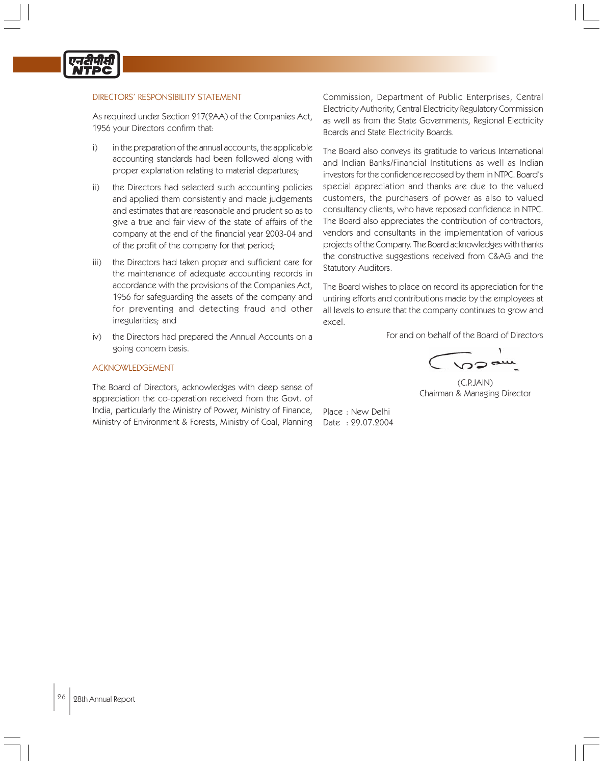## DIRECTORS' RESPONSIBILITY STATEMENT

As required under Section 217(2AA) of the Companies Act, 1956 your Directors confirm that:

i) in the preparation of the annual accounts, the applicable accounting standards had been followed along with proper explanation relating to material departures;

ii) the Directors had selected such accounting policies and applied them consistently and made judgements and estimates that are reasonable and prudent so as to give a true and fair view of the state of affairs of the company at the end of the financial year 2003-04 and of the profit of the company for that period;

iii) the Directors had taken proper and sufficient care for the maintenance of adequate accounting records in accordance with the provisions of the Companies Act, 1956 for safeguarding the assets of the company and for preventing and detecting fraud and other irregularities; and

iv) the Directors had prepared the Annual Accounts on a going concern basis.

## ACKNOWLEDGEMENT

The Board of Directors, acknowledges with deep sense of appreciation the co-operation received from the Govt. of India, particularly the Ministry of Power, Ministry of Finance, Ministry of Environment & Forests, Ministry of Coal, Planning Commission, Department of Public Enterprises, Central Electricity Authority, Central Electricity Regulatory Commission as well as from the State Governments, Regional Electricity Boards and State Electricity Boards.

The Board also conveys its gratitude to various International and Indian Banks/Financial Institutions as well as Indian investors for the confidence reposed by them in NTPC. Board's special appreciation and thanks are due to the valued customers, the purchasers of power as also to valued consultancy clients, who have reposed confidence in NTPC. The Board also appreciates the contribution of contractors, vendors and consultants in the implementation of various projects of the Company. The Board acknowledges with thanks the constructive suggestions received from C&AG and the Statutory Auditors.

The Board wishes to place on record its appreciation for the untiring efforts and contributions made by the employees at all levels to ensure that the company continues to grow and excel.

For and on behalf of the Board of Directors

(C.P.JAIN)
Chairman & Managing Director

Place : New Delhi
Date : 29.07.2004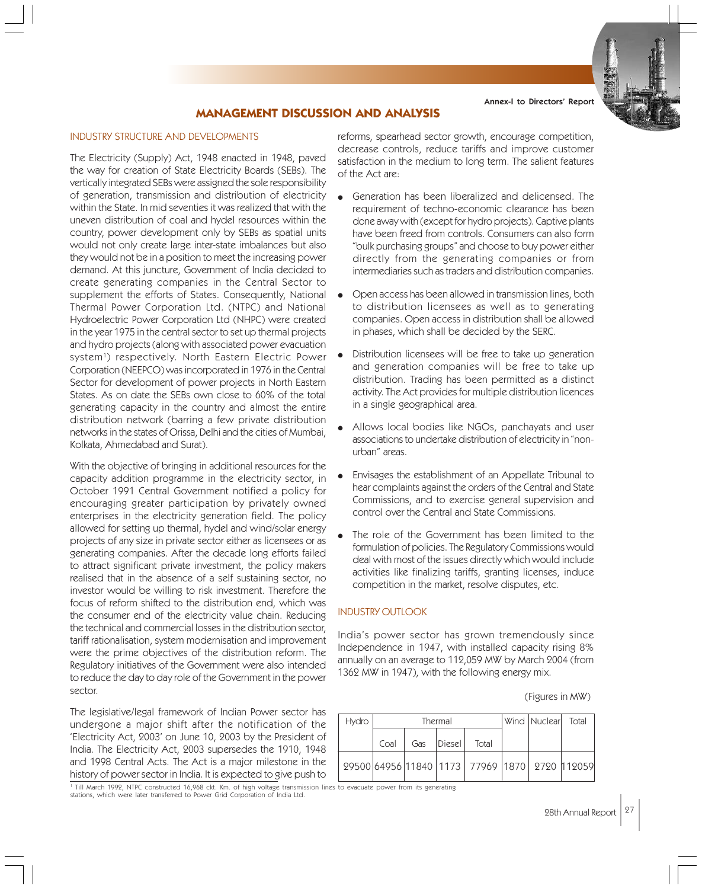# MANAGEMENT DISCUSSION AND ANALYSIS

## INDUSTRY STRUCTURE AND DEVELOPMENTS

The Electricity (Supply) Act, 1948 enacted in 1948, paved the way for creation of State Electricity Boards (SEBs). The vertically integrated SEBs were assigned the sole responsibility of generation, transmission and distribution of electricity within the State. In mid seventies it was realized that with the uneven distribution of coal and hydel resources within the country, power development only by SEBs as spatial units would not only create large inter-state imbalances but also they would not be in a position to meet the increasing power demand. At this juncture, Government of India decided to create generating companies in the Central Sector to supplement the efforts of States. Consequently, National Thermal Power Corporation Ltd. (NTPC) and National Hydroelectric Power Corporation Ltd (NHPC) were created in the year 1975 in the central sector to set up thermal projects and hydro projects (along with associated power evacuation system[1]) respectively. North Eastern Electric Power Corporation (NEEPCO) was incorporated in 1976 in the Central Sector for development of power projects in North Eastern States. As on date the SEBs own close to 60% of the total generating capacity in the country and almost the entire distribution network (barring a few private distribution networks in the states of Orissa, Delhi and the cities of Mumbai, Kolkata, Ahmedabad and Surat).

With the objective of bringing in additional resources for the capacity addition programme in the electricity sector, in October 1991 Central Government notified a policy for encouraging greater participation by privately owned enterprises in the electricity generation field. The policy allowed for setting up thermal, hydel and wind/solar energy projects of any size in private sector either as licensees or as generating companies. After the decade long efforts failed to attract significant private investment, the policy makers realised that in the absence of a self sustaining sector, no investor would be willing to risk investment. Therefore the focus of reform shifted to the distribution end, which was the consumer end of the electricity value chain. Reducing the technical and commercial losses in the distribution sector, tariff rationalisation, system modernisation and improvement were the prime objectives of the distribution reform. The Regulatory initiatives of the Government were also intended to reduce the day to day role of the Government in the power sector.

The legislative/legal framework of Indian Power sector has undergone a major shift after the notification of the 'Electricity Act, 2003' on June 10, 2003 by the President of India. The Electricity Act, 2003 supersedes the 1910, 1948 and 1998 Central Acts. The Act is a major milestone in the history of power sector in India. It is expected to give push to reforms, spearhead sector growth, encourage competition, decrease controls, reduce tariffs and improve customer satisfaction in the medium to long term. The salient features of the Act are:

- Generation has been liberalized and delicensed. The requirement of techno-economic clearance has been done away with (except for hydro projects). Captive plants have been freed from controls. Consumers can also form "bulk purchasing groups" and choose to buy power either directly from the generating companies or from intermediaries such as traders and distribution companies.
- Open access has been allowed in transmission lines, both to distribution licensees as well as to generating companies. Open access in distribution shall be allowed in phases, which shall be decided by the SERC.
- Distribution licensees will be free to take up generation and generation companies will be free to take up distribution. Trading has been permitted as a distinct activity. The Act provides for multiple distribution licences in a single geographical area.
- Allows local bodies like NGOs, panchayats and user associations to undertake distribution of electricity in "non-urban" areas.
- Envisages the establishment of an Appellate Tribunal to hear complaints against the orders of the Central and State Commissions, and to exercise general supervision and control over the Central and State Commissions.
- The role of the Government has been limited to the formulation of policies. The Regulatory Commissions would deal with most of the issues directly which would include activities like finalizing tariffs, granting licenses, induce competition in the market, resolve disputes, etc.

## INDUSTRY OUTLOOK

India's power sector has grown tremendously since Independence in 1947, with installed capacity rising 8% annually on an average to 112,059 MW by March 2004 (from 1362 MW in 1947), with the following energy mix.

(Figures in MW)

| Hydro | Thermal | | | | Wind | Nuclear | Total |
|---|---|---|---|---|---|---|---|
| | Coal | Gas | Diesel | Total | | | |
| 29500 | 64956 | 11840 | 1173 | 77969 | 1870 | 2720 | 112059 |

[1] Till March 1992, NTPC constructed 16,968 ckt. Km. of high voltage transmission lines to evacuate power from its generating stations, which were later transferred to Power Grid Corporation of India Ltd.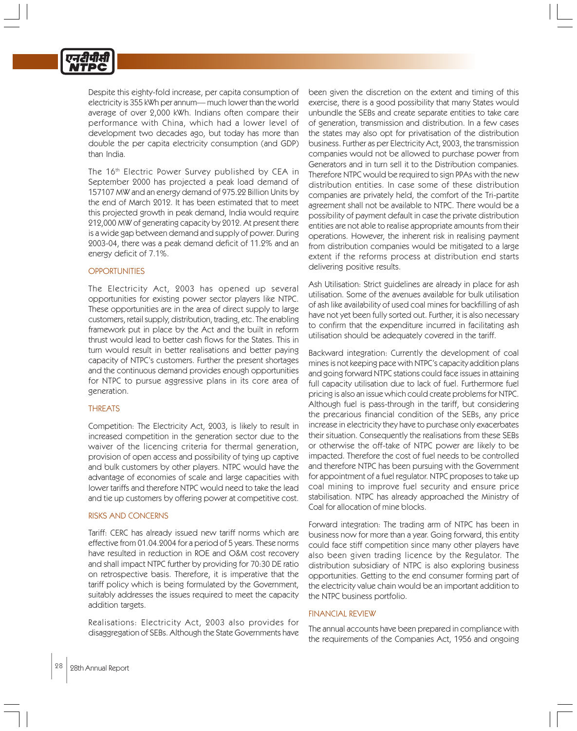Despite this eighty-fold increase, per capita consumption of electricity is 355 kWh per annum— much lower than the world average of over 2,000 kWh. Indians often compare their performance with China, which had a lower level of development two decades ago, but today has more than double the per capita electricity consumption (and GDP) than India.

The 16th Electric Power Survey published by CEA in September 2000 has projected a peak load demand of 157107 MW and an energy demand of 975.22 Billion Units by the end of March 2012. It has been estimated that to meet this projected growth in peak demand, India would require 212,000 MW of generating capacity by 2012. At present there is a wide gap between demand and supply of power. During 2003-04, there was a peak demand deficit of 11.2% and an energy deficit of 7.1%.

## OPPORTUNITIES

The Electricity Act, 2003 has opened up several opportunities for existing power sector players like NTPC. These opportunities are in the area of direct supply to large customers, retail supply, distribution, trading, etc. The enabling framework put in place by the Act and the built in reform thrust would lead to better cash flows for the States. This in turn would result in better realisations and better paying capacity of NTPC's customers. Further the present shortages and the continuous demand provides enough opportunities for NTPC to pursue aggressive plans in its core area of generation.

## THREATS

Competition: The Electricity Act, 2003, is likely to result in increased competition in the generation sector due to the waiver of the licencing criteria for thermal generation, provision of open access and possibility of tying up captive and bulk customers by other players. NTPC would have the advantage of economies of scale and large capacities with lower tariffs and therefore NTPC would need to take the lead and tie up customers by offering power at competitive cost.

## RISKS AND CONCERNS

Tariff: CERC has already issued new tariff norms which are effective from 01.04.2004 for a period of 5 years. These norms have resulted in reduction in ROE and O&M cost recovery and shall impact NTPC further by providing for 70:30 DE ratio on retrospective basis. Therefore, it is imperative that the tariff policy which is being formulated by the Government, suitably addresses the issues required to meet the capacity addition targets.

Realisations: Electricity Act, 2003 also provides for disaggregation of SEBs. Although the State Governments have been given the discretion on the extent and timing of this exercise, there is a good possibility that many States would unbundle the SEBs and create separate entities to take care of generation, transmission and distribution. In a few cases the states may also opt for privatisation of the distribution business. Further as per Electricity Act, 2003, the transmission companies would not be allowed to purchase power from Generators and in turn sell it to the Distribution companies. Therefore NTPC would be required to sign PPAs with the new distribution entities. In case some of these distribution companies are privately held, the comfort of the Tri-partite agreement shall not be available to NTPC. There would be a possibility of payment default in case the private distribution entities are not able to realise appropriate amounts from their operations. However, the inherent risk in realising payment from distribution companies would be mitigated to a large extent if the reforms process at distribution end starts delivering positive results.

Ash Utilisation: Strict guidelines are already in place for ash utilisation. Some of the avenues available for bulk utilisation of ash like availability of used coal mines for backfilling of ash have not yet been fully sorted out. Further, it is also necessary to confirm that the expenditure incurred in facilitating ash utilisation should be adequately covered in the tariff.

Backward integration: Currently the development of coal mines is not keeping pace with NTPC's capacity addition plans and going forward NTPC stations could face issues in attaining full capacity utilisation due to lack of fuel. Furthermore fuel pricing is also an issue which could create problems for NTPC. Although fuel is pass-through in the tariff, but considering the precarious financial condition of the SEBs, any price increase in electricity they have to purchase only exacerbates their situation. Consequently the realisations from these SEBs or otherwise the off-take of NTPC power are likely to be impacted. Therefore the cost of fuel needs to be controlled and therefore NTPC has been pursuing with the Government for appointment of a fuel regulator. NTPC proposes to take up coal mining to improve fuel security and ensure price stabilisation. NTPC has already approached the Ministry of Coal for allocation of mine blocks.

Forward integration: The trading arm of NTPC has been in business now for more than a year. Going forward, this entity could face stiff competition since many other players have also been given trading licence by the Regulator. The distribution subsidiary of NTPC is also exploring business opportunities. Getting to the end consumer forming part of the electricity value chain would be an important addition to the NTPC business portfolio.

## FINANCIAL REVIEW

The annual accounts have been prepared in compliance with the requirements of the Companies Act, 1956 and ongoing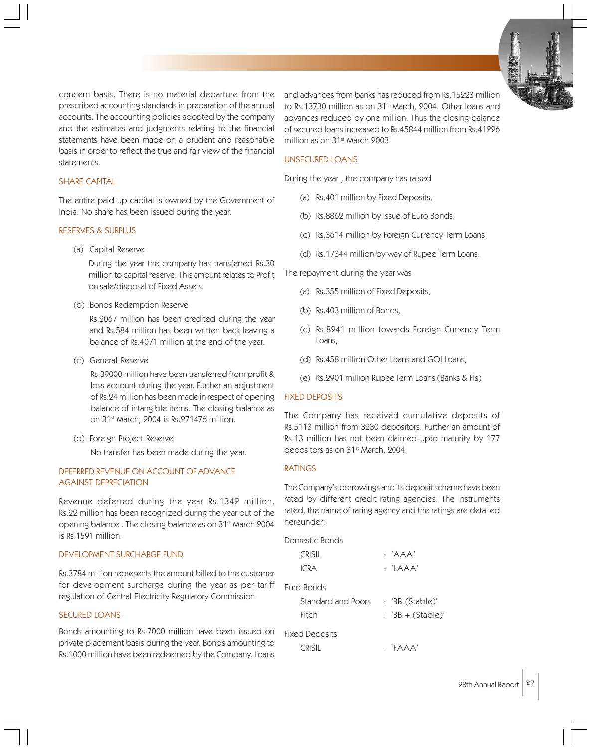concern basis. There is no material departure from the prescribed accounting standards in preparation of the annual accounts. The accounting policies adopted by the company and the estimates and judgments relating to the financial statements have been made on a prudent and reasonable basis in order to reflect the true and fair view of the financial statements.

## SHARE CAPITAL

The entire paid-up capital is owned by the Government of India. No share has been issued during the year.

## RESERVES & SURPLUS

(a) Capital Reserve

During the year the company has transferred Rs.30 million to capital reserve. This amount relates to Profit on sale/disposal of Fixed Assets.

(b) Bonds Redemption Reserve

Rs.2067 million has been credited during the year and Rs.584 million has been written back leaving a balance of Rs.4071 million at the end of the year.

(c) General Reserve

Rs.39000 million have been transferred from profit & loss account during the year. Further an adjustment of Rs.24 million has been made in respect of opening balance of intangible items. The closing balance as on 31st March, 2004 is Rs.271476 million.

(d) Foreign Project Reserve

No transfer has been made during the year.

## DEFERRED REVENUE ON ACCOUNT OF ADVANCE AGAINST DEPRECIATION

Revenue deferred during the year Rs.1342 million. Rs.22 million has been recognized during the year out of the opening balance . The closing balance as on 31st March 2004 is Rs.1591 million.

## DEVELOPMENT SURCHARGE FUND

Rs.3784 million represents the amount billed to the customer for development surcharge during the year as per tariff regulation of Central Electricity Regulatory Commission.

## SECURED LOANS

Bonds amounting to Rs.7000 million have been issued on private placement basis during the year. Bonds amounting to Rs.1000 million have been redeemed by the Company. Loans and advances from banks has reduced from Rs.15223 million to Rs.13730 million as on 31st March, 2004. Other loans and advances reduced by one million. Thus the closing balance of secured loans increased to Rs.45844 million from Rs.41226 million as on 31st March 2003.

## UNSECURED LOANS

During the year , the company has raised

(a) Rs.401 million by Fixed Deposits.

(b) Rs.8862 million by issue of Euro Bonds.

(c) Rs.3614 million by Foreign Currency Term Loans.

(d) Rs.17344 million by way of Rupee Term Loans.

The repayment during the year was

(a) Rs.355 million of Fixed Deposits,

(b) Rs.403 million of Bonds,

(c) Rs.8241 million towards Foreign Currency Term Loans,

(d) Rs.458 million Other Loans and GOI Loans,

(e) Rs.2901 million Rupee Term Loans (Banks & FIs)

## FIXED DEPOSITS

The Company has received cumulative deposits of Rs.5113 million from 3230 depositors. Further an amount of Rs.13 million has not been claimed upto maturity by 177 depositors as on 31st March, 2004.

## RATINGS

The Company's borrowings and its deposit scheme have been rated by different credit rating agencies. The instruments rated, the name of rating agency and the ratings are detailed hereunder:

Domestic Bonds

| | |
|---|---|
| CRISIL | : 'AAA' |
| ICRA | : 'LAAA' |

Euro Bonds

| | |
|---|---|
| Standard and Poors | : 'BB (Stable)' |
| Fitch | : 'BB + (Stable)' |

Fixed Deposits

| | |
|---|---|
| CRISIL | : 'FAAA' |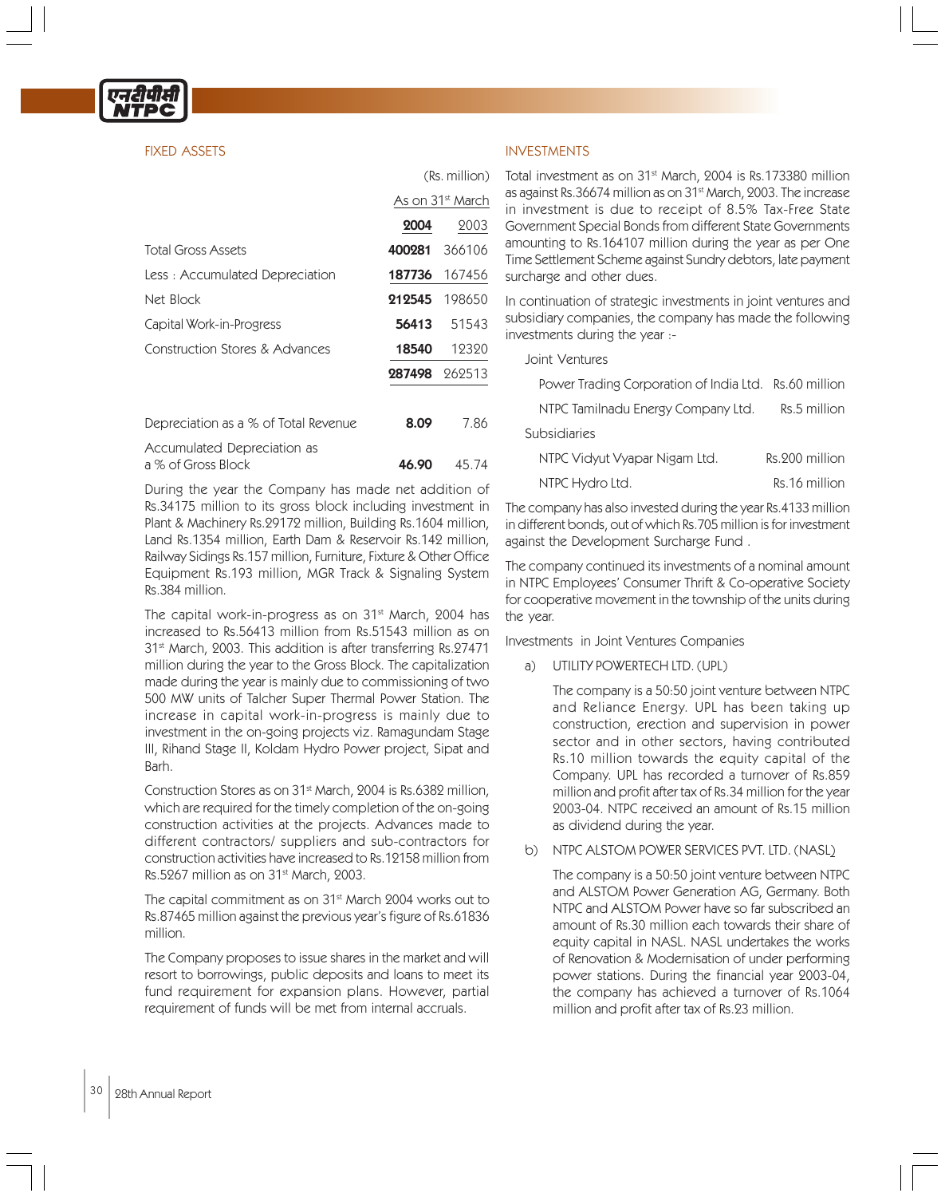## FIXED ASSETS

(Rs. million)

| | As on 31st March | |
|---|---|---|
| | **2004** | 2003 |
| Total Gross Assets | **400281** | 366106 |
| Less : Accumulated Depreciation | **187736** | 167456 |
| Net Block | **212545** | 198650 |
| Capital Work-in-Progress | **56413** | 51543 |
| Construction Stores & Advances | **18540** | 12320 |
| | **287498** | 262513 |
| Depreciation as a % of Total Revenue | **8.09** | 7.86 |
| Accumulated Depreciation as a % of Gross Block | **46.90** | 45.74 |

During the year the Company has made net addition of Rs.34175 million to its gross block including investment in Plant & Machinery Rs.29172 million, Building Rs.1604 million, Land Rs.1354 million, Earth Dam & Reservoir Rs.142 million, Railway Sidings Rs.157 million, Furniture, Fixture & Other Office Equipment Rs.193 million, MGR Track & Signaling System Rs.384 million.

The capital work-in-progress as on 31st March, 2004 has increased to Rs.56413 million from Rs.51543 million as on 31st March, 2003. This addition is after transferring Rs.27471 million during the year to the Gross Block. The capitalization made during the year is mainly due to commissioning of two 500 MW units of Talcher Super Thermal Power Station. The increase in capital work-in-progress is mainly due to investment in the on-going projects viz. Ramagundam Stage III, Rihand Stage II, Koldam Hydro Power project, Sipat and Barh.

Construction Stores as on 31st March, 2004 is Rs.6382 million, which are required for the timely completion of the on-going construction activities at the projects. Advances made to different contractors/ suppliers and sub-contractors for construction activities have increased to Rs.12158 million from Rs.5267 million as on 31st March, 2003.

The capital commitment as on 31st March 2004 works out to Rs.87465 million against the previous year's figure of Rs.61836 million.

The Company proposes to issue shares in the market and will resort to borrowings, public deposits and loans to meet its fund requirement for expansion plans. However, partial requirement of funds will be met from internal accruals.

## INVESTMENTS

Total investment as on 31st March, 2004 is Rs.173380 million as against Rs.36674 million as on 31st March, 2003. The increase in investment is due to receipt of 8.5% Tax-Free State Government Special Bonds from different State Governments amounting to Rs.164107 million during the year as per One Time Settlement Scheme against Sundry debtors, late payment surcharge and other dues.

In continuation of strategic investments in joint ventures and subsidiary companies, the company has made the following investments during the year :-

Joint Ventures

| | |
|---|---|
| Power Trading Corporation of India Ltd. | Rs.60 million |
| NTPC Tamilnadu Energy Company Ltd. | Rs.5 million |

Subsidiaries

| | |
|---|---|
| NTPC Vidyut Vyapar Nigam Ltd. | Rs.200 million |
| NTPC Hydro Ltd. | Rs.16 million |

The company has also invested during the year Rs.4133 million in different bonds, out of which Rs.705 million is for investment against the Development Surcharge Fund .

The company continued its investments of a nominal amount in NTPC Employees' Consumer Thrift & Co-operative Society for cooperative movement in the township of the units during the year.

Investments in Joint Ventures Companies

a) UTILITY POWERTECH LTD. (UPL)

The company is a 50:50 joint venture between NTPC and Reliance Energy. UPL has been taking up construction, erection and supervision in power sector and in other sectors, having contributed Rs.10 million towards the equity capital of the Company. UPL has recorded a turnover of Rs.859 million and profit after tax of Rs.34 million for the year 2003-04. NTPC received an amount of Rs.15 million as dividend during the year.

b) NTPC ALSTOM POWER SERVICES PVT. LTD. (NASL)

The company is a 50:50 joint venture between NTPC and ALSTOM Power Generation AG, Germany. Both NTPC and ALSTOM Power have so far subscribed an amount of Rs.30 million each towards their share of equity capital in NASL. NASL undertakes the works of Renovation & Modernisation of under performing power stations. During the financial year 2003-04, the company has achieved a turnover of Rs.1064 million and profit after tax of Rs.23 million.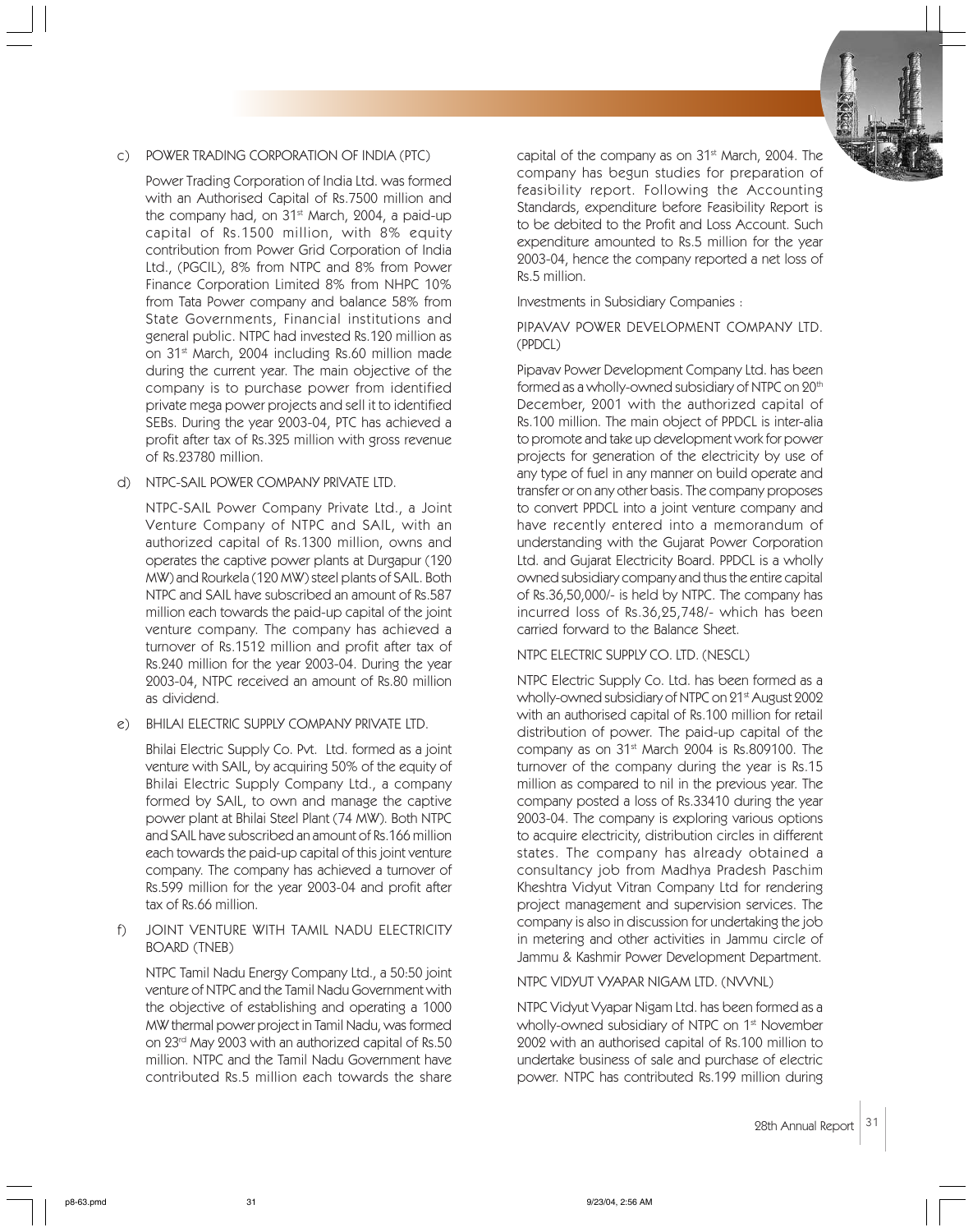c) POWER TRADING CORPORATION OF INDIA (PTC)

Power Trading Corporation of India Ltd. was formed with an Authorised Capital of Rs.7500 million and the company had, on 31st March, 2004, a paid-up capital of Rs.1500 million, with 8% equity contribution from Power Grid Corporation of India Ltd., (PGCIL), 8% from NTPC and 8% from Power Finance Corporation Limited 8% from NHPC 10% from Tata Power company and balance 58% from State Governments, Financial institutions and general public. NTPC had invested Rs.120 million as on 31st March, 2004 including Rs.60 million made during the current year. The main objective of the company is to purchase power from identified private mega power projects and sell it to identified SEBs. During the year 2003-04, PTC has achieved a profit after tax of Rs.325 million with gross revenue of Rs.23780 million.

d) NTPC-SAIL POWER COMPANY PRIVATE LTD.

NTPC-SAIL Power Company Private Ltd., a Joint Venture Company of NTPC and SAIL, with an authorized capital of Rs.1300 million, owns and operates the captive power plants at Durgapur (120 MW) and Rourkela (120 MW) steel plants of SAIL. Both NTPC and SAIL have subscribed an amount of Rs.587 million each towards the paid-up capital of the joint venture company. The company has achieved a turnover of Rs.1512 million and profit after tax of Rs.240 million for the year 2003-04. During the year 2003-04, NTPC received an amount of Rs.80 million as dividend.

e) BHILAI ELECTRIC SUPPLY COMPANY PRIVATE LTD.

Bhilai Electric Supply Co. Pvt. Ltd. formed as a joint venture with SAIL, by acquiring 50% of the equity of Bhilai Electric Supply Company Ltd., a company formed by SAIL, to own and manage the captive power plant at Bhilai Steel Plant (74 MW). Both NTPC and SAIL have subscribed an amount of Rs.166 million each towards the paid-up capital of this joint venture company. The company has achieved a turnover of Rs.599 million for the year 2003-04 and profit after tax of Rs.66 million.

f) JOINT VENTURE WITH TAMIL NADU ELECTRICITY BOARD (TNEB)

NTPC Tamil Nadu Energy Company Ltd., a 50:50 joint venture of NTPC and the Tamil Nadu Government with the objective of establishing and operating a 1000 MW thermal power project in Tamil Nadu, was formed on 23rd May 2003 with an authorized capital of Rs.50 million. NTPC and the Tamil Nadu Government have contributed Rs.5 million each towards the share capital of the company as on 31st March, 2004. The company has begun studies for preparation of feasibility report. Following the Accounting Standards, expenditure before Feasibility Report is to be debited to the Profit and Loss Account. Such expenditure amounted to Rs.5 million for the year 2003-04, hence the company reported a net loss of Rs.5 million.

Investments in Subsidiary Companies :

PIPAVAV POWER DEVELOPMENT COMPANY LTD. (PPDCL)

Pipavav Power Development Company Ltd. has been formed as a wholly-owned subsidiary of NTPC on 20th December, 2001 with the authorized capital of Rs.100 million. The main object of PPDCL is inter-alia to promote and take up development work for power projects for generation of the electricity by use of any type of fuel in any manner on build operate and transfer or on any other basis. The company proposes to convert PPDCL into a joint venture company and have recently entered into a memorandum of understanding with the Gujarat Power Corporation Ltd. and Gujarat Electricity Board. PPDCL is a wholly owned subsidiary company and thus the entire capital of Rs.36,50,000/- is held by NTPC. The company has incurred loss of Rs.36,25,748/- which has been carried forward to the Balance Sheet.

NTPC ELECTRIC SUPPLY CO. LTD. (NESCL)

NTPC Electric Supply Co. Ltd. has been formed as a wholly-owned subsidiary of NTPC on 21st August 2002 with an authorised capital of Rs.100 million for retail distribution of power. The paid-up capital of the company as on 31st March 2004 is Rs.809100. The turnover of the company during the year is Rs.15 million as compared to nil in the previous year. The company posted a loss of Rs.33410 during the year 2003-04. The company is exploring various options to acquire electricity, distribution circles in different states. The company has already obtained a consultancy job from Madhya Pradesh Paschim Kheshtra Vidyut Vitran Company Ltd for rendering project management and supervision services. The company is also in discussion for undertaking the job in metering and other activities in Jammu circle of Jammu & Kashmir Power Development Department.

NTPC VIDYUT VYAPAR NIGAM LTD. (NVVNL)

NTPC Vidyut Vyapar Nigam Ltd. has been formed as a wholly-owned subsidiary of NTPC on 1st November 2002 with an authorised capital of Rs.100 million to undertake business of sale and purchase of electric power. NTPC has contributed Rs.199 million during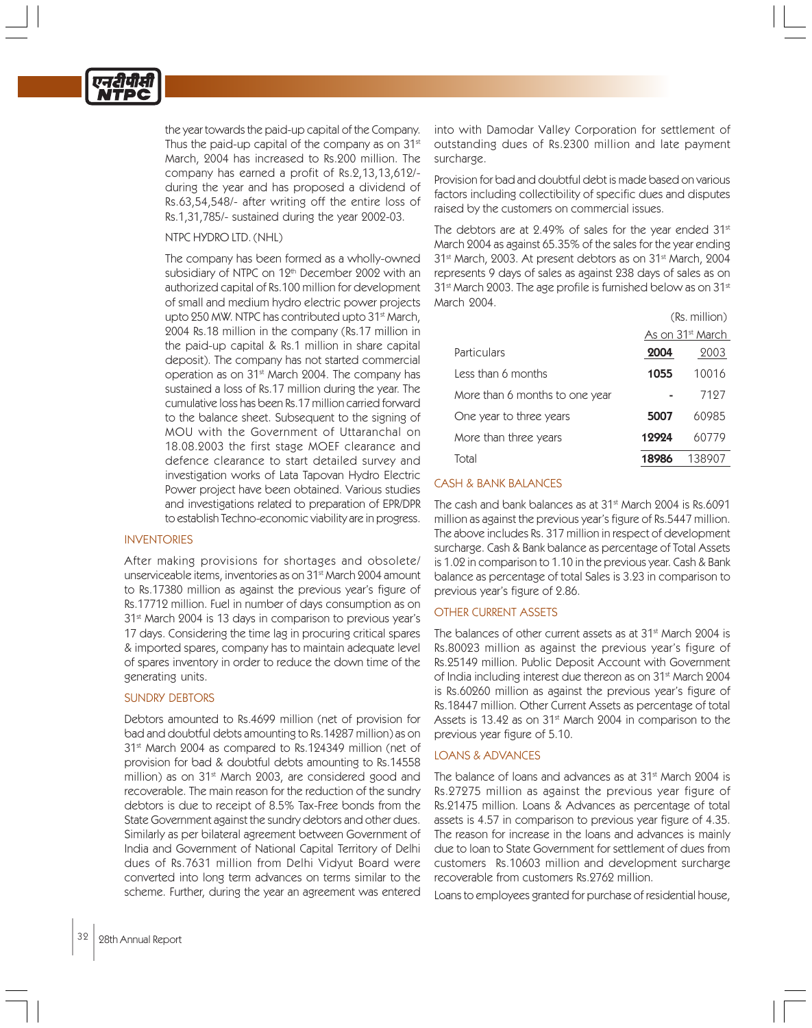the year towards the paid-up capital of the Company. Thus the paid-up capital of the company as on 31st March, 2004 has increased to Rs.200 million. The company has earned a profit of Rs.2,13,13,612/- during the year and has proposed a dividend of Rs.63,54,548/- after writing off the entire loss of Rs.1,31,785/- sustained during the year 2002-03.

NTPC HYDRO LTD. (NHL)

The company has been formed as a wholly-owned subsidiary of NTPC on 12th December 2002 with an authorized capital of Rs.100 million for development of small and medium hydro electric power projects upto 250 MW. NTPC has contributed upto 31st March, 2004 Rs.18 million in the company (Rs.17 million in the paid-up capital & Rs.1 million in share capital deposit). The company has not started commercial operation as on 31st March 2004. The company has sustained a loss of Rs.17 million during the year. The cumulative loss has been Rs.17 million carried forward to the balance sheet. Subsequent to the signing of MOU with the Government of Uttaranchal on 18.08.2003 the first stage MOEF clearance and defence clearance to start detailed survey and investigation works of Lata Tapovan Hydro Electric Power project have been obtained. Various studies and investigations related to preparation of EPR/DPR to establish Techno-economic viability are in progress.

## INVENTORIES

After making provisions for shortages and obsolete/ unserviceable items, inventories as on 31st March 2004 amount to Rs.17380 million as against the previous year's figure of Rs.17712 million. Fuel in number of days consumption as on 31st March 2004 is 13 days in comparison to previous year's 17 days. Considering the time lag in procuring critical spares & imported spares, company has to maintain adequate level of spares inventory in order to reduce the down time of the generating units.

## SUNDRY DEBTORS

Debtors amounted to Rs.4699 million (net of provision for bad and doubtful debts amounting to Rs.14287 million) as on 31st March 2004 as compared to Rs.124349 million (net of provision for bad & doubtful debts amounting to Rs.14558 million) as on 31st March 2003, are considered good and recoverable. The main reason for the reduction of the sundry debtors is due to receipt of 8.5% Tax-Free bonds from the State Government against the sundry debtors and other dues. Similarly as per bilateral agreement between Government of India and Government of National Capital Territory of Delhi dues of Rs.7631 million from Delhi Vidyut Board were converted into long term advances on terms similar to the scheme. Further, during the year an agreement was entered into with Damodar Valley Corporation for settlement of outstanding dues of Rs.2300 million and late payment surcharge.

Provision for bad and doubtful debt is made based on various factors including collectibility of specific dues and disputes raised by the customers on commercial issues.

The debtors are at 2.49% of sales for the year ended 31st March 2004 as against 65.35% of the sales for the year ending 31st March, 2003. At present debtors as on 31st March, 2004 represents 9 days of sales as against 238 days of sales as on 31st March 2003. The age profile is furnished below as on 31st March 2004.

(Rs. million)

| Particulars | As on 31st March 2004 | 2003 |
|---|---|---|
| Less than 6 months | **1055** | 10016 |
| More than 6 months to one year | **-** | 7127 |
| One year to three years | **5007** | 60985 |
| More than three years | **12924** | 60779 |
| Total | **18986** | 138907 |

## CASH & BANK BALANCES

The cash and bank balances as at 31st March 2004 is Rs.6091 million as against the previous year's figure of Rs.5447 million. The above includes Rs. 317 million in respect of development surcharge. Cash & Bank balance as percentage of Total Assets is 1.02 in comparison to 1.10 in the previous year. Cash & Bank balance as percentage of total Sales is 3.23 in comparison to previous year's figure of 2.86.

## OTHER CURRENT ASSETS

The balances of other current assets as at 31st March 2004 is Rs.80023 million as against the previous year's figure of Rs.25149 million. Public Deposit Account with Government of India including interest due thereon as on 31st March 2004 is Rs.60260 million as against the previous year's figure of Rs.18447 million. Other Current Assets as percentage of total Assets is 13.42 as on 31st March 2004 in comparison to the previous year figure of 5.10.

## LOANS & ADVANCES

The balance of loans and advances as at 31st March 2004 is Rs.27275 million as against the previous year figure of Rs.21475 million. Loans & Advances as percentage of total assets is 4.57 in comparison to previous year figure of 4.35. The reason for increase in the loans and advances is mainly due to loan to State Government for settlement of dues from customers Rs.10603 million and development surcharge recoverable from customers Rs.2762 million.

Loans to employees granted for purchase of residential house,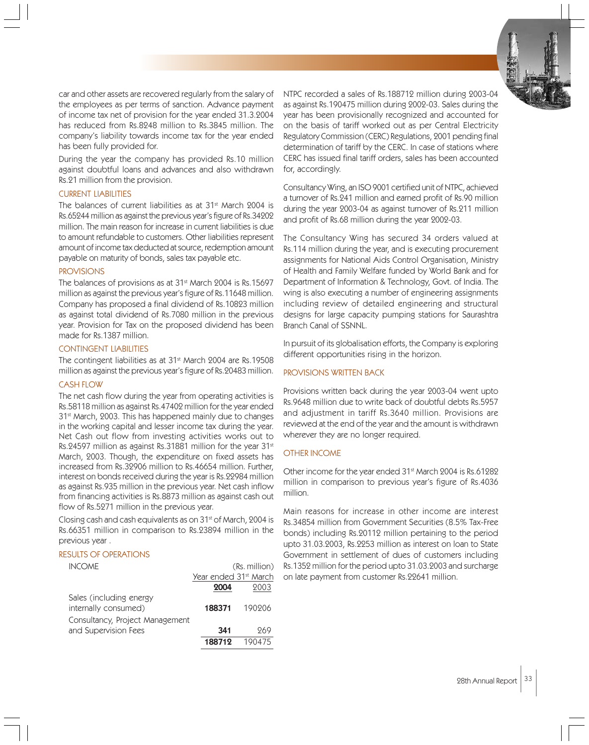car and other assets are recovered regularly from the salary of the employees as per terms of sanction. Advance payment of income tax net of provision for the year ended 31.3.2004 has reduced from Rs.8248 million to Rs.3845 million. The company's liability towards income tax for the year ended has been fully provided for.

During the year the company has provided Rs.10 million against doubtful loans and advances and also withdrawn Rs.21 million from the provision.

### CURRENT LIABILITIES

The balances of current liabilities as at 31st March 2004 is Rs.65244 million as against the previous year's figure of Rs.34202 million. The main reason for increase in current liabilities is due to amount refundable to customers. Other liabilities represent amount of income tax deducted at source, redemption amount payable on maturity of bonds, sales tax payable etc.

### PROVISIONS

The balances of provisions as at 31st March 2004 is Rs.15697 million as against the previous year's figure of Rs.11648 million. Company has proposed a final dividend of Rs.10823 million as against total dividend of Rs.7080 million in the previous year. Provision for Tax on the proposed dividend has been made for Rs.1387 million.

### CONTINGENT LIABILITIES

The contingent liabilities as at 31st March 2004 are Rs.19508 million as against the previous year's figure of Rs.20483 million.

### CASH FLOW

The net cash flow during the year from operating activities is Rs.58118 million as against Rs.47402 million for the year ended 31st March, 2003. This has happened mainly due to changes in the working capital and lesser income tax during the year. Net Cash out flow from investing activities works out to Rs.24597 million as against Rs.31881 million for the year 31st March, 2003. Though, the expenditure on fixed assets has increased from Rs.32906 million to Rs.46654 million. Further, interest on bonds received during the year is Rs.22984 million as against Rs.935 million in the previous year. Net cash inflow from financing activities is Rs.8873 million as against cash out flow of Rs.5271 million in the previous year.

Closing cash and cash equivalents as on 31st of March, 2004 is Rs.66351 million in comparison to Rs.23894 million in the previous year .

### RESULTS OF OPERATIONS

| INCOME | (Rs. million) | |
|---|---|---|
| | Year ended 31st March | |
| | **2004** | 2003 |
| Sales (including energy internally consumed) | **188371** | 190206 |
| Consultancy, Project Management and Supervision Fees | **341** | 269 |
| | **188712** | 190475 |

NTPC recorded a sales of Rs.188712 million during 2003-04 as against Rs.190475 million during 2002-03. Sales during the year has been provisionally recognized and accounted for on the basis of tariff worked out as per Central Electricity Regulatory Commission (CERC) Regulations, 2001 pending final determination of tariff by the CERC. In case of stations where CERC has issued final tariff orders, sales has been accounted for, accordingly.

Consultancy Wing, an ISO 9001 certified unit of NTPC, achieved a turnover of Rs.241 million and earned profit of Rs.90 million during the year 2003-04 as against turnover of Rs.211 million and profit of Rs.68 million during the year 2002-03.

The Consultancy Wing has secured 34 orders valued at Rs.114 million during the year, and is executing procurement assignments for National Aids Control Organisation, Ministry of Health and Family Welfare funded by World Bank and for Department of Information & Technology, Govt. of India. The wing is also executing a number of engineering assignments including review of detailed engineering and structural designs for large capacity pumping stations for Saurashtra Branch Canal of SSNNL.

In pursuit of its globalisation efforts, the Company is exploring different opportunities rising in the horizon.

### PROVISIONS WRITTEN BACK

Provisions written back during the year 2003-04 went upto Rs.9648 million due to write back of doubtful debts Rs.5957 and adjustment in tariff Rs.3640 million. Provisions are reviewed at the end of the year and the amount is withdrawn wherever they are no longer required.

### OTHER INCOME

Other income for the year ended 31st March 2004 is Rs.61282 million in comparison to previous year's figure of Rs.4036 million.

Main reasons for increase in other income are interest Rs.34854 million from Government Securities (8.5% Tax-Free bonds) including Rs.20112 million pertaining to the period upto 31.03.2003, Rs.2253 million as interest on loan to State Government in settlement of dues of customers including Rs.1352 million for the period upto 31.03.2003 and surcharge on late payment from customer Rs.22641 million.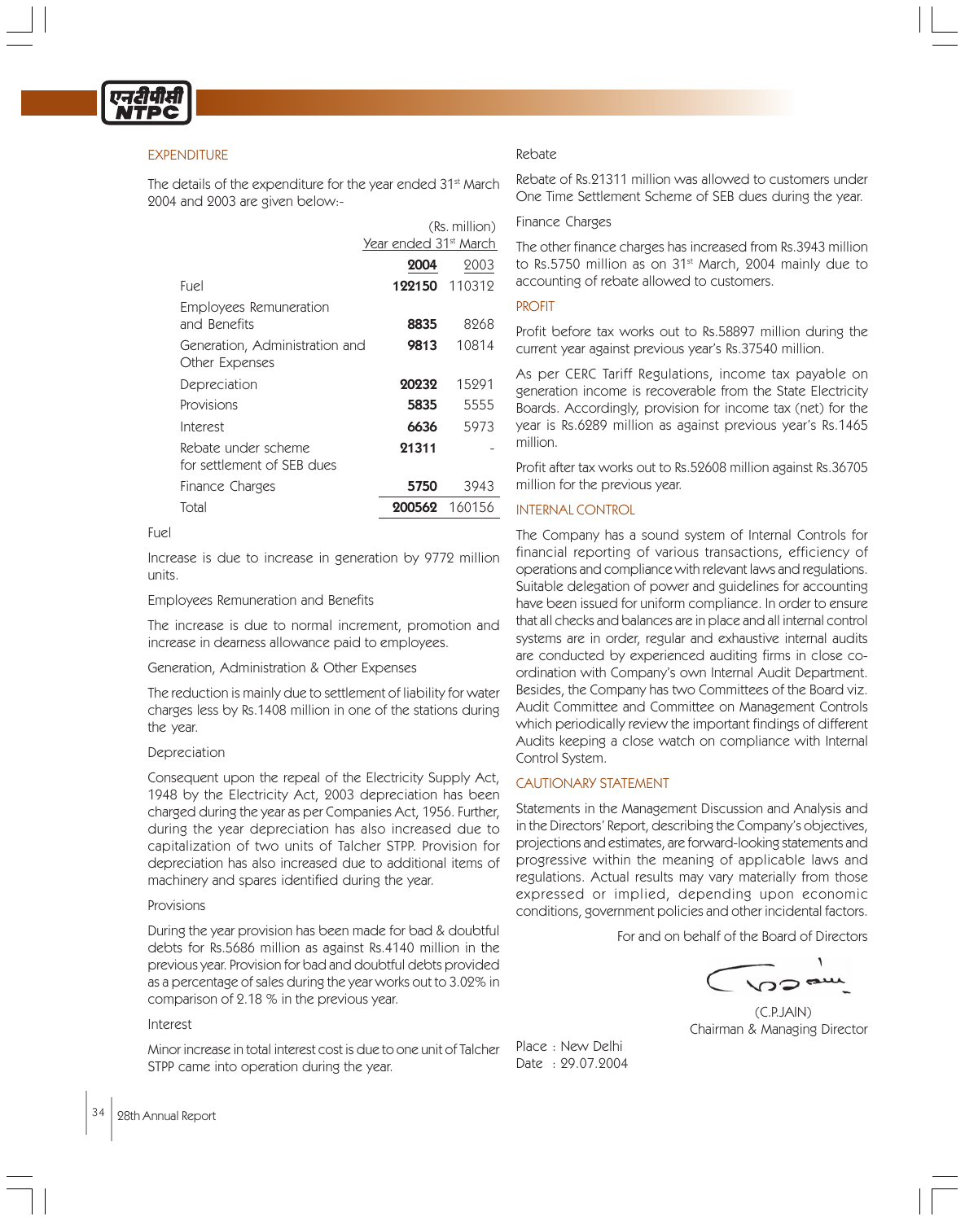## EXPENDITURE

The details of the expenditure for the year ended 31st March 2004 and 2003 are given below:-

(Rs. million)

| | Year ended 31st March | |
|---|---|---|
| | **2004** | 2003 |
| Fuel | **122150** | 110312 |
| Employees Remuneration and Benefits | **8835** | 8268 |
| Generation, Administration and Other Expenses | **9813** | 10814 |
| Depreciation | **20232** | 15291 |
| Provisions | **5835** | 5555 |
| Interest | **6636** | 5973 |
| Rebate under scheme for settlement of SEB dues | **21311** | - |
| Finance Charges | **5750** | 3943 |
| Total | **200562** | 160156 |

Fuel

Increase is due to increase in generation by 9772 million units.

Employees Remuneration and Benefits

The increase is due to normal increment, promotion and increase in dearness allowance paid to employees.

Generation, Administration & Other Expenses

The reduction is mainly due to settlement of liability for water charges less by Rs.1408 million in one of the stations during the year.

Depreciation

Consequent upon the repeal of the Electricity Supply Act, 1948 by the Electricity Act, 2003 depreciation has been charged during the year as per Companies Act, 1956. Further, during the year depreciation has also increased due to capitalization of two units of Talcher STPP. Provision for depreciation has also increased due to additional items of machinery and spares identified during the year.

Provisions

During the year provision has been made for bad & doubtful debts for Rs.5686 million as against Rs.4140 million in the previous year. Provision for bad and doubtful debts provided as a percentage of sales during the year works out to 3.02% in comparison of 2.18 % in the previous year.

Interest

Minor increase in total interest cost is due to one unit of Talcher STPP came into operation during the year.

Rebate

Rebate of Rs.21311 million was allowed to customers under One Time Settlement Scheme of SEB dues during the year.

Finance Charges

The other finance charges has increased from Rs.3943 million to Rs.5750 million as on 31st March, 2004 mainly due to accounting of rebate allowed to customers.

## PROFIT

Profit before tax works out to Rs.58897 million during the current year against previous year's Rs.37540 million.

As per CERC Tariff Regulations, income tax payable on generation income is recoverable from the State Electricity Boards. Accordingly, provision for income tax (net) for the year is Rs.6289 million as against previous year's Rs.1465 million.

Profit after tax works out to Rs.52608 million against Rs.36705 million for the previous year.

## INTERNAL CONTROL

The Company has a sound system of Internal Controls for financial reporting of various transactions, efficiency of operations and compliance with relevant laws and regulations. Suitable delegation of power and guidelines for accounting have been issued for uniform compliance. In order to ensure that all checks and balances are in place and all internal control systems are in order, regular and exhaustive internal audits are conducted by experienced auditing firms in close co-ordination with Company's own Internal Audit Department. Besides, the Company has two Committees of the Board viz. Audit Committee and Committee on Management Controls which periodically review the important findings of different Audits keeping a close watch on compliance with Internal Control System.

## CAUTIONARY STATEMENT

Statements in the Management Discussion and Analysis and in the Directors' Report, describing the Company's objectives, projections and estimates, are forward-looking statements and progressive within the meaning of applicable laws and regulations. Actual results may vary materially from those expressed or implied, depending upon economic conditions, government policies and other incidental factors.

For and on behalf of the Board of Directors

(C.P.JAIN)
Chairman & Managing Director

Place : New Delhi
Date : 29.07.2004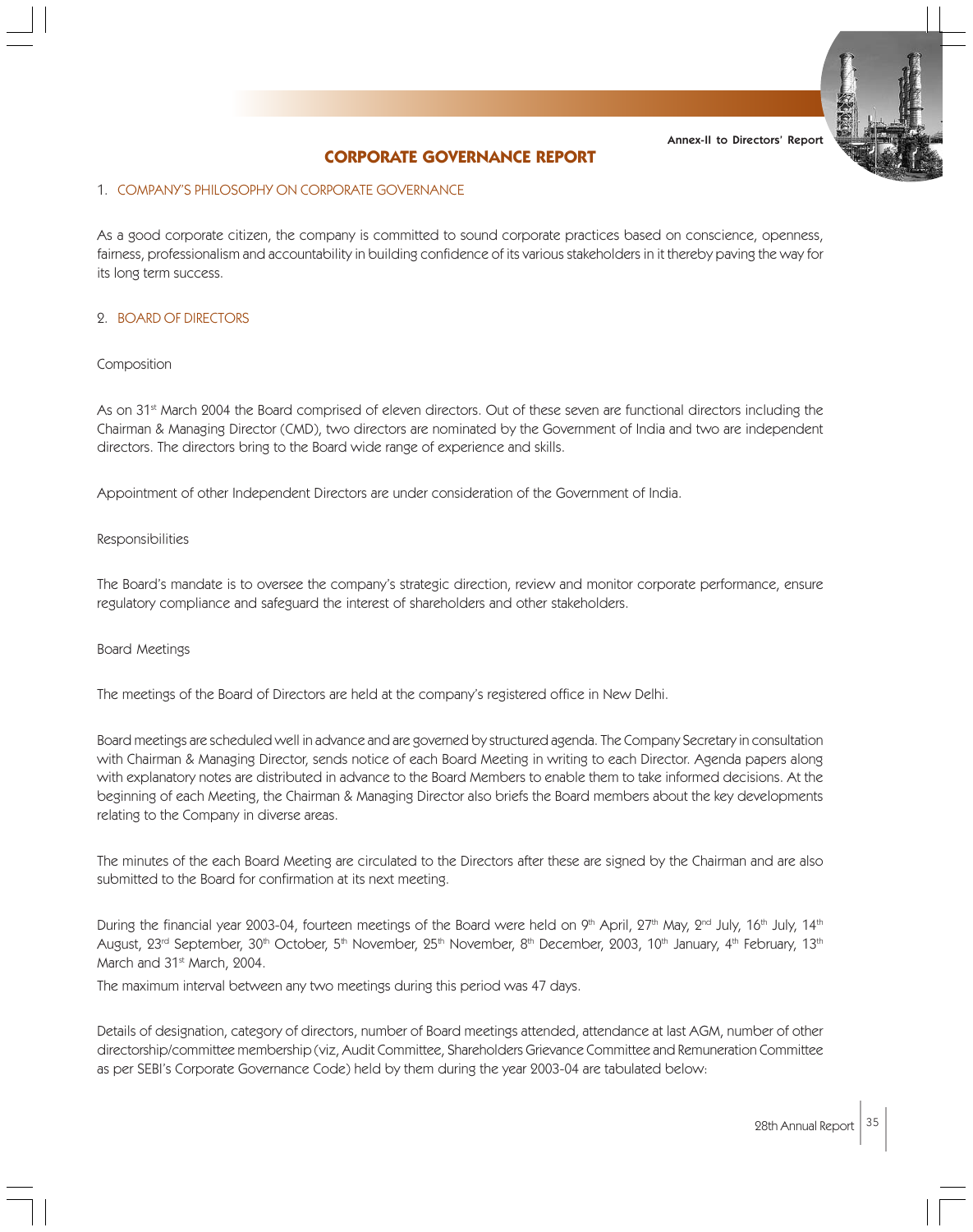Annex-II to Directors' Report

# CORPORATE GOVERNANCE REPORT

## 1. COMPANY'S PHILOSOPHY ON CORPORATE GOVERNANCE

As a good corporate citizen, the company is committed to sound corporate practices based on conscience, openness, fairness, professionalism and accountability in building confidence of its various stakeholders in it thereby paving the way for its long term success.

## 2. BOARD OF DIRECTORS

Composition

As on 31st March 2004 the Board comprised of eleven directors. Out of these seven are functional directors including the Chairman & Managing Director (CMD), two directors are nominated by the Government of India and two are independent directors. The directors bring to the Board wide range of experience and skills.

Appointment of other Independent Directors are under consideration of the Government of India.

Responsibilities

The Board's mandate is to oversee the company's strategic direction, review and monitor corporate performance, ensure regulatory compliance and safeguard the interest of shareholders and other stakeholders.

Board Meetings

The meetings of the Board of Directors are held at the company's registered office in New Delhi.

Board meetings are scheduled well in advance and are governed by structured agenda. The Company Secretary in consultation with Chairman & Managing Director, sends notice of each Board Meeting in writing to each Director. Agenda papers along with explanatory notes are distributed in advance to the Board Members to enable them to take informed decisions. At the beginning of each Meeting, the Chairman & Managing Director also briefs the Board members about the key developments relating to the Company in diverse areas.

The minutes of the each Board Meeting are circulated to the Directors after these are signed by the Chairman and are also submitted to the Board for confirmation at its next meeting.

During the financial year 2003-04, fourteen meetings of the Board were held on 9th April, 27th May, 2nd July, 16th July, 14th August, 23rd September, 30th October, 5th November, 25th November, 8th December, 2003, 10th January, 4th February, 13th March and 31st March, 2004.

The maximum interval between any two meetings during this period was 47 days.

Details of designation, category of directors, number of Board meetings attended, attendance at last AGM, number of other directorship/committee membership (viz, Audit Committee, Shareholders Grievance Committee and Remuneration Committee as per SEBI's Corporate Governance Code) held by them during the year 2003-04 are tabulated below: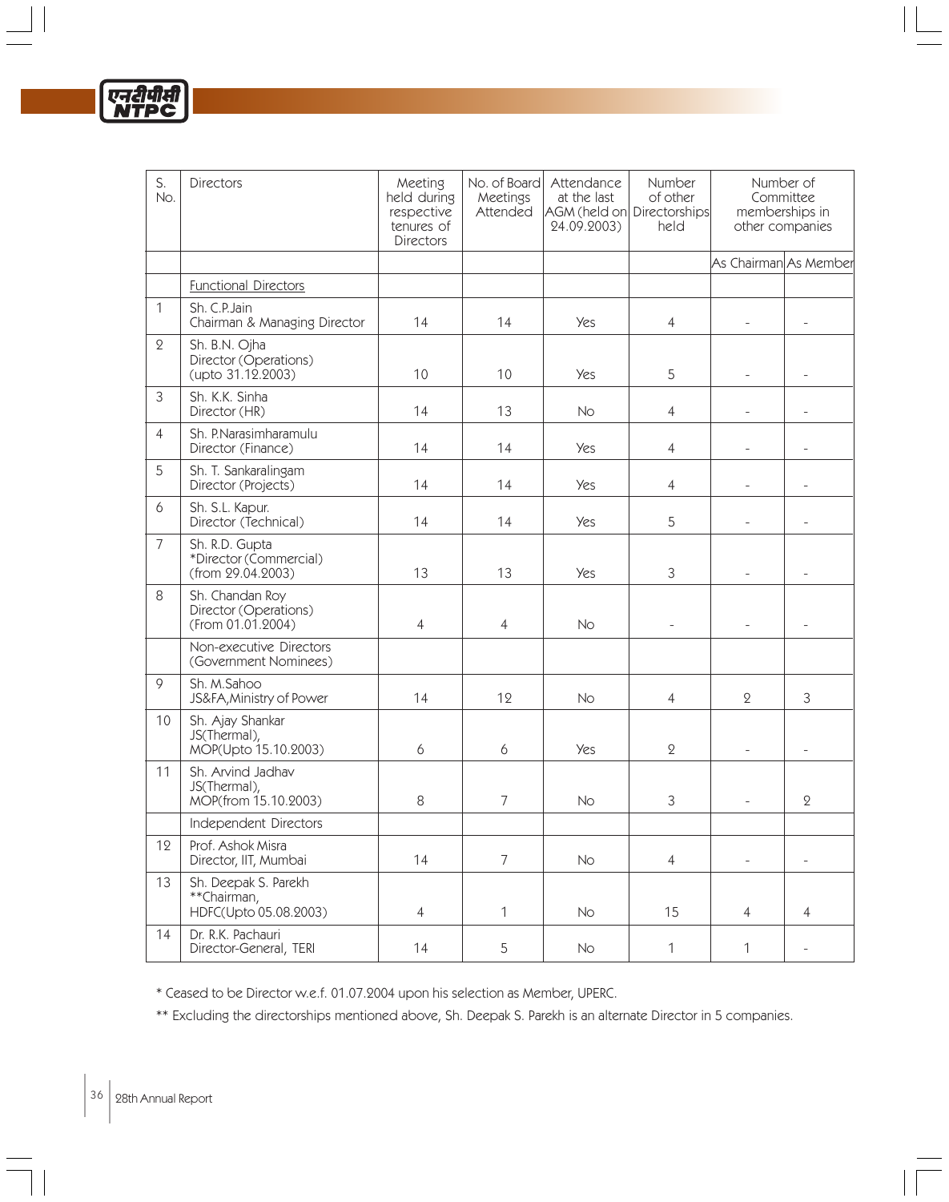| S. No. | Directors | Meeting held during respective tenures of Directors | No. of Board Meetings Attended | Attendance at the last AGM (held on 24.09.2003) | Number of other Directorships held | Number of Committee memberships in other companies | |
|---|---|---|---|---|---|---|---|
| | | | | | | As Chairman | As Member |
| | Functional Directors | | | | | | |
| 1 | Sh. C.P.Jain<br>Chairman & Managing Director | 14 | 14 | Yes | 4 | - | - |
| 2 | Sh. B.N. Ojha<br>Director (Operations)<br>(upto 31.12.2003) | 10 | 10 | Yes | 5 | - | - |
| 3 | Sh. K.K. Sinha<br>Director (HR) | 14 | 13 | No | 4 | - | - |
| 4 | Sh. P.Narasimharamulu<br>Director (Finance) | 14 | 14 | Yes | 4 | - | - |
| 5 | Sh. T. Sankaralingam<br>Director (Projects) | 14 | 14 | Yes | 4 | - | - |
| 6 | Sh. S.L. Kapur.<br>Director (Technical) | 14 | 14 | Yes | 5 | - | - |
| 7 | Sh. R.D. Gupta<br>*Director (Commercial)<br>(from 29.04.2003) | 13 | 13 | Yes | 3 | - | - |
| 8 | Sh. Chandan Roy<br>Director (Operations)<br>(From 01.01.2004) | 4 | 4 | No | - | - | - |
| | Non-executive Directors<br>(Government Nominees) | | | | | | |
| 9 | Sh. M.Sahoo<br>JS&FA,Ministry of Power | 14 | 12 | No | 4 | 2 | 3 |
| 10 | Sh. Ajay Shankar<br>JS(Thermal),<br>MOP(Upto 15.10.2003) | 6 | 6 | Yes | 2 | - | - |
| 11 | Sh. Arvind Jadhav<br>JS(Thermal),<br>MOP(from 15.10.2003) | 8 | 7 | No | 3 | - | 2 |
| | Independent Directors | | | | | | |
| 12 | Prof. Ashok Misra<br>Director, IIT, Mumbai | 14 | 7 | No | 4 | - | - |
| 13 | Sh. Deepak S. Parekh<br>**Chairman,<br>HDFC(Upto 05.08.2003) | 4 | 1 | No | 15 | 4 | 4 |
| 14 | Dr. R.K. Pachauri<br>Director-General, TERI | 14 | 5 | No | 1 | 1 | - |

* Ceased to be Director w.e.f. 01.07.2004 upon his selection as Member, UPERC.

** Excluding the directorships mentioned above, Sh. Deepak S. Parekh is an alternate Director in 5 companies.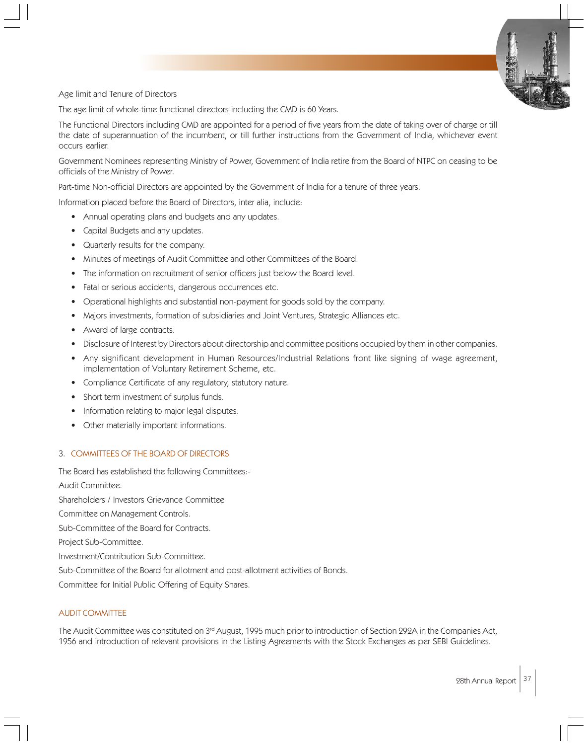Age limit and Tenure of Directors

The age limit of whole-time functional directors including the CMD is 60 Years.

The Functional Directors including CMD are appointed for a period of five years from the date of taking over of charge or till the date of superannuation of the incumbent, or till further instructions from the Government of India, whichever event occurs earlier.

Government Nominees representing Ministry of Power, Government of India retire from the Board of NTPC on ceasing to be officials of the Ministry of Power.

Part-time Non-official Directors are appointed by the Government of India for a tenure of three years.

Information placed before the Board of Directors, inter alia, include:

- Annual operating plans and budgets and any updates.
- Capital Budgets and any updates.
- Quarterly results for the company.
- Minutes of meetings of Audit Committee and other Committees of the Board.
- The information on recruitment of senior officers just below the Board level.
- Fatal or serious accidents, dangerous occurrences etc.
- Operational highlights and substantial non-payment for goods sold by the company.
- Majors investments, formation of subsidiaries and Joint Ventures, Strategic Alliances etc.
- Award of large contracts.
- Disclosure of Interest by Directors about directorship and committee positions occupied by them in other companies.
- Any significant development in Human Resources/Industrial Relations front like signing of wage agreement, implementation of Voluntary Retirement Scheme, etc.
- Compliance Certificate of any regulatory, statutory nature.
- Short term investment of surplus funds.
- Information relating to major legal disputes.
- Other materially important informations.

## 3. COMMITTEES OF THE BOARD OF DIRECTORS

The Board has established the following Committees:-

Audit Committee.

Shareholders / Investors Grievance Committee

Committee on Management Controls.

Sub-Committee of the Board for Contracts.

Project Sub-Committee.

Investment/Contribution Sub-Committee.

Sub-Committee of the Board for allotment and post-allotment activities of Bonds.

Committee for Initial Public Offering of Equity Shares.

### AUDIT COMMITTEE

The Audit Committee was constituted on 3rd August, 1995 much prior to introduction of Section 292A in the Companies Act, 1956 and introduction of relevant provisions in the Listing Agreements with the Stock Exchanges as per SEBI Guidelines.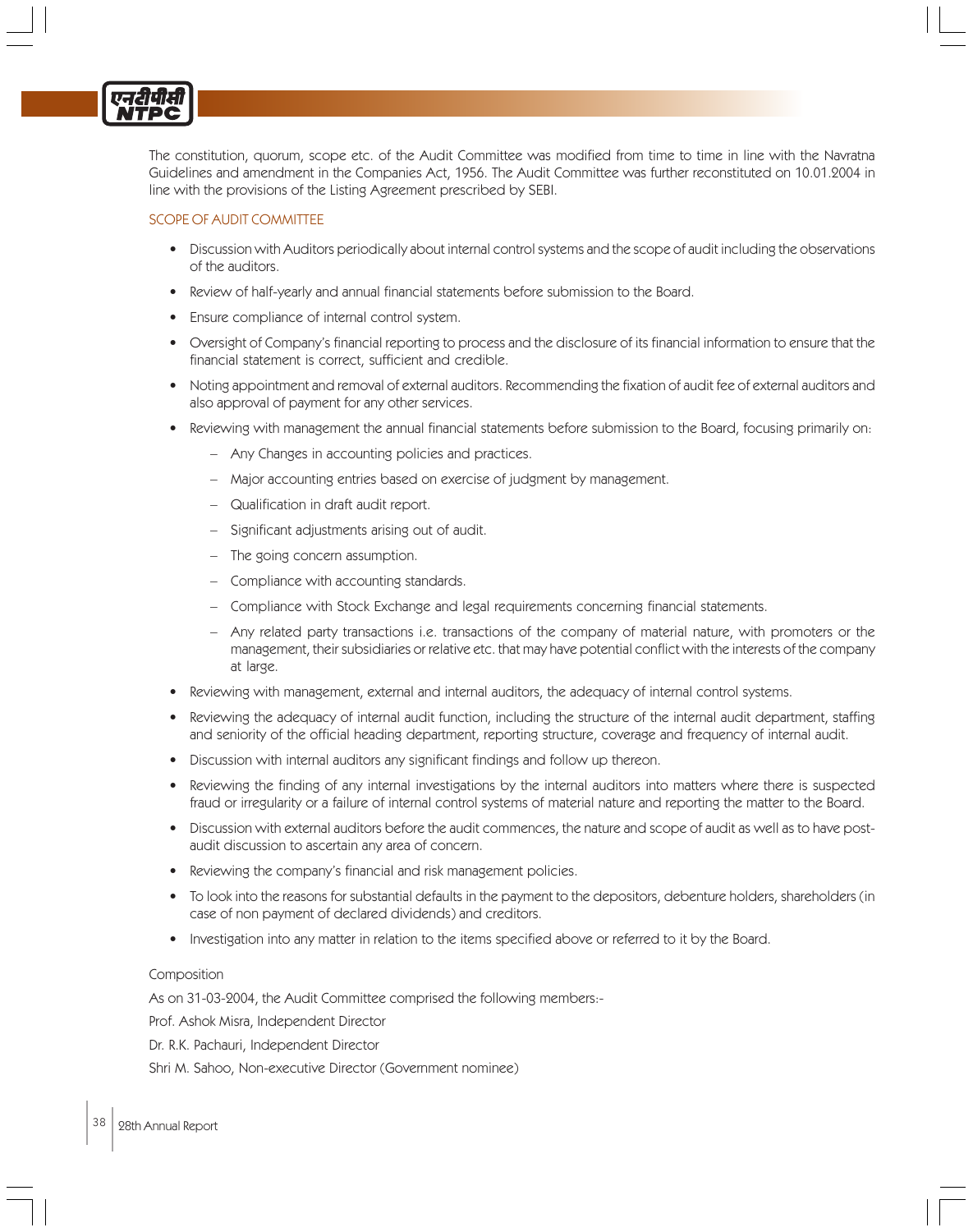The constitution, quorum, scope etc. of the Audit Committee was modified from time to time in line with the Navratna Guidelines and amendment in the Companies Act, 1956. The Audit Committee was further reconstituted on 10.01.2004 in line with the provisions of the Listing Agreement prescribed by SEBI.

## SCOPE OF AUDIT COMMITTEE

- Discussion with Auditors periodically about internal control systems and the scope of audit including the observations of the auditors.
- Review of half-yearly and annual financial statements before submission to the Board.
- Ensure compliance of internal control system.
- Oversight of Company's financial reporting to process and the disclosure of its financial information to ensure that the financial statement is correct, sufficient and credible.
- Noting appointment and removal of external auditors. Recommending the fixation of audit fee of external auditors and also approval of payment for any other services.
- Reviewing with management the annual financial statements before submission to the Board, focusing primarily on:
  - Any Changes in accounting policies and practices.
  - Major accounting entries based on exercise of judgment by management.
  - Qualification in draft audit report.
  - Significant adjustments arising out of audit.
  - The going concern assumption.
  - Compliance with accounting standards.
  - Compliance with Stock Exchange and legal requirements concerning financial statements.
  - Any related party transactions i.e. transactions of the company of material nature, with promoters or the management, their subsidiaries or relative etc. that may have potential conflict with the interests of the company at large.
- Reviewing with management, external and internal auditors, the adequacy of internal control systems.
- Reviewing the adequacy of internal audit function, including the structure of the internal audit department, staffing and seniority of the official heading department, reporting structure, coverage and frequency of internal audit.
- Discussion with internal auditors any significant findings and follow up thereon.
- Reviewing the finding of any internal investigations by the internal auditors into matters where there is suspected fraud or irregularity or a failure of internal control systems of material nature and reporting the matter to the Board.
- Discussion with external auditors before the audit commences, the nature and scope of audit as well as to have post-audit discussion to ascertain any area of concern.
- Reviewing the company's financial and risk management policies.
- To look into the reasons for substantial defaults in the payment to the depositors, debenture holders, shareholders (in case of non payment of declared dividends) and creditors.
- Investigation into any matter in relation to the items specified above or referred to it by the Board.

Composition

As on 31-03-2004, the Audit Committee comprised the following members:-

Prof. Ashok Misra, Independent Director

Dr. R.K. Pachauri, Independent Director

Shri M. Sahoo, Non-executive Director (Government nominee)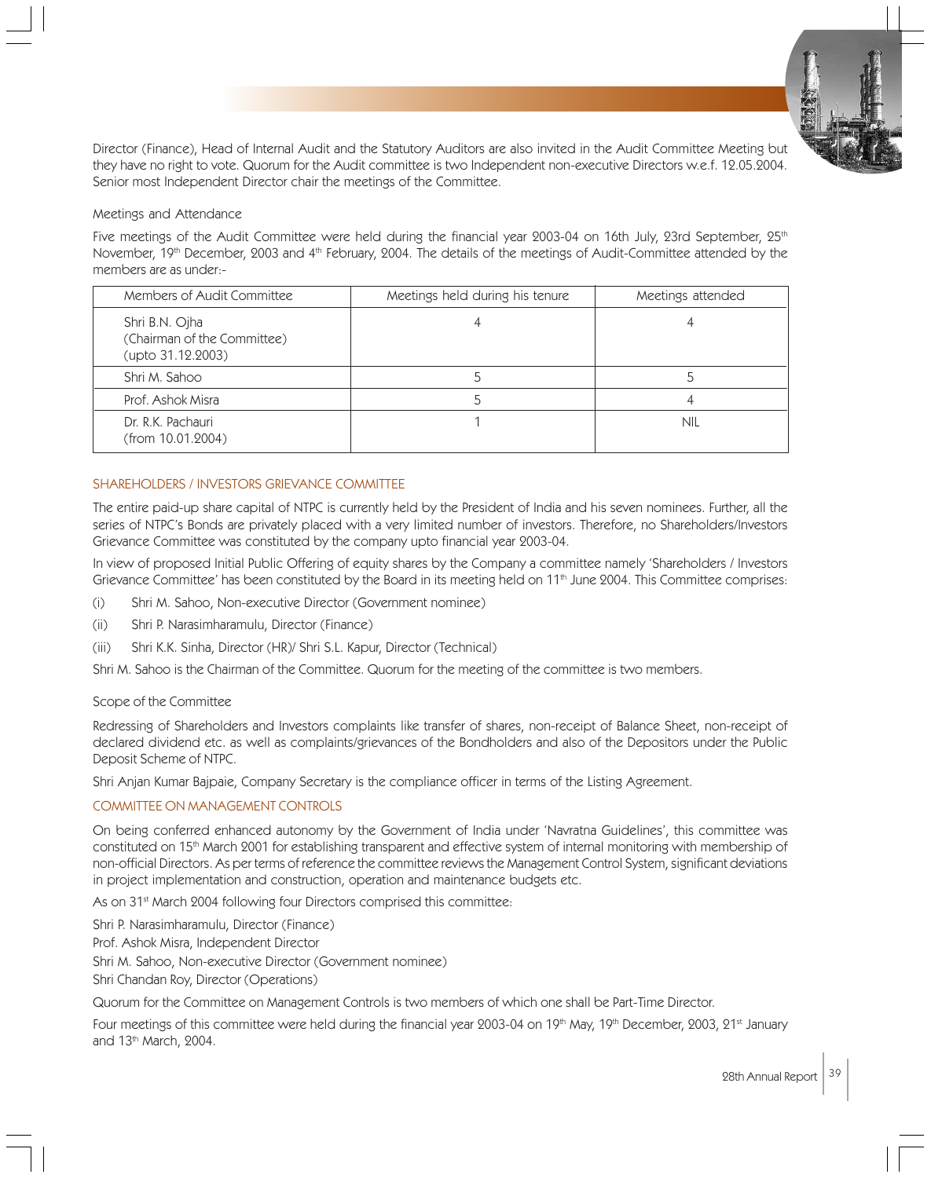Director (Finance), Head of Internal Audit and the Statutory Auditors are also invited in the Audit Committee Meeting but they have no right to vote. Quorum for the Audit committee is two Independent non-executive Directors w.e.f. 12.05.2004. Senior most Independent Director chair the meetings of the Committee.

### Meetings and Attendance

Five meetings of the Audit Committee were held during the financial year 2003-04 on 16th July, 23rd September, 25th November, 19th December, 2003 and 4th February, 2004. The details of the meetings of Audit-Committee attended by the members are as under:-

| Members of Audit Committee | Meetings held during his tenure | Meetings attended |
|---|---|---|
| Shri B.N. Ojha (Chairman of the Committee) (upto 31.12.2003) | 4 | 4 |
| Shri M. Sahoo | 5 | 5 |
| Prof. Ashok Misra | 5 | 4 |
| Dr. R.K. Pachauri (from 10.01.2004) | 1 | NIL |

## SHAREHOLDERS / INVESTORS GRIEVANCE COMMITTEE

The entire paid-up share capital of NTPC is currently held by the President of India and his seven nominees. Further, all the series of NTPC's Bonds are privately placed with a very limited number of investors. Therefore, no Shareholders/Investors Grievance Committee was constituted by the company upto financial year 2003-04.

In view of proposed Initial Public Offering of equity shares by the Company a committee namely 'Shareholders / Investors Grievance Committee' has been constituted by the Board in its meeting held on 11th June 2004. This Committee comprises:

(i) Shri M. Sahoo, Non-executive Director (Government nominee)

(ii) Shri P. Narasimharamulu, Director (Finance)

(iii) Shri K.K. Sinha, Director (HR)/ Shri S.L. Kapur, Director (Technical)

Shri M. Sahoo is the Chairman of the Committee. Quorum for the meeting of the committee is two members.

### Scope of the Committee

Redressing of Shareholders and Investors complaints like transfer of shares, non-receipt of Balance Sheet, non-receipt of declared dividend etc. as well as complaints/grievances of the Bondholders and also of the Depositors under the Public Deposit Scheme of NTPC.

Shri Anjan Kumar Bajpaie, Company Secretary is the compliance officer in terms of the Listing Agreement.

## COMMITTEE ON MANAGEMENT CONTROLS

On being conferred enhanced autonomy by the Government of India under 'Navratna Guidelines', this committee was constituted on 15th March 2001 for establishing transparent and effective system of internal monitoring with membership of non-official Directors. As per terms of reference the committee reviews the Management Control System, significant deviations in project implementation and construction, operation and maintenance budgets etc.

As on 31st March 2004 following four Directors comprised this committee:

Shri P. Narasimharamulu, Director (Finance)

Prof. Ashok Misra, Independent Director

Shri M. Sahoo, Non-executive Director (Government nominee)

Shri Chandan Roy, Director (Operations)

Quorum for the Committee on Management Controls is two members of which one shall be Part-Time Director.

Four meetings of this committee were held during the financial year 2003-04 on 19th May, 19th December, 2003, 21st January and 13th March, 2004.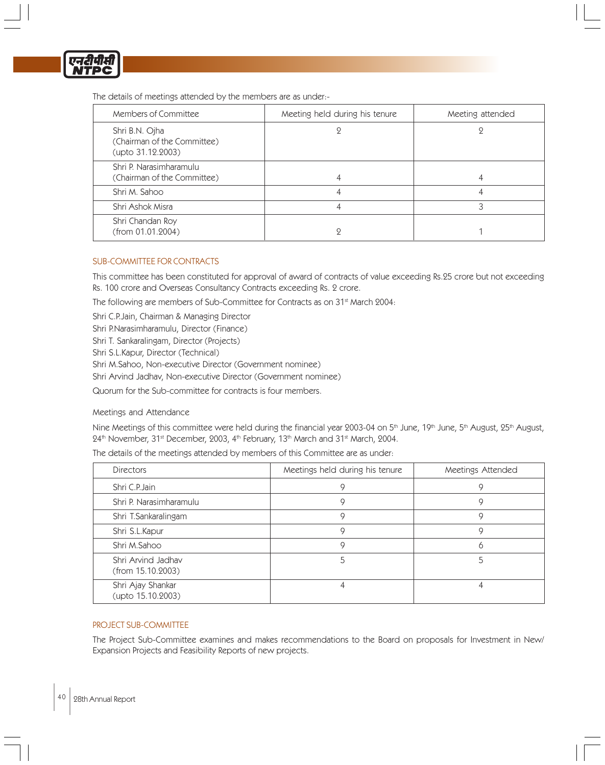The details of meetings attended by the members are as under:-

| Members of Committee | Meeting held during his tenure | Meeting attended |
|---|---|---|
| Shri B.N. Ojha (Chairman of the Committee) (upto 31.12.2003) | 2 | 2 |
| Shri P. Narasimharamulu (Chairman of the Committee) | 4 | 4 |
| Shri M. Sahoo | 4 | 4 |
| Shri Ashok Misra | 4 | 3 |
| Shri Chandan Roy (from 01.01.2004) | 2 | 1 |

## SUB-COMMITTEE FOR CONTRACTS

This committee has been constituted for approval of award of contracts of value exceeding Rs.25 crore but not exceeding Rs. 100 crore and Overseas Consultancy Contracts exceeding Rs. 2 crore.

The following are members of Sub-Committee for Contracts as on 31st March 2004:

Shri C.P.Jain, Chairman & Managing Director

Shri P.Narasimharamulu, Director (Finance)

Shri T. Sankaralingam, Director (Projects)

Shri S.L.Kapur, Director (Technical)

Shri M.Sahoo, Non-executive Director (Government nominee)

Shri Arvind Jadhav, Non-executive Director (Government nominee)

Quorum for the Sub-committee for contracts is four members.

### Meetings and Attendance

Nine Meetings of this committee were held during the financial year 2003-04 on 5th June, 19th June, 5th August, 25th August, 24th November, 31st December, 2003, 4th February, 13th March and 31st March, 2004.

The details of the meetings attended by members of this Committee are as under:

| Directors | Meetings held during his tenure | Meetings Attended |
|---|---|---|
| Shri C.P.Jain | 9 | 9 |
| Shri P. Narasimharamulu | 9 | 9 |
| Shri T.Sankaralingam | 9 | 9 |
| Shri S.L.Kapur | 9 | 9 |
| Shri M.Sahoo | 9 | 6 |
| Shri Arvind Jadhav (from 15.10.2003) | 5 | 5 |
| Shri Ajay Shankar (upto 15.10.2003) | 4 | 4 |

## PROJECT SUB-COMMITTEE

The Project Sub-Committee examines and makes recommendations to the Board on proposals for Investment in New/ Expansion Projects and Feasibility Reports of new projects.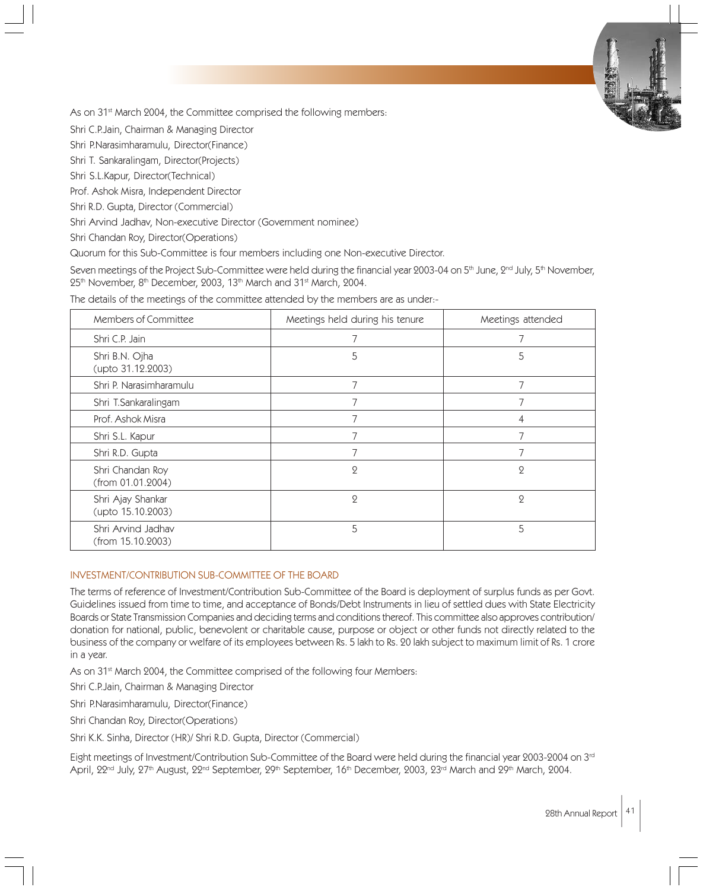As on 31st March 2004, the Committee comprised the following members:

Shri C.P.Jain, Chairman & Managing Director

Shri P.Narasimharamulu, Director(Finance)

Shri T. Sankaralingam, Director(Projects)

Shri S.L.Kapur, Director(Technical)

Prof. Ashok Misra, Independent Director

Shri R.D. Gupta, Director (Commercial)

Shri Arvind Jadhav, Non-executive Director (Government nominee)

Shri Chandan Roy, Director(Operations)

Quorum for this Sub-Committee is four members including one Non-executive Director.

Seven meetings of the Project Sub-Committee were held during the financial year 2003-04 on 5th June, 2nd July, 5th November, 25th November, 8th December, 2003, 13th March and 31st March, 2004.

The details of the meetings of the committee attended by the members are as under:-

| Members of Committee | Meetings held during his tenure | Meetings attended |
|---|---|---|
| Shri C.P. Jain | 7 | 7 |
| Shri B.N. Ojha (upto 31.12.2003) | 5 | 5 |
| Shri P. Narasimharamulu | 7 | 7 |
| Shri T.Sankaralingam | 7 | 7 |
| Prof. Ashok Misra | 7 | 4 |
| Shri S.L. Kapur | 7 | 7 |
| Shri R.D. Gupta | 7 | 7 |
| Shri Chandan Roy (from 01.01.2004) | 2 | 2 |
| Shri Ajay Shankar (upto 15.10.2003) | 2 | 2 |
| Shri Arvind Jadhav (from 15.10.2003) | 5 | 5 |

## INVESTMENT/CONTRIBUTION SUB-COMMITTEE OF THE BOARD

The terms of reference of Investment/Contribution Sub-Committee of the Board is deployment of surplus funds as per Govt. Guidelines issued from time to time, and acceptance of Bonds/Debt Instruments in lieu of settled dues with State Electricity Boards or State Transmission Companies and deciding terms and conditions thereof. This committee also approves contribution/ donation for national, public, benevolent or charitable cause, purpose or object or other funds not directly related to the business of the company or welfare of its employees between Rs. 5 lakh to Rs. 20 lakh subject to maximum limit of Rs. 1 crore in a year.

As on 31st March 2004, the Committee comprised of the following four Members:

Shri C.P.Jain, Chairman & Managing Director

Shri P.Narasimharamulu, Director(Finance)

Shri Chandan Roy, Director(Operations)

Shri K.K. Sinha, Director (HR)/ Shri R.D. Gupta, Director (Commercial)

Eight meetings of Investment/Contribution Sub-Committee of the Board were held during the financial year 2003-2004 on 3rd April, 22nd July, 27th August, 22nd September, 29th September, 16th December, 2003, 23rd March and 29th March, 2004.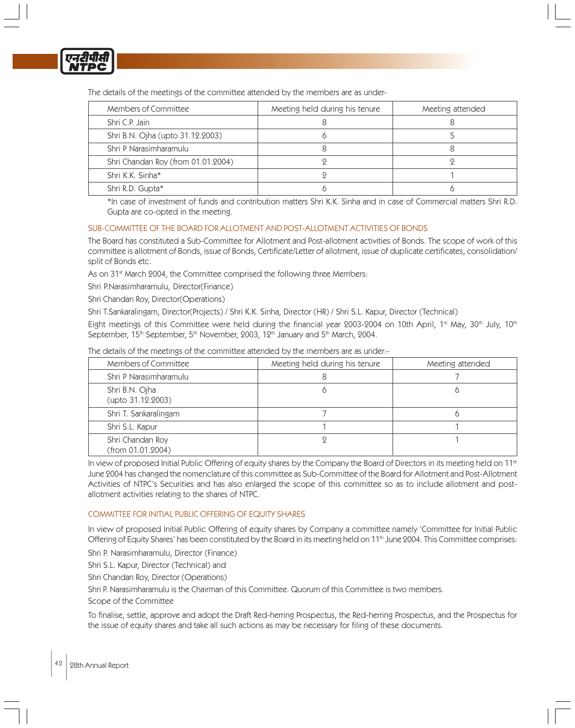The details of the meetings of the committee attended by the members are as under-

| Members of Committee | Meeting held during his tenure | Meeting attended |
|---|---|---|
| Shri C.P. Jain | 8 | 8 |
| Shri B.N. Ojha (upto 31.12.2003) | 6 | 5 |
| Shri P Narasimharamulu | 8 | 8 |
| Shri Chandan Roy (from 01.01.2004) | 2 | 2 |
| Shri K.K. Sinha* | 2 | 1 |
| Shri R.D. Gupta* | 6 | 6 |

*In case of investment of funds and contribution matters Shri K.K. Sinha and in case of Commercial matters Shri R.D. Gupta are co-opted in the meeting.

### SUB-COMMITTEE OF THE BOARD FOR ALLOTMENT AND POST-ALLOTMENT ACTIVITIES OF BONDS

The Board has constituted a Sub-Committee for Allotment and Post-allotment activities of Bonds. The scope of work of this committee is allotment of Bonds, issue of Bonds, Certificate/Letter of allotment, issue of duplicate certificates, consolidation/split of Bonds etc.

As on 31st March 2004, the Committee comprised the following three Members:

Shri P.Narasimharamulu, Director(Finance)

Shri Chandan Roy, Director(Operations)

Shri T.Sankaralingam, Director(Projects) / Shri K.K. Sinha, Director (HR) / Shri S.L. Kapur, Director (Technical)

Eight meetings of this Committee were held during the financial year 2003-2004 on 10th April, 1st May, 30th July, 10th September, 15th September, 5th November, 2003, 12th January and 5th March, 2004.

The details of the meetings of the committee attended by the members are as under:-

| Members of Committee | Meeting held during his tenure | Meeting attended |
|---|---|---|
| Shri P Narasimharamulu | 8 | 7 |
| Shri B.N. Ojha (upto 31.12.2003) | 6 | 6 |
| Shri T. Sankaralingam | 7 | 6 |
| Shri S.L. Kapur | 1 | 1 |
| Shri Chandan Roy (from 01.01.2004) | 2 | 1 |

In view of proposed Initial Public Offering of equity shares by the Company the Board of Directors in its meeting held on 11th June 2004 has changed the nomenclature of this committee as Sub-Committee of the Board for Allotment and Post-Allotment Activities of NTPC's Securities and has also enlarged the scope of this committee so as to include allotment and post-allotment activities relating to the shares of NTPC.

### COMMITTEE FOR INITIAL PUBLIC OFFERING OF EQUITY SHARES

In view of proposed Initial Public Offering of equity shares by Company a committee namely 'Committee for Initial Public Offering of Equity Shares' has been constituted by the Board in its meeting held on 11th June 2004. This Committee comprises:

Shri P. Narasimharamulu, Director (Finance)

Shri S.L. Kapur, Director (Technical) and

Shri Chandan Roy, Director (Operations)

Shri P. Narasimharamulu is the Chairman of this Committee. Quorum of this Committee is two members.

Scope of the Committee

To finalise, settle, approve and adopt the Draft Red-herring Prospectus, the Red-herring Prospectus, and the Prospectus for the issue of equity shares and take all such actions as may be necessary for filing of these documents.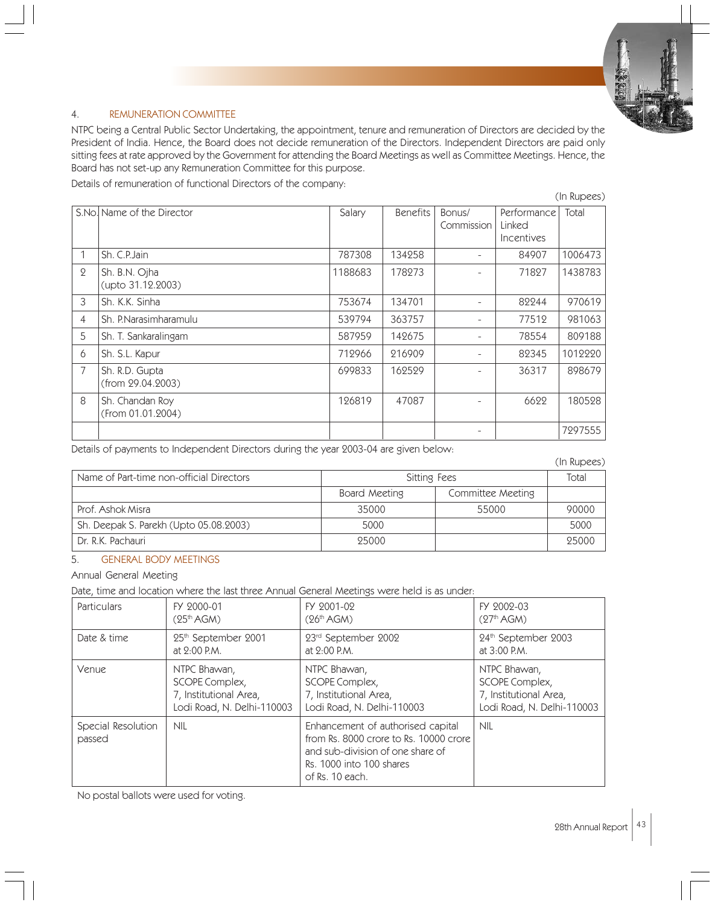## 4. REMUNERATION COMMITTEE

NTPC being a Central Public Sector Undertaking, the appointment, tenure and remuneration of Directors are decided by the President of India. Hence, the Board does not decide remuneration of the Directors. Independent Directors are paid only sitting fees at rate approved by the Government for attending the Board Meetings as well as Committee Meetings. Hence, the Board has not set-up any Remuneration Committee for this purpose.

Details of remuneration of functional Directors of the company:

(In Rupees)

| S.No. | Name of the Director | Salary | Benefits | Bonus/ Commission | Performance Linked Incentives | Total |
|---|---|---|---|---|---|---|
| 1 | Sh. C.P.Jain | 787308 | 134258 | - | 84907 | 1006473 |
| 2 | Sh. B.N. Ojha (upto 31.12.2003) | 1188683 | 178273 | - | 71827 | 1438783 |
| 3 | Sh. K.K. Sinha | 753674 | 134701 | - | 82244 | 970619 |
| 4 | Sh. P.Narasimharamulu | 539794 | 363757 | - | 77512 | 981063 |
| 5 | Sh. T. Sankaralingam | 587959 | 142675 | - | 78554 | 809188 |
| 6 | Sh. S.L. Kapur | 712966 | 216909 | - | 82345 | 1012220 |
| 7 | Sh. R.D. Gupta (from 29.04.2003) | 699833 | 162529 | - | 36317 | 898679 |
| 8 | Sh. Chandan Roy (From 01.01.2004) | 126819 | 47087 | - | 6622 | 180528 |
| | | | | - | | 7297555 |

Details of payments to Independent Directors during the year 2003-04 are given below:

(In Rupees)

| Name of Part-time non-official Directors | Sitting Fees | | Total |
|---|---|---|---|
| | Board Meeting | Committee Meeting | |
| Prof. Ashok Misra | 35000 | 55000 | 90000 |
| Sh. Deepak S. Parekh (Upto 05.08.2003) | 5000 | | 5000 |
| Dr. R.K. Pachauri | 25000 | | 25000 |

## 5. GENERAL BODY MEETINGS

Annual General Meeting

Date, time and location where the last three Annual General Meetings were held is as under:

| Particulars | FY 2000-01 (25th AGM) | FY 2001-02 (26th AGM) | FY 2002-03 (27th AGM) |
|---|---|---|---|
| Date & time | 25th September 2001 at 2:00 P.M. | 23rd September 2002 at 2:00 P.M. | 24th September 2003 at 3:00 P.M. |
| Venue | NTPC Bhawan, SCOPE Complex, 7, Institutional Area, Lodi Road, N. Delhi-110003 | NTPC Bhawan, SCOPE Complex, 7, Institutional Area, Lodi Road, N. Delhi-110003 | NTPC Bhawan, SCOPE Complex, 7, Institutional Area, Lodi Road, N. Delhi-110003 |
| Special Resolution passed | NIL | Enhancement of authorised capital from Rs. 8000 crore to Rs. 10000 crore and sub-division of one share of Rs. 1000 into 100 shares of Rs. 10 each. | NIL |

No postal ballots were used for voting.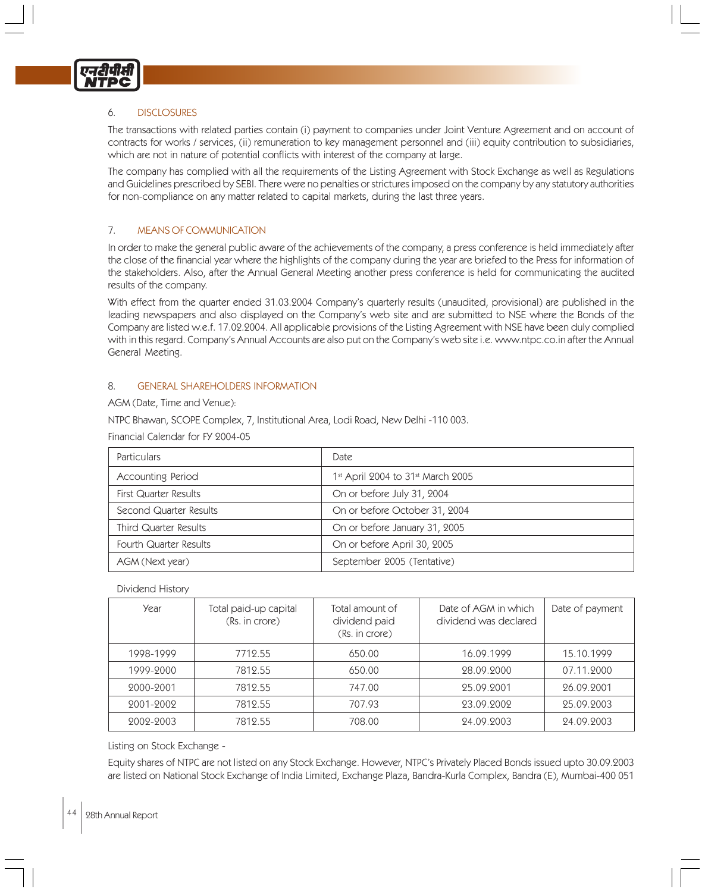## 6. DISCLOSURES

The transactions with related parties contain (i) payment to companies under Joint Venture Agreement and on account of contracts for works / services, (ii) remuneration to key management personnel and (iii) equity contribution to subsidiaries, which are not in nature of potential conflicts with interest of the company at large.

The company has complied with all the requirements of the Listing Agreement with Stock Exchange as well as Regulations and Guidelines prescribed by SEBI. There were no penalties or strictures imposed on the company by any statutory authorities for non-compliance on any matter related to capital markets, during the last three years.

## 7. MEANS OF COMMUNICATION

In order to make the general public aware of the achievements of the company, a press conference is held immediately after the close of the financial year where the highlights of the company during the year are briefed to the Press for information of the stakeholders. Also, after the Annual General Meeting another press conference is held for communicating the audited results of the company.

With effect from the quarter ended 31.03.2004 Company's quarterly results (unaudited, provisional) are published in the leading newspapers and also displayed on the Company's web site and are submitted to NSE where the Bonds of the Company are listed w.e.f. 17.02.2004. All applicable provisions of the Listing Agreement with NSE have been duly complied with in this regard. Company's Annual Accounts are also put on the Company's web site i.e. www.ntpc.co.in after the Annual General Meeting.

## 8. GENERAL SHAREHOLDERS INFORMATION

AGM (Date, Time and Venue):

NTPC Bhawan, SCOPE Complex, 7, Institutional Area, Lodi Road, New Delhi -110 003.

Financial Calendar for FY 2004-05

| Particulars | Date |
|---|---|
| Accounting Period | 1st April 2004 to 31st March 2005 |
| First Quarter Results | On or before July 31, 2004 |
| Second Quarter Results | On or before October 31, 2004 |
| Third Quarter Results | On or before January 31, 2005 |
| Fourth Quarter Results | On or before April 30, 2005 |
| AGM (Next year) | September 2005 (Tentative) |

Dividend History

| Year | Total paid-up capital (Rs. in crore) | Total amount of dividend paid (Rs. in crore) | Date of AGM in which dividend was declared | Date of payment |
|---|---|---|---|---|
| 1998-1999 | 7712.55 | 650.00 | 16.09.1999 | 15.10.1999 |
| 1999-2000 | 7812.55 | 650.00 | 28.09.2000 | 07.11.2000 |
| 2000-2001 | 7812.55 | 747.00 | 25.09.2001 | 26.09.2001 |
| 2001-2002 | 7812.55 | 707.93 | 23.09.2002 | 25.09.2003 |
| 2002-2003 | 7812.55 | 708.00 | 24.09.2003 | 24.09.2003 |

Listing on Stock Exchange -

Equity shares of NTPC are not listed on any Stock Exchange. However, NTPC's Privately Placed Bonds issued upto 30.09.2003 are listed on National Stock Exchange of India Limited, Exchange Plaza, Bandra-Kurla Complex, Bandra (E), Mumbai-400 051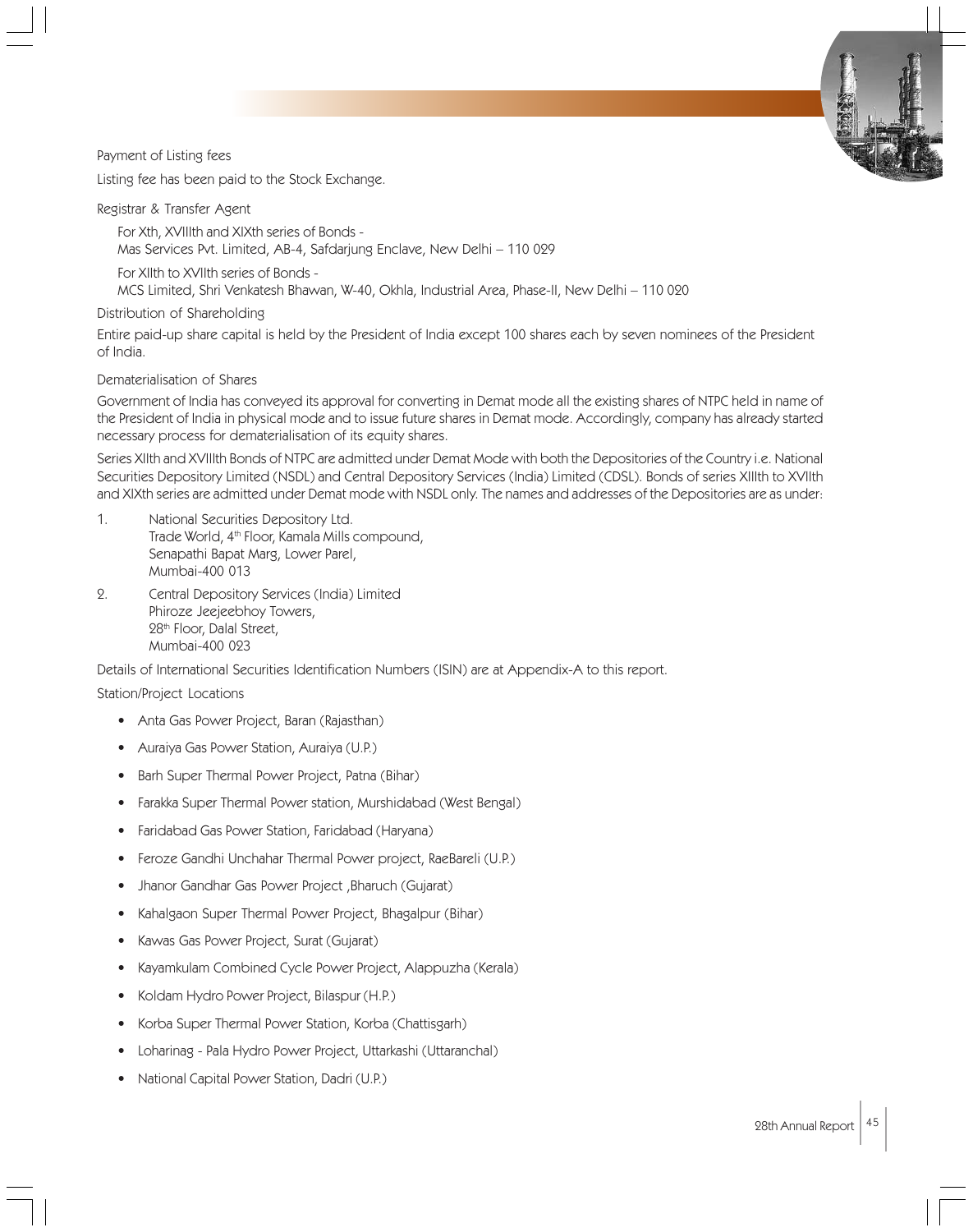Payment of Listing fees

Listing fee has been paid to the Stock Exchange.

Registrar & Transfer Agent

For Xth, XVIIIth and XIXth series of Bonds -
Mas Services Pvt. Limited, AB-4, Safdarjung Enclave, New Delhi – 110 029

For XIIth to XVIIth series of Bonds -
MCS Limited, Shri Venkatesh Bhawan, W-40, Okhla, Industrial Area, Phase-II, New Delhi – 110 020

Distribution of Shareholding

Entire paid-up share capital is held by the President of India except 100 shares each by seven nominees of the President of India.

Dematerialisation of Shares

Government of India has conveyed its approval for converting in Demat mode all the existing shares of NTPC held in name of the President of India in physical mode and to issue future shares in Demat mode. Accordingly, company has already started necessary process for dematerialisation of its equity shares.

Series XIIth and XVIIIth Bonds of NTPC are admitted under Demat Mode with both the Depositories of the Country i.e. National Securities Depository Limited (NSDL) and Central Depository Services (India) Limited (CDSL). Bonds of series XIIIth to XVIIth and XIXth series are admitted under Demat mode with NSDL only. The names and addresses of the Depositories are as under:

1. National Securities Depository Ltd.
   Trade World, 4th Floor, Kamala Mills compound,
   Senapathi Bapat Marg, Lower Parel,
   Mumbai-400 013

2. Central Depository Services (India) Limited
   Phiroze Jeejeebhoy Towers,
   28th Floor, Dalal Street,
   Mumbai-400 023

Details of International Securities Identification Numbers (ISIN) are at Appendix-A to this report.

Station/Project Locations

- Anta Gas Power Project, Baran (Rajasthan)
- Auraiya Gas Power Station, Auraiya (U.P.)
- Barh Super Thermal Power Project, Patna (Bihar)
- Farakka Super Thermal Power station, Murshidabad (West Bengal)
- Faridabad Gas Power Station, Faridabad (Haryana)
- Feroze Gandhi Unchahar Thermal Power project, RaeBareli (U.P.)
- Jhanor Gandhar Gas Power Project ,Bharuch (Gujarat)
- Kahalgaon Super Thermal Power Project, Bhagalpur (Bihar)
- Kawas Gas Power Project, Surat (Gujarat)
- Kayamkulam Combined Cycle Power Project, Alappuzha (Kerala)
- Koldam Hydro Power Project, Bilaspur (H.P.)
- Korba Super Thermal Power Station, Korba (Chattisgarh)
- Loharinag - Pala Hydro Power Project, Uttarkashi (Uttaranchal)
- National Capital Power Station, Dadri (U.P.)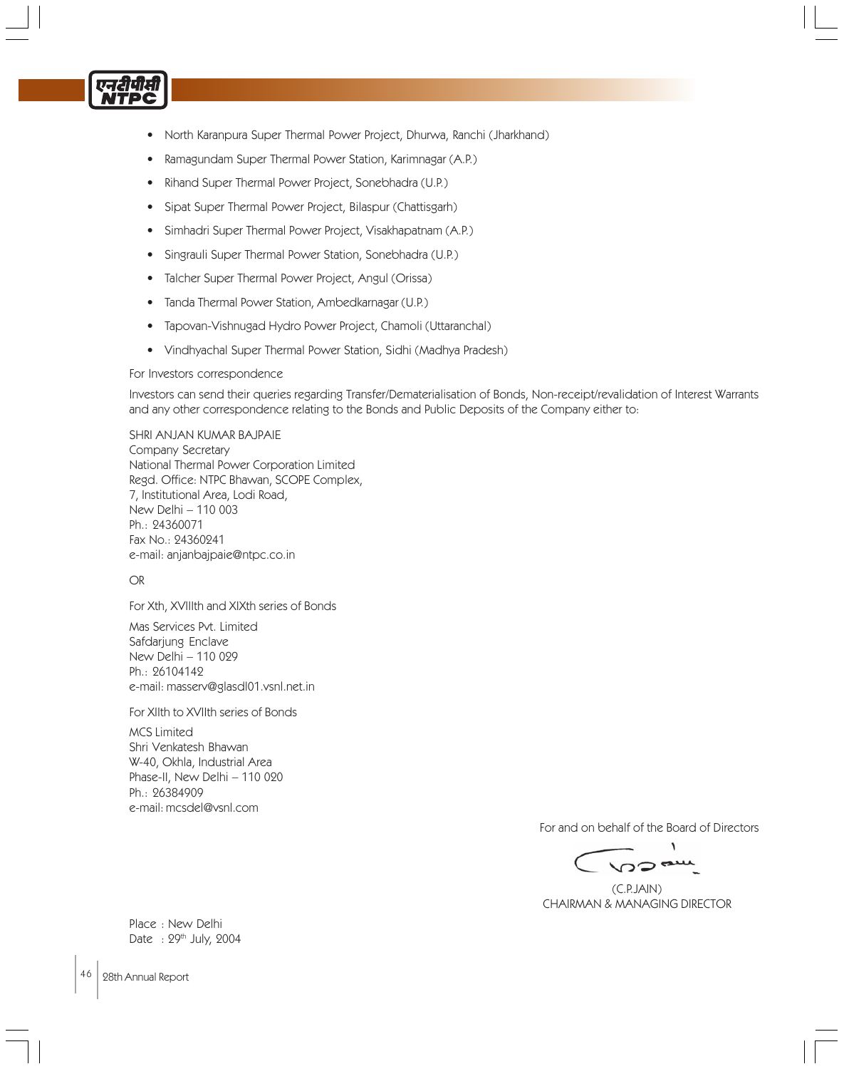- North Karanpura Super Thermal Power Project, Dhurwa, Ranchi (Jharkhand)
- Ramagundam Super Thermal Power Station, Karimnagar (A.P.)
- Rihand Super Thermal Power Project, Sonebhadra (U.P.)
- Sipat Super Thermal Power Project, Bilaspur (Chattisgarh)
- Simhadri Super Thermal Power Project, Visakhapatnam (A.P.)
- Singrauli Super Thermal Power Station, Sonebhadra (U.P.)
- Talcher Super Thermal Power Project, Angul (Orissa)
- Tanda Thermal Power Station, Ambedkarnagar (U.P.)
- Tapovan-Vishnugad Hydro Power Project, Chamoli (Uttaranchal)
- Vindhyachal Super Thermal Power Station, Sidhi (Madhya Pradesh)

For Investors correspondence

Investors can send their queries regarding Transfer/Dematerialisation of Bonds, Non-receipt/revalidation of Interest Warrants and any other correspondence relating to the Bonds and Public Deposits of the Company either to:

SHRI ANJAN KUMAR BAJPAIE
Company Secretary
National Thermal Power Corporation Limited
Regd. Office: NTPC Bhawan, SCOPE Complex,
7, Institutional Area, Lodi Road,
New Delhi – 110 003
Ph.: 24360071
Fax No.: 24360241
e-mail: anjanbajpaie@ntpc.co.in

OR

For Xth, XVIIIth and XIXth series of Bonds

Mas Services Pvt. Limited
Safdarjung Enclave
New Delhi – 110 029
Ph.: 26104142
e-mail: masserv@glasdl01.vsnl.net.in

For XIIth to XVIIth series of Bonds

MCS Limited
Shri Venkatesh Bhawan
W-40, Okhla, Industrial Area
Phase-II, New Delhi – 110 020
Ph.: 26384909
e-mail: mcsdel@vsnl.com

For and on behalf of the Board of Directors

(C.P.JAIN)
CHAIRMAN & MANAGING DIRECTOR

Place : New Delhi
Date : 29th July, 2004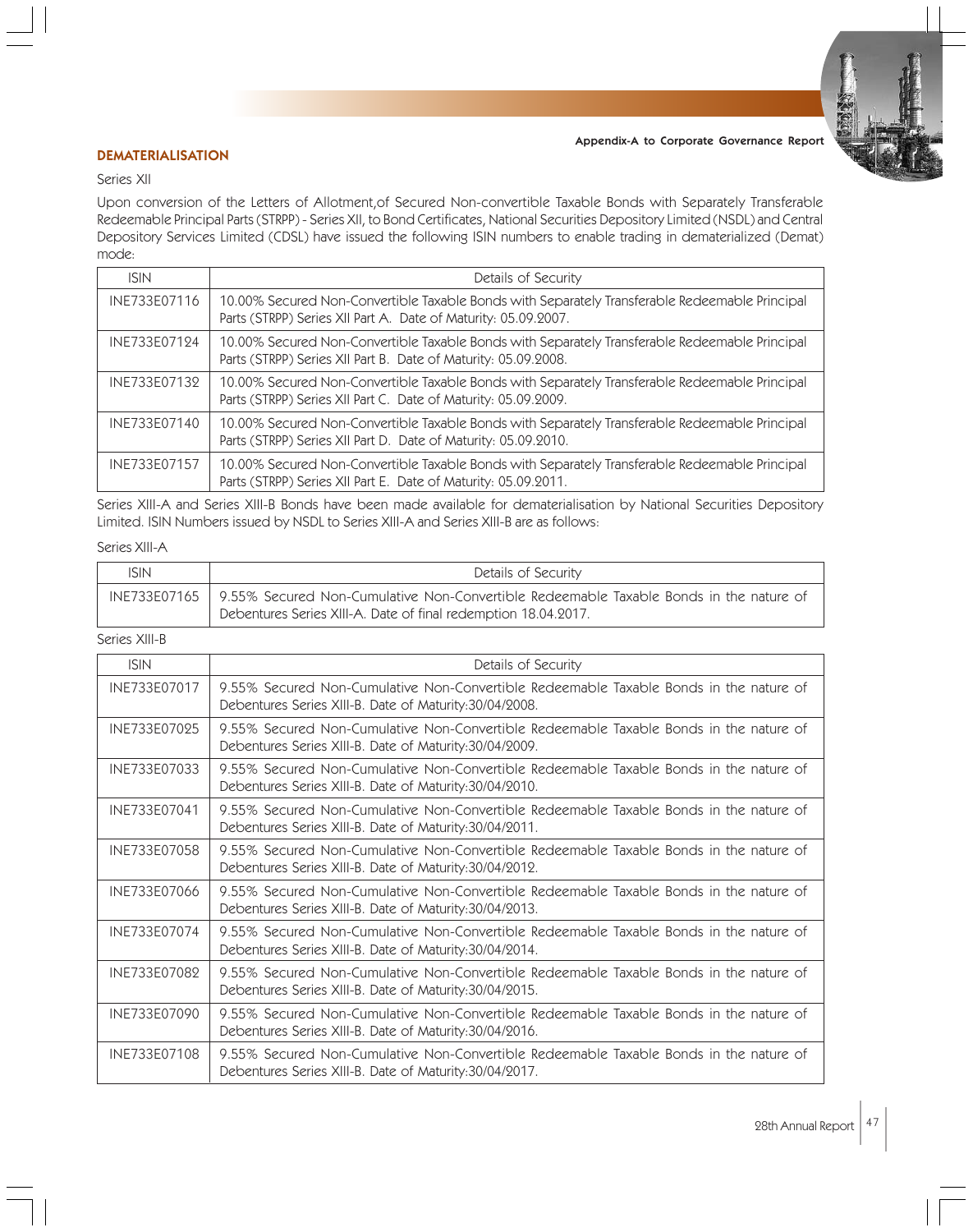## DEMATERIALISATION

Series XII

Upon conversion of the Letters of Allotment,of Secured Non-convertible Taxable Bonds with Separately Transferable Redeemable Principal Parts (STRPP) - Series XII, to Bond Certificates, National Securities Depository Limited (NSDL) and Central Depository Services Limited (CDSL) have issued the following ISIN numbers to enable trading in dematerialized (Demat) mode:

| ISIN | Details of Security |
|---|---|
| INE733E07116 | 10.00% Secured Non-Convertible Taxable Bonds with Separately Transferable Redeemable Principal Parts (STRPP) Series XII Part A. Date of Maturity: 05.09.2007. |
| INE733E07124 | 10.00% Secured Non-Convertible Taxable Bonds with Separately Transferable Redeemable Principal Parts (STRPP) Series XII Part B. Date of Maturity: 05.09.2008. |
| INE733E07132 | 10.00% Secured Non-Convertible Taxable Bonds with Separately Transferable Redeemable Principal Parts (STRPP) Series XII Part C. Date of Maturity: 05.09.2009. |
| INE733E07140 | 10.00% Secured Non-Convertible Taxable Bonds with Separately Transferable Redeemable Principal Parts (STRPP) Series XII Part D. Date of Maturity: 05.09.2010. |
| INE733E07157 | 10.00% Secured Non-Convertible Taxable Bonds with Separately Transferable Redeemable Principal Parts (STRPP) Series XII Part E. Date of Maturity: 05.09.2011. |

Series XIII-A and Series XIII-B Bonds have been made available for dematerialisation by National Securities Depository Limited. ISIN Numbers issued by NSDL to Series XIII-A and Series XIII-B are as follows:

Series XIII-A

| ISIN | Details of Security |
|---|---|
| INE733E07165 | 9.55% Secured Non-Cumulative Non-Convertible Redeemable Taxable Bonds in the nature of Debentures Series XIII-A. Date of final redemption 18.04.2017. |

Series XIII-B

| ISIN | Details of Security |
|---|---|
| INE733E07017 | 9.55% Secured Non-Cumulative Non-Convertible Redeemable Taxable Bonds in the nature of Debentures Series XIII-B. Date of Maturity:30/04/2008. |
| INE733E07025 | 9.55% Secured Non-Cumulative Non-Convertible Redeemable Taxable Bonds in the nature of Debentures Series XIII-B. Date of Maturity:30/04/2009. |
| INE733E07033 | 9.55% Secured Non-Cumulative Non-Convertible Redeemable Taxable Bonds in the nature of Debentures Series XIII-B. Date of Maturity:30/04/2010. |
| INE733E07041 | 9.55% Secured Non-Cumulative Non-Convertible Redeemable Taxable Bonds in the nature of Debentures Series XIII-B. Date of Maturity:30/04/2011. |
| INE733E07058 | 9.55% Secured Non-Cumulative Non-Convertible Redeemable Taxable Bonds in the nature of Debentures Series XIII-B. Date of Maturity:30/04/2012. |
| INE733E07066 | 9.55% Secured Non-Cumulative Non-Convertible Redeemable Taxable Bonds in the nature of Debentures Series XIII-B. Date of Maturity:30/04/2013. |
| INE733E07074 | 9.55% Secured Non-Cumulative Non-Convertible Redeemable Taxable Bonds in the nature of Debentures Series XIII-B. Date of Maturity:30/04/2014. |
| INE733E07082 | 9.55% Secured Non-Cumulative Non-Convertible Redeemable Taxable Bonds in the nature of Debentures Series XIII-B. Date of Maturity:30/04/2015. |
| INE733E07090 | 9.55% Secured Non-Cumulative Non-Convertible Redeemable Taxable Bonds in the nature of Debentures Series XIII-B. Date of Maturity:30/04/2016. |
| INE733E07108 | 9.55% Secured Non-Cumulative Non-Convertible Redeemable Taxable Bonds in the nature of Debentures Series XIII-B. Date of Maturity:30/04/2017. |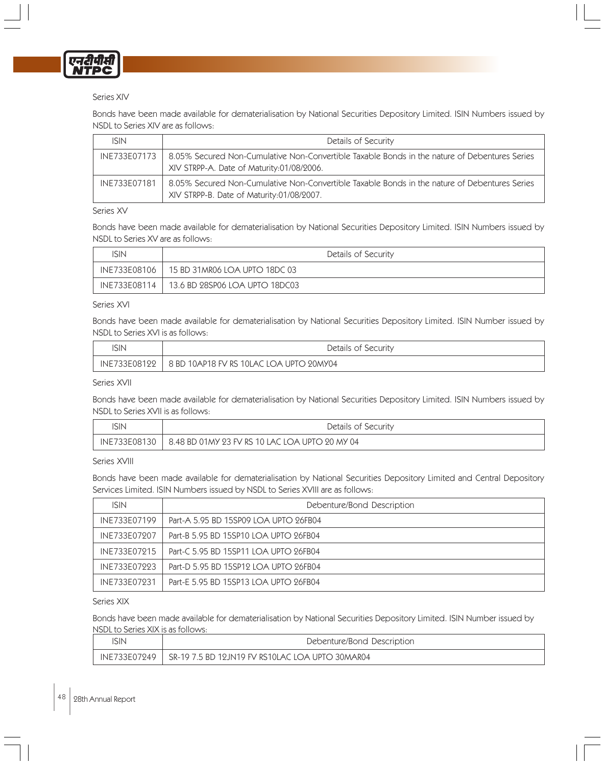Series XIV

Bonds have been made available for dematerialisation by National Securities Depository Limited. ISIN Numbers issued by NSDL to Series XIV are as follows:

| ISIN | Details of Security |
|---|---|
| INE733E07173 | 8.05% Secured Non-Cumulative Non-Convertible Taxable Bonds in the nature of Debentures Series XIV STRPP-A. Date of Maturity:01/08/2006. |
| INE733E07181 | 8.05% Secured Non-Cumulative Non-Convertible Taxable Bonds in the nature of Debentures Series XIV STRPP-B. Date of Maturity:01/08/2007. |

Series XV

Bonds have been made available for dematerialisation by National Securities Depository Limited. ISIN Numbers issued by NSDL to Series XV are as follows:

| ISIN | Details of Security |
|---|---|
| INE733E08106 | 15 BD 31MR06 LOA UPTO 18DC 03 |
| INE733E08114 | 13.6 BD 28SP06 LOA UPTO 18DC03 |

Series XVI

Bonds have been made available for dematerialisation by National Securities Depository Limited. ISIN Number issued by NSDL to Series XVI is as follows:

| ISIN | Details of Security |
|---|---|
| INE733E08122 | 8 BD 10AP18 FV RS 10LAC LOA UPTO 20MY04 |

Series XVII

Bonds have been made available for dematerialisation by National Securities Depository Limited. ISIN Numbers issued by NSDL to Series XVII is as follows:

| ISIN | Details of Security |
|---|---|
| INE733E08130 | 8.48 BD 01MY 23 FV RS 10 LAC LOA UPTO 20 MY 04 |

Series XVIII

Bonds have been made available for dematerialisation by National Securities Depository Limited and Central Depository Services Limited. ISIN Numbers issued by NSDL to Series XVIII are as follows:

| ISIN | Debenture/Bond Description |
|---|---|
| INE733E07199 | Part-A 5.95 BD 15SP09 LOA UPTO 26FB04 |
| INE733E07207 | Part-B 5.95 BD 15SP10 LOA UPTO 26FB04 |
| INE733E07215 | Part-C 5.95 BD 15SP11 LOA UPTO 26FB04 |
| INE733E07223 | Part-D 5.95 BD 15SP12 LOA UPTO 26FB04 |
| INE733E07231 | Part-E 5.95 BD 15SP13 LOA UPTO 26FB04 |

Series XIX

Bonds have been made available for dematerialisation by National Securities Depository Limited. ISIN Number issued by NSDL to Series XIX is as follows:

| ISIN | Debenture/Bond Description |
|---|---|
| INE733E07249 | SR-19 7.5 BD 12JN19 FV RS10LAC LOA UPTO 30MAR04 |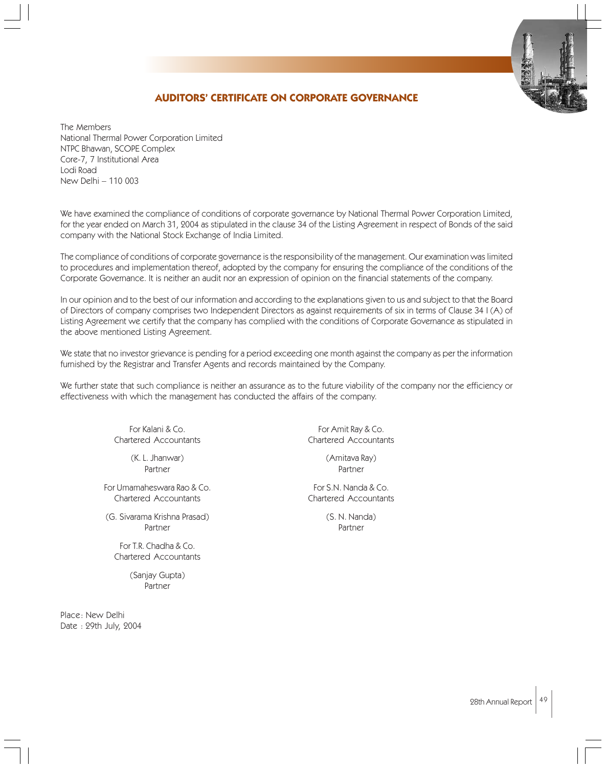# AUDITORS' CERTIFICATE ON CORPORATE GOVERNANCE

The Members
National Thermal Power Corporation Limited
NTPC Bhawan, SCOPE Complex
Core-7, 7 Institutional Area
Lodi Road
New Delhi – 110 003

We have examined the compliance of conditions of corporate governance by National Thermal Power Corporation Limited, for the year ended on March 31, 2004 as stipulated in the clause 34 of the Listing Agreement in respect of Bonds of the said company with the National Stock Exchange of India Limited.

The compliance of conditions of corporate governance is the responsibility of the management. Our examination was limited to procedures and implementation thereof, adopted by the company for ensuring the compliance of the conditions of the Corporate Governance. It is neither an audit nor an expression of opinion on the financial statements of the company.

In our opinion and to the best of our information and according to the explanations given to us and subject to that the Board of Directors of company comprises two Independent Directors as against requirements of six in terms of Clause 34 I (A) of Listing Agreement we certify that the company has complied with the conditions of Corporate Governance as stipulated in the above mentioned Listing Agreement.

We state that no investor grievance is pending for a period exceeding one month against the company as per the information furnished by the Registrar and Transfer Agents and records maintained by the Company.

We further state that such compliance is neither an assurance as to the future viability of the company nor the efficiency or effectiveness with which the management has conducted the affairs of the company.

For Kalani & Co.
Chartered Accountants

(K. L. Jhanwar)
Partner

For Amit Ray & Co.
Chartered Accountants

(Amitava Ray)
Partner

For Umamaheswara Rao & Co.
Chartered Accountants

(G. Sivarama Krishna Prasad)
Partner

For S.N. Nanda & Co.
Chartered Accountants

(S. N. Nanda)
Partner

For T.R. Chadha & Co.
Chartered Accountants

(Sanjay Gupta)
Partner

Place: New Delhi
Date : 29th July, 2004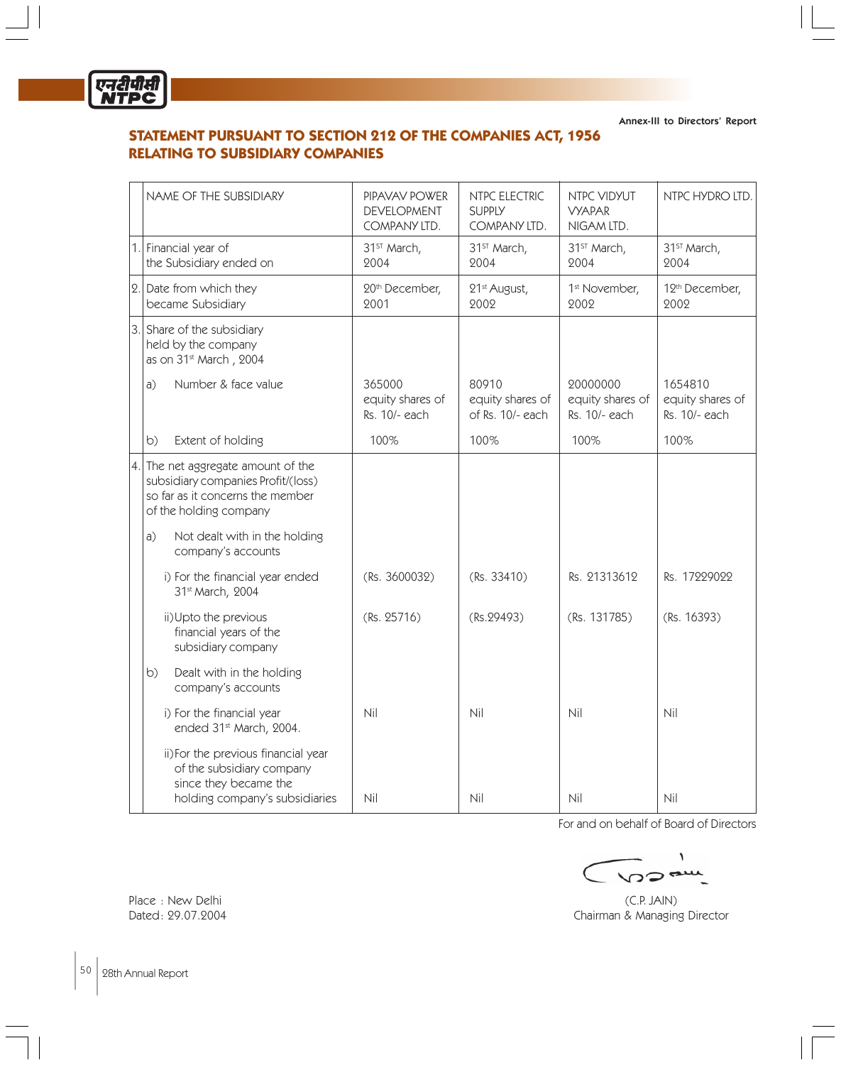Annex-III to Directors' Report

## STATEMENT PURSUANT TO SECTION 212 OF THE COMPANIES ACT, 1956 RELATING TO SUBSIDIARY COMPANIES

| | NAME OF THE SUBSIDIARY | PIPAVAV POWER DEVELOPMENT COMPANY LTD. | NTPC ELECTRIC SUPPLY COMPANY LTD. | NTPC VIDYUT VYAPAR NIGAM LTD. | NTPC HYDRO LTD. |
|---|---|---|---|---|---|
| 1. | Financial year of the Subsidiary ended on | 31ST March, 2004 | 31ST March, 2004 | 31ST March, 2004 | 31ST March, 2004 |
| 2. | Date from which they became Subsidiary | 20th December, 2001 | 21st August, 2002 | 1st November, 2002 | 12th December, 2002 |
| 3. | Share of the subsidiary held by the company as on 31st March, 2004 | | | | |
| | a) Number & face value | 365000 equity shares of Rs. 10/- each | 80910 equity shares of of Rs. 10/- each | 20000000 equity shares of Rs. 10/- each | 1654810 equity shares of Rs. 10/- each |
| | b) Extent of holding | 100% | 100% | 100% | 100% |
| 4. | The net aggregate amount of the subsidiary companies Profit/(loss) so far as it concerns the member of the holding company | | | | |
| | a) Not dealt with in the holding company's accounts | | | | |
| | i) For the financial year ended 31st March, 2004 | (Rs. 3600032) | (Rs. 33410) | Rs. 21313612 | Rs. 17229022 |
| | ii) Upto the previous financial years of the subsidiary company | (Rs. 25716) | (Rs.29493) | (Rs. 131785) | (Rs. 16393) |
| | b) Dealt with in the holding company's accounts | | | | |
| | i) For the financial year ended 31st March, 2004. | Nil | Nil | Nil | Nil |
| | ii) For the previous financial year of the subsidiary company since they became the holding company's subsidiaries | Nil | Nil | Nil | Nil |

For and on behalf of Board of Directors

(C.P. JAIN)
Chairman & Managing Director

Place : New Delhi
Dated: 29.07.2004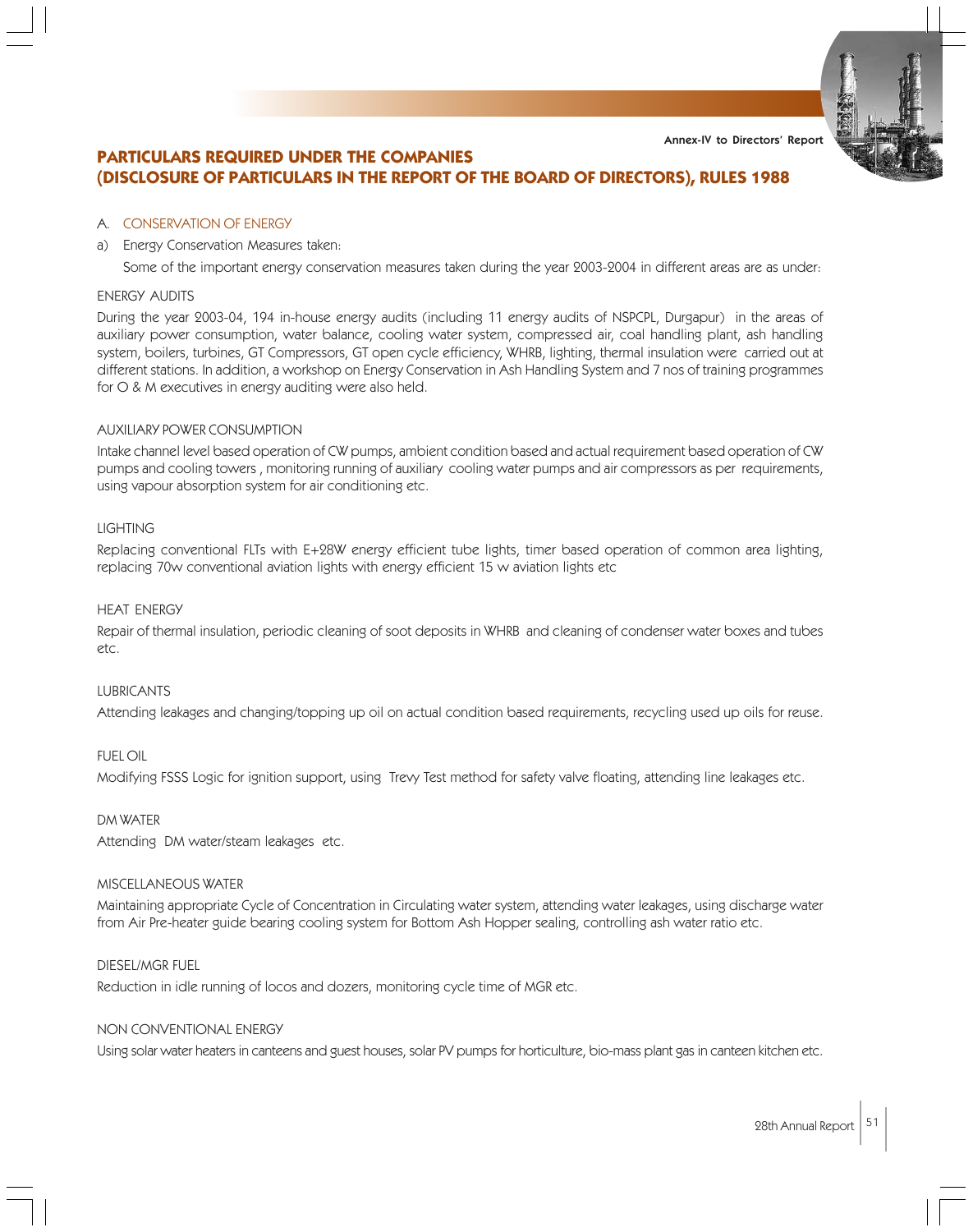# PARTICULARS REQUIRED UNDER THE COMPANIES (DISCLOSURE OF PARTICULARS IN THE REPORT OF THE BOARD OF DIRECTORS), RULES 1988

## A. CONSERVATION OF ENERGY

a) Energy Conservation Measures taken:

Some of the important energy conservation measures taken during the year 2003-2004 in different areas are as under:

### ENERGY AUDITS

During the year 2003-04, 194 in-house energy audits (including 11 energy audits of NSPCPL, Durgapur) in the areas of auxiliary power consumption, water balance, cooling water system, compressed air, coal handling plant, ash handling system, boilers, turbines, GT Compressors, GT open cycle efficiency, WHRB, lighting, thermal insulation were carried out at different stations. In addition, a workshop on Energy Conservation in Ash Handling System and 7 nos of training programmes for O & M executives in energy auditing were also held.

### AUXILIARY POWER CONSUMPTION

Intake channel level based operation of CW pumps, ambient condition based and actual requirement based operation of CW pumps and cooling towers , monitoring running of auxiliary cooling water pumps and air compressors as per requirements, using vapour absorption system for air conditioning etc.

### LIGHTING

Replacing conventional FLTs with E+28W energy efficient tube lights, timer based operation of common area lighting, replacing 70w conventional aviation lights with energy efficient 15 w aviation lights etc

### HEAT ENERGY

Repair of thermal insulation, periodic cleaning of soot deposits in WHRB and cleaning of condenser water boxes and tubes etc.

### LUBRICANTS

Attending leakages and changing/topping up oil on actual condition based requirements, recycling used up oils for reuse.

### FUEL OIL

Modifying FSSS Logic for ignition support, using Trevy Test method for safety valve floating, attending line leakages etc.

### DM WATER

Attending DM water/steam leakages etc.

### MISCELLANEOUS WATER

Maintaining appropriate Cycle of Concentration in Circulating water system, attending water leakages, using discharge water from Air Pre-heater guide bearing cooling system for Bottom Ash Hopper sealing, controlling ash water ratio etc.

### DIESEL/MGR FUEL

Reduction in idle running of locos and dozers, monitoring cycle time of MGR etc.

### NON CONVENTIONAL ENERGY

Using solar water heaters in canteens and guest houses, solar PV pumps for horticulture, bio-mass plant gas in canteen kitchen etc.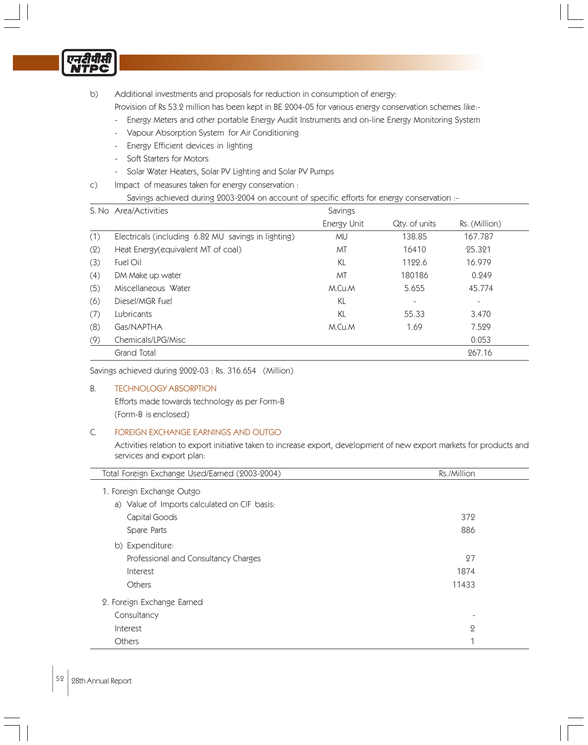b) Additional investments and proposals for reduction in consumption of energy:

Provision of Rs 53.2 million has been kept in BE 2004-05 for various energy conservation schemes like:-

- Energy Meters and other portable Energy Audit Instruments and on-line Energy Monitoring System
- Vapour Absorption System for Air Conditioning
- Energy Efficient devices in lighting
- Soft Starters for Motors
- Solar Water Heaters, Solar PV Lighting and Solar PV Pumps

c) Impact of measures taken for energy conservation :

Savings achieved during 2003-2004 on account of specific efforts for energy conservation :-

| S. No | Area/Activities | Savings | | |
|---|---|---|---|---|
| | | Energy Unit | Qty. of units | Rs. (Million) |
| (1) | Electricals (including 6.82 MU savings in lighting) | MU | 138.85 | 167.787 |
| (2) | Heat Energy(equivalent MT of coal) | MT | 16410 | 25.321 |
| (3) | Fuel Oil | KL | 1122.6 | 16.979 |
| (4) | DM Make up water | MT | 180186 | 0.249 |
| (5) | Miscellaneous Water | M.Cu.M | 5.655 | 45.774 |
| (6) | Diesel/MGR Fuel | KL | - | - |
| (7) | Lubricants | KL | 55.33 | 3.470 |
| (8) | Gas/NAPTHA | M.Cu.M | 1.69 | 7.529 |
| (9) | Chemicals/LPG/Misc | | | 0.053 |
| | Grand Total | | | 267.16 |

Savings achieved during 2002-03 : Rs. 316.654 (Million)

## B. TECHNOLOGY ABSORPTION

Efforts made towards technology as per Form-B

(Form-B is enclosed)

## C. FOREIGN EXCHANGE EARNINGS AND OUTGO

Activities relation to export initiative taken to increase export, development of new export markets for products and services and export plan:

| Total Foreign Exchange Used/Earned (2003-2004) | Rs./Million |
|---|---|
| 1. Foreign Exchange Outgo | |
| a) Value of Imports calculated on CIF basis: | |
| Capital Goods | 372 |
| Spare Parts | 886 |
| b) Expenditure: | |
| Professional and Consultancy Charges | 27 |
| Interest | 1874 |
| Others | 11433 |
| 2. Foreign Exchange Earned | |
| Consultancy | - |
| Interest | 2 |
| Others | 1 |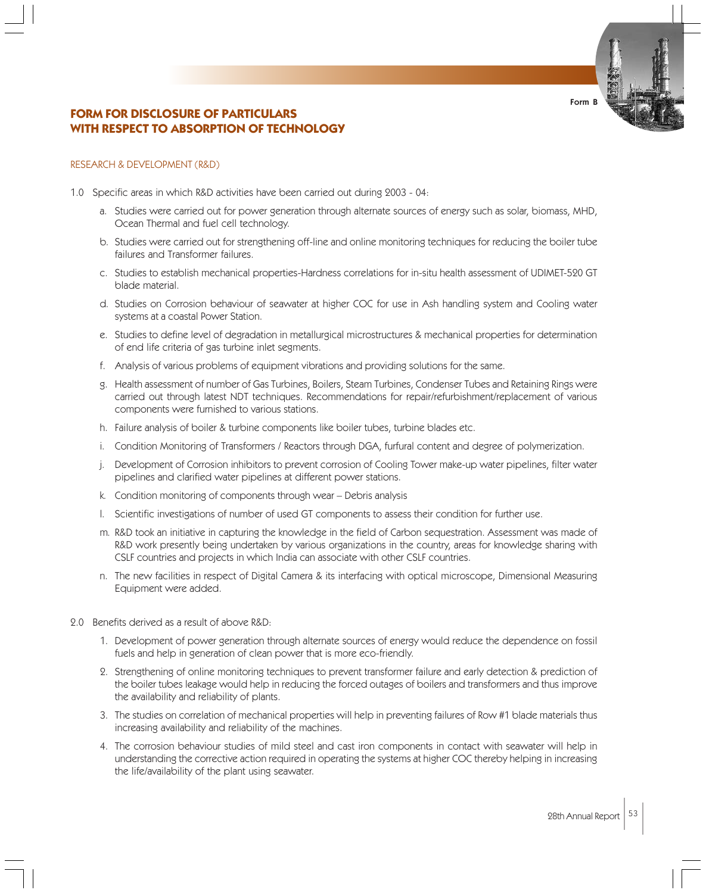Form B

# FORM FOR DISCLOSURE OF PARTICULARS WITH RESPECT TO ABSORPTION OF TECHNOLOGY

## RESEARCH & DEVELOPMENT (R&D)

1.0 Specific areas in which R&D activities have been carried out during 2003 - 04:

   a. Studies were carried out for power generation through alternate sources of energy such as solar, biomass, MHD, Ocean Thermal and fuel cell technology.

   b. Studies were carried out for strengthening off-line and online monitoring techniques for reducing the boiler tube failures and Transformer failures.

   c. Studies to establish mechanical properties-Hardness correlations for in-situ health assessment of UDIMET-520 GT blade material.

   d. Studies on Corrosion behaviour of seawater at higher COC for use in Ash handling system and Cooling water systems at a coastal Power Station.

   e. Studies to define level of degradation in metallurgical microstructures & mechanical properties for determination of end life criteria of gas turbine inlet segments.

   f. Analysis of various problems of equipment vibrations and providing solutions for the same.

   g. Health assessment of number of Gas Turbines, Boilers, Steam Turbines, Condenser Tubes and Retaining Rings were carried out through latest NDT techniques. Recommendations for repair/refurbishment/replacement of various components were furnished to various stations.

   h. Failure analysis of boiler & turbine components like boiler tubes, turbine blades etc.

   i. Condition Monitoring of Transformers / Reactors through DGA, furfural content and degree of polymerization.

   j. Development of Corrosion inhibitors to prevent corrosion of Cooling Tower make-up water pipelines, filter water pipelines and clarified water pipelines at different power stations.

   k. Condition monitoring of components through wear – Debris analysis

   l. Scientific investigations of number of used GT components to assess their condition for further use.

   m. R&D took an initiative in capturing the knowledge in the field of Carbon sequestration. Assessment was made of R&D work presently being undertaken by various organizations in the country, areas for knowledge sharing with CSLF countries and projects in which India can associate with other CSLF countries.

   n. The new facilities in respect of Digital Camera & its interfacing with optical microscope, Dimensional Measuring Equipment were added.

2.0 Benefits derived as a result of above R&D:

   1. Development of power generation through alternate sources of energy would reduce the dependence on fossil fuels and help in generation of clean power that is more eco-friendly.

   2. Strengthening of online monitoring techniques to prevent transformer failure and early detection & prediction of the boiler tubes leakage would help in reducing the forced outages of boilers and transformers and thus improve the availability and reliability of plants.

   3. The studies on correlation of mechanical properties will help in preventing failures of Row #1 blade materials thus increasing availability and reliability of the machines.

   4. The corrosion behaviour studies of mild steel and cast iron components in contact with seawater will help in understanding the corrective action required in operating the systems at higher COC thereby helping in increasing the life/availability of the plant using seawater.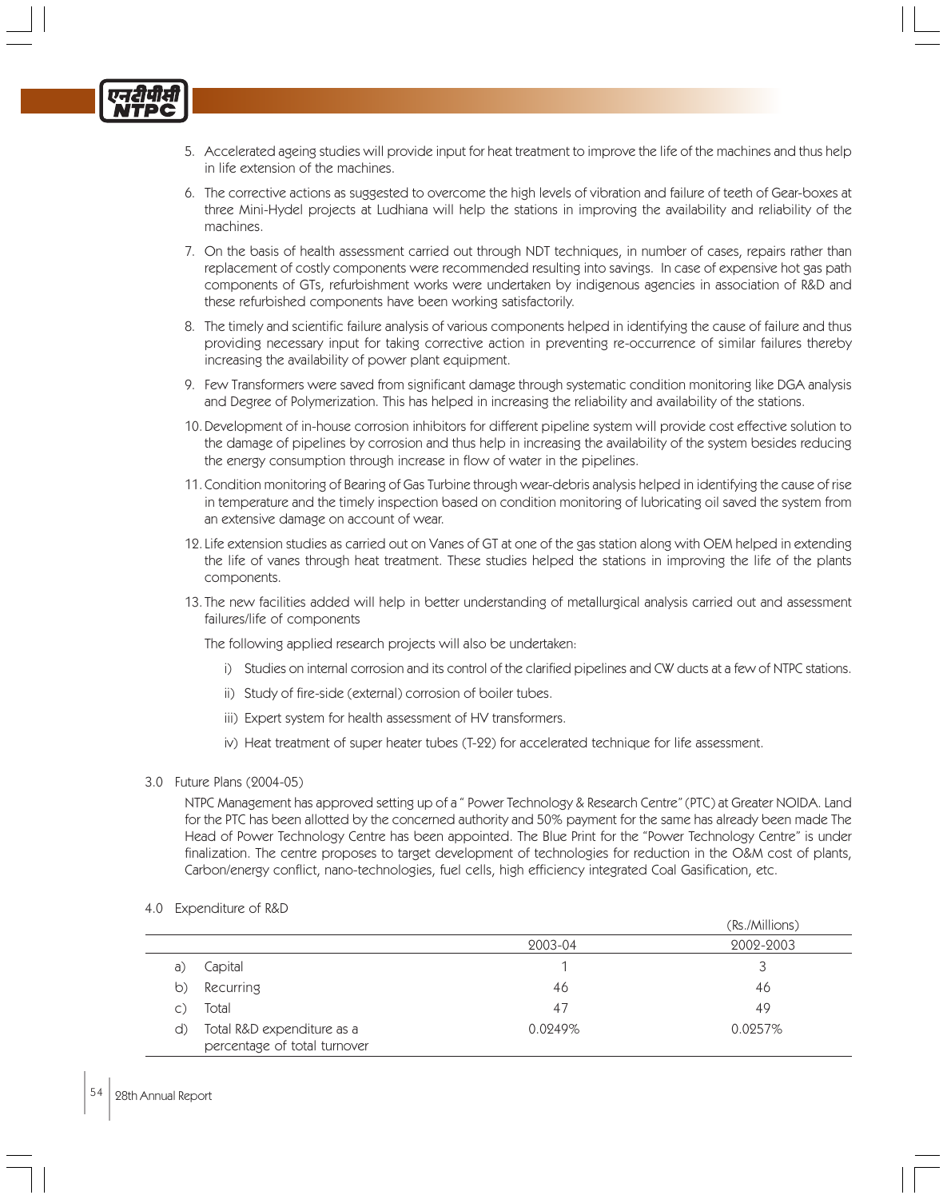5. Accelerated ageing studies will provide input for heat treatment to improve the life of the machines and thus help in life extension of the machines.

6. The corrective actions as suggested to overcome the high levels of vibration and failure of teeth of Gear-boxes at three Mini-Hydel projects at Ludhiana will help the stations in improving the availability and reliability of the machines.

7. On the basis of health assessment carried out through NDT techniques, in number of cases, repairs rather than replacement of costly components were recommended resulting into savings. In case of expensive hot gas path components of GTs, refurbishment works were undertaken by indigenous agencies in association of R&D and these refurbished components have been working satisfactorily.

8. The timely and scientific failure analysis of various components helped in identifying the cause of failure and thus providing necessary input for taking corrective action in preventing re-occurrence of similar failures thereby increasing the availability of power plant equipment.

9. Few Transformers were saved from significant damage through systematic condition monitoring like DGA analysis and Degree of Polymerization. This has helped in increasing the reliability and availability of the stations.

10. Development of in-house corrosion inhibitors for different pipeline system will provide cost effective solution to the damage of pipelines by corrosion and thus help in increasing the availability of the system besides reducing the energy consumption through increase in flow of water in the pipelines.

11. Condition monitoring of Bearing of Gas Turbine through wear-debris analysis helped in identifying the cause of rise in temperature and the timely inspection based on condition monitoring of lubricating oil saved the system from an extensive damage on account of wear.

12. Life extension studies as carried out on Vanes of GT at one of the gas station along with OEM helped in extending the life of vanes through heat treatment. These studies helped the stations in improving the life of the plants components.

13. The new facilities added will help in better understanding of metallurgical analysis carried out and assessment failures/life of components

    The following applied research projects will also be undertaken:

    i) Studies on internal corrosion and its control of the clarified pipelines and CW ducts at a few of NTPC stations.

    ii) Study of fire-side (external) corrosion of boiler tubes.

    iii) Expert system for health assessment of HV transformers.

    iv) Heat treatment of super heater tubes (T-22) for accelerated technique for life assessment.

3.0 Future Plans (2004-05)

NTPC Management has approved setting up of a " Power Technology & Research Centre" (PTC) at Greater NOIDA. Land for the PTC has been allotted by the concerned authority and 50% payment for the same has already been made The Head of Power Technology Centre has been appointed. The Blue Print for the "Power Technology Centre" is under finalization. The centre proposes to target development of technologies for reduction in the O&M cost of plants, Carbon/energy conflict, nano-technologies, fuel cells, high efficiency integrated Coal Gasification, etc.

4.0 Expenditure of R&D

(Rs./Millions)

| | | 2003-04 | 2002-2003 |
|---|---|---|---|
| a) | Capital | 1 | 3 |
| b) | Recurring | 46 | 46 |
| c) | Total | 47 | 49 |
| d) | Total R&D expenditure as a percentage of total turnover | 0.0249% | 0.0257% |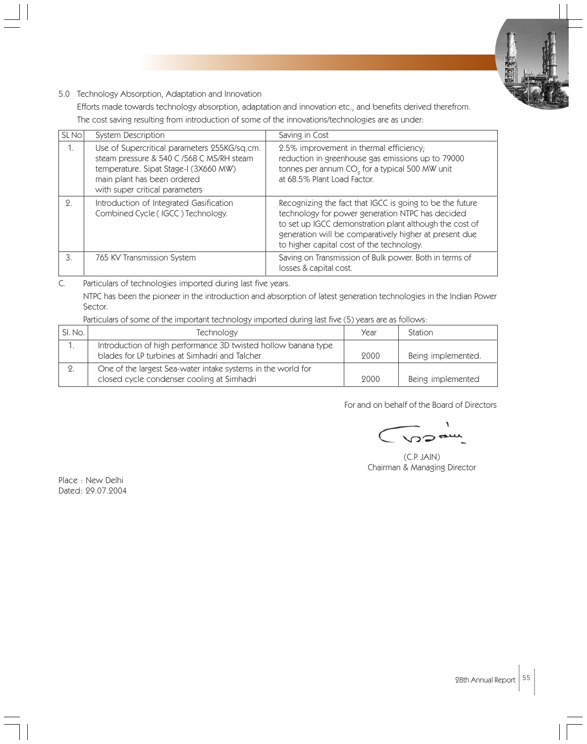5.0 Technology Absorption, Adaptation and Innovation

Efforts made towards technology absorption, adaptation and innovation etc., and benefits derived therefrom.

The cost saving resulting from introduction of some of the innovations/technologies are as under:

| SL No | System Description | Saving in Cost |
|---|---|---|
| 1. | Use of Supercritical parameters 255KG/sq.cm. steam pressure & 540 C /568 C MS/RH steam temperature. Sipat Stage-I (3X660 MW) main plant has been ordered with super critical parameters | 2.5% improvement in thermal efficiency; reduction in greenhouse gas emissions up to 79000 tonnes per annum $CO_2$ for a typical 500 MW unit at 68.5% Plant Load Factor. |
| 2. | Introduction of Integrated Gasification Combined Cycle ( IGCC ) Technology. | Recognizing the fact that IGCC is going to be the future technology for power generation NTPC has decided to set up IGCC demonstration plant although the cost of generation will be comparatively higher at present due to higher capital cost of the technology. |
| 3. | 765 KV Transmission System | Saving on Transmission of Bulk power. Both in terms of losses & capital cost. |

C. Particulars of technologies imported during last five years.

NTPC has been the pioneer in the introduction and absorption of latest generation technologies in the Indian Power Sector.

Particulars of some of the important technology imported during last five (5) years are as follows:

| Sl. No. | Technology | Year | Station |
|---|---|---|---|
| 1. | Introduction of high performance 3D twisted hollow banana type blades for LP turbines at Simhadri and Talcher | 2000 | Being implemented. |
| 2. | One of the largest Sea-water intake systems in the world for closed cycle condenser cooling at Simhadri | 2000 | Being implemented |

For and on behalf of the Board of Directors

(C.P. JAIN)
Chairman & Managing Director

Place : New Delhi
Dated: 29.07.2004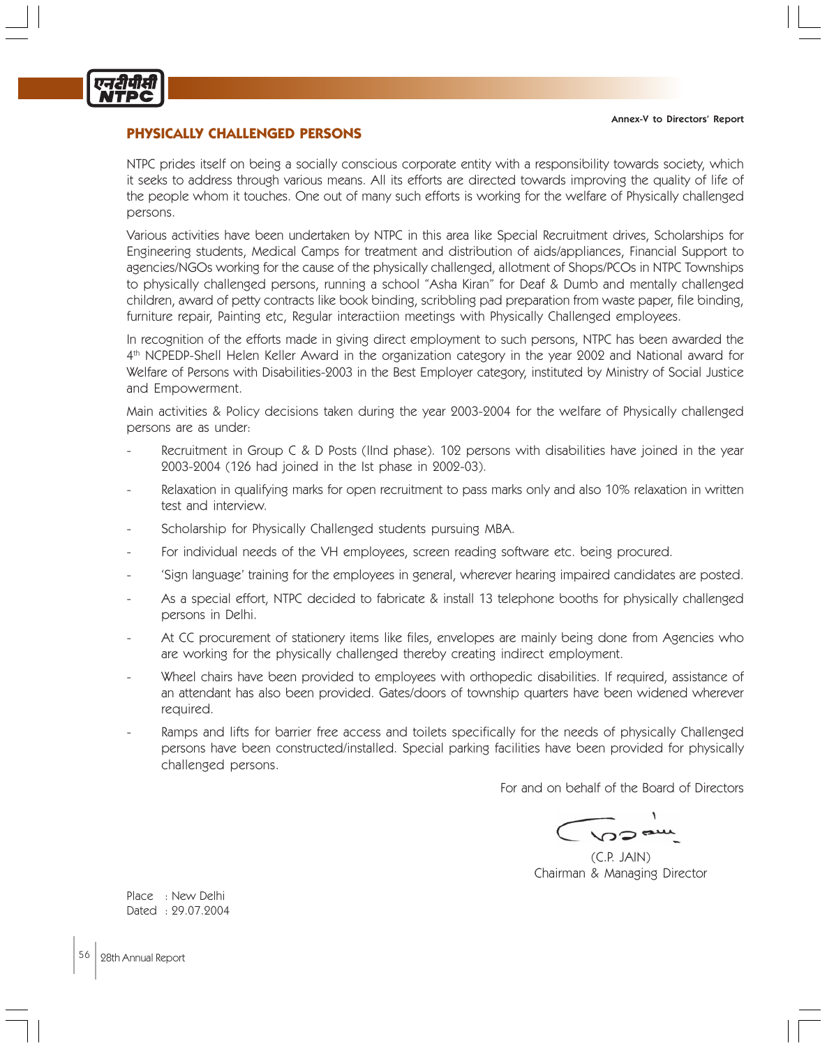Annex-V to Directors' Report

## PHYSICALLY CHALLENGED PERSONS

NTPC prides itself on being a socially conscious corporate entity with a responsibility towards society, which it seeks to address through various means. All its efforts are directed towards improving the quality of life of the people whom it touches. One out of many such efforts is working for the welfare of Physically challenged persons.

Various activities have been undertaken by NTPC in this area like Special Recruitment drives, Scholarships for Engineering students, Medical Camps for treatment and distribution of aids/appliances, Financial Support to agencies/NGOs working for the cause of the physically challenged, allotment of Shops/PCOs in NTPC Townships to physically challenged persons, running a school "Asha Kiran" for Deaf & Dumb and mentally challenged children, award of petty contracts like book binding, scribbling pad preparation from waste paper, file binding, furniture repair, Painting etc, Regular interactiion meetings with Physically Challenged employees.

In recognition of the efforts made in giving direct employment to such persons, NTPC has been awarded the 4th NCPEDP-Shell Helen Keller Award in the organization category in the year 2002 and National award for Welfare of Persons with Disabilities-2003 in the Best Employer category, instituted by Ministry of Social Justice and Empowerment.

Main activities & Policy decisions taken during the year 2003-2004 for the welfare of Physically challenged persons are as under:

- Recruitment in Group C & D Posts (IInd phase). 102 persons with disabilities have joined in the year 2003-2004 (126 had joined in the Ist phase in 2002-03).
- Relaxation in qualifying marks for open recruitment to pass marks only and also 10% relaxation in written test and interview.
- Scholarship for Physically Challenged students pursuing MBA.
- For individual needs of the VH employees, screen reading software etc. being procured.
- 'Sign language' training for the employees in general, wherever hearing impaired candidates are posted.
- As a special effort, NTPC decided to fabricate & install 13 telephone booths for physically challenged persons in Delhi.
- At CC procurement of stationery items like files, envelopes are mainly being done from Agencies who are working for the physically challenged thereby creating indirect employment.
- Wheel chairs have been provided to employees with orthopedic disabilities. If required, assistance of an attendant has also been provided. Gates/doors of township quarters have been widened wherever required.
- Ramps and lifts for barrier free access and toilets specifically for the needs of physically Challenged persons have been constructed/installed. Special parking facilities have been provided for physically challenged persons.

For and on behalf of the Board of Directors

(C.P. JAIN)
Chairman & Managing Director

Place : New Delhi
Dated : 29.07.2004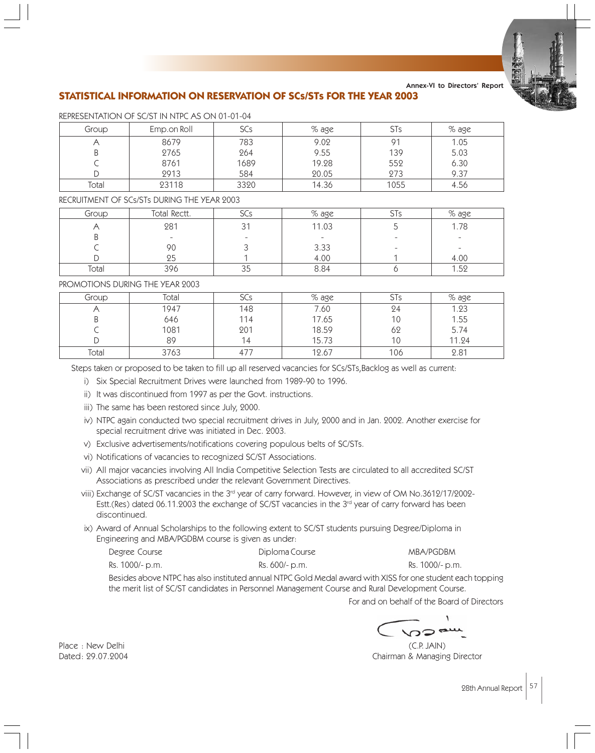Annex-VI to Directors' Report

## STATISTICAL INFORMATION ON RESERVATION OF SCs/STs FOR THE YEAR 2003

REPRESENTATION OF SC/ST IN NTPC AS ON 01-01-04

| Group | Emp.on Roll | SCs | % age | STs | % age |
|---|---|---|---|---|---|
| A | 8679 | 783 | 9.02 | 91 | 1.05 |
| B | 2765 | 264 | 9.55 | 139 | 5.03 |
| C | 8761 | 1689 | 19.28 | 552 | 6.30 |
| D | 2913 | 584 | 20.05 | 273 | 9.37 |
| Total | 23118 | 3320 | 14.36 | 1055 | 4.56 |

RECRUITMENT OF SCs/STs DURING THE YEAR 2003

| Group | Total Rectt. | SCs | % age | STs | % age |
|---|---|---|---|---|---|
| A | 281 | 31 | 11.03 | 5 | 1.78 |
| B | - | - | - | - | - |
| C | 90 | 3 | 3.33 | - | - |
| D | 25 | 1 | 4.00 | 1 | 4.00 |
| Total | 396 | 35 | 8.84 | 6 | 1.52 |

PROMOTIONS DURING THE YEAR 2003

| Group | Total | SCs | % age | STs | % age |
|---|---|---|---|---|---|
| A | 1947 | 148 | 7.60 | 24 | 1.23 |
| B | 646 | 114 | 17.65 | 10 | 1.55 |
| C | 1081 | 201 | 18.59 | 62 | 5.74 |
| D | 89 | 14 | 15.73 | 10 | 11.24 |
| Total | 3763 | 477 | 12.67 | 106 | 2.81 |

Steps taken or proposed to be taken to fill up all reserved vacancies for SCs/STs,Backlog as well as current:

i) Six Special Recruitment Drives were launched from 1989-90 to 1996.

ii) It was discontinued from 1997 as per the Govt. instructions.

iii) The same has been restored since July, 2000.

iv) NTPC again conducted two special recruitment drives in July, 2000 and in Jan. 2002. Another exercise for special recruitment drive was initiated in Dec. 2003.

v) Exclusive advertisements/notifications covering populous belts of SC/STs.

vi) Notifications of vacancies to recognized SC/ST Associations.

vii) All major vacancies involving All India Competitive Selection Tests are circulated to all accredited SC/ST Associations as prescribed under the relevant Government Directives.

viii) Exchange of SC/ST vacancies in the 3rd year of carry forward. However, in view of OM No.3612/17/2002-Estt.(Res) dated 06.11.2003 the exchange of SC/ST vacancies in the 3rd year of carry forward has been discontinued.

ix) Award of Annual Scholarships to the following extent to SC/ST students pursuing Degree/Diploma in Engineering and MBA/PGDBM course is given as under:

| Degree Course | Diploma Course | MBA/PGDBM |
|---|---|---|
| Rs. 1000/- p.m. | Rs. 600/- p.m. | Rs. 1000/- p.m. |

Besides above NTPC has also instituted annual NTPC Gold Medal award with XISS for one student each topping the merit list of SC/ST candidates in Personnel Management Course and Rural Development Course.

For and on behalf of the Board of Directors

(C.P. JAIN)
Chairman & Managing Director

Place : New Delhi
Dated: 29.07.2004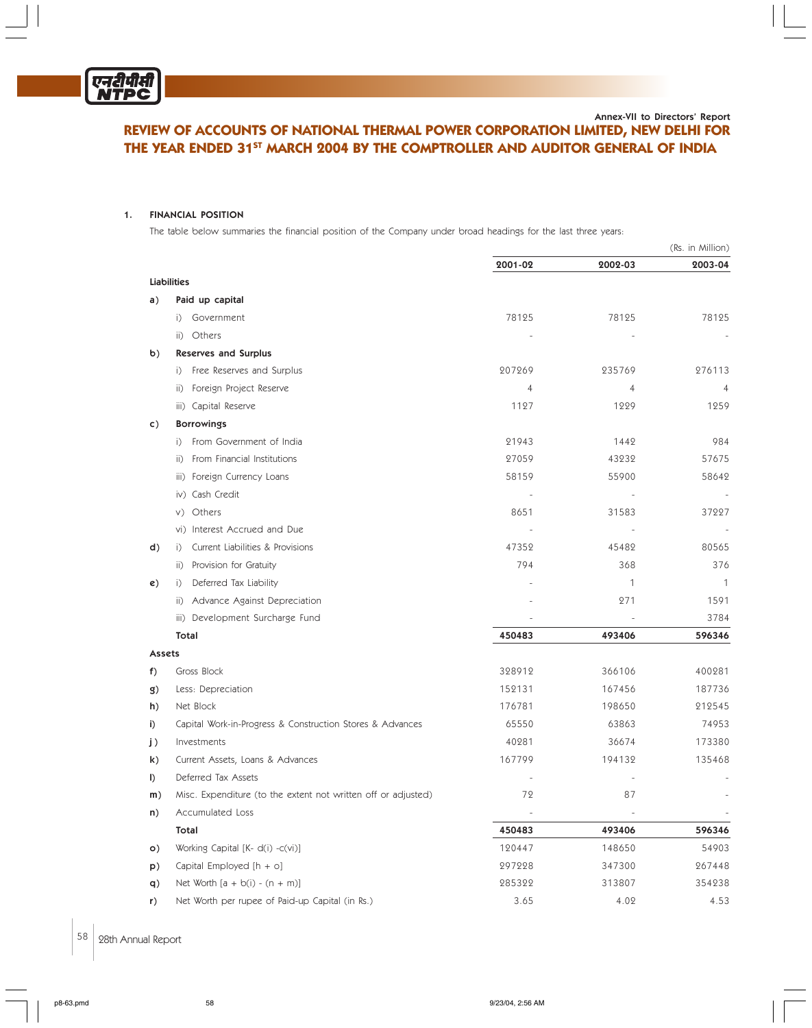Annex-VII to Directors' Report

# REVIEW OF ACCOUNTS OF NATIONAL THERMAL POWER CORPORATION LIMITED, NEW DELHI FOR THE YEAR ENDED 31ST MARCH 2004 BY THE COMPTROLLER AND AUDITOR GENERAL OF INDIA

## 1. FINANCIAL POSITION

The table below summaries the financial position of the Company under broad headings for the last three years:

(Rs. in Million)

| | | 2001-02 | 2002-03 | 2003-04 |
|---|---|---|---|---|
| **Liabilities** | | | | |
| **a)** | **Paid up capital** | | | |
| | i) Government | 78125 | 78125 | 78125 |
| | ii) Others | - | - | - |
| **b)** | **Reserves and Surplus** | | | |
| | i) Free Reserves and Surplus | 207269 | 235769 | 276113 |
| | ii) Foreign Project Reserve | 4 | 4 | 4 |
| | iii) Capital Reserve | 1127 | 1229 | 1259 |
| **c)** | **Borrowings** | | | |
| | i) From Government of India | 21943 | 1442 | 984 |
| | ii) From Financial Institutions | 27059 | 43232 | 57675 |
| | iii) Foreign Currency Loans | 58159 | 55900 | 58642 |
| | iv) Cash Credit | - | - | - |
| | v) Others | 8651 | 31583 | 37227 |
| | vi) Interest Accrued and Due | - | - | - |
| **d)** | i) Current Liabilities & Provisions | 47352 | 45482 | 80565 |
| | ii) Provision for Gratuity | 794 | 368 | 376 |
| **e)** | i) Deferred Tax Liability | - | 1 | 1 |
| | ii) Advance Against Depreciation | - | 271 | 1591 |
| | iii) Development Surcharge Fund | - | - | 3784 |
| | **Total** | **450483** | **493406** | **596346** |
| **Assets** | | | | |
| **f)** | Gross Block | 328912 | 366106 | 400281 |
| **g)** | Less: Depreciation | 152131 | 167456 | 187736 |
| **h)** | Net Block | 176781 | 198650 | 212545 |
| **i)** | Capital Work-in-Progress & Construction Stores & Advances | 65550 | 63863 | 74953 |
| **j)** | Investments | 40281 | 36674 | 173380 |
| **k)** | Current Assets, Loans & Advances | 167799 | 194132 | 135468 |
| **l)** | Deferred Tax Assets | - | - | - |
| **m)** | Misc. Expenditure (to the extent not written off or adjusted) | 72 | 87 | - |
| **n)** | Accumulated Loss | - | - | - |
| | **Total** | **450483** | **493406** | **596346** |
| **o)** | Working Capital [K- d(i) -c(vi)] | 120447 | 148650 | 54903 |
| **p)** | Capital Employed [h + o] | 297228 | 347300 | 267448 |
| **q)** | Net Worth [a + b(i) - (n + m)] | 285322 | 313807 | 354238 |
| **r)** | Net Worth per rupee of Paid-up Capital (in Rs.) | 3.65 | 4.02 | 4.53 |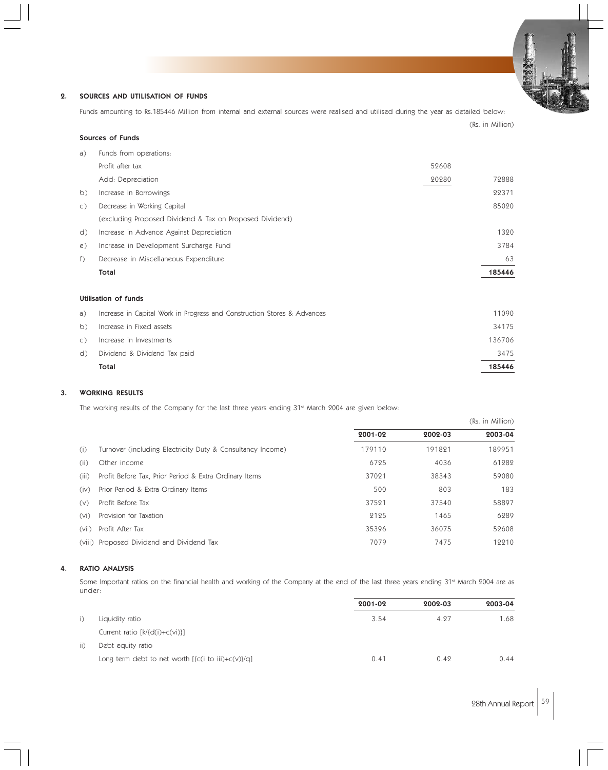## 2. SOURCES AND UTILISATION OF FUNDS

Funds amounting to Rs.185446 Million from internal and external sources were realised and utilised during the year as detailed below:

(Rs. in Million)

**Sources of Funds**

| | | | |
|---|---|---|---|
| a) | Funds from operations: | | |
| | Profit after tax | 52608 | |
| | Add: Depreciation | 20280 | 72888 |
| b) | Increase in Borrowings | | 22371 |
| c) | Decrease in Working Capital (excluding Proposed Dividend & Tax on Proposed Dividend) | | 85020 |
| d) | Increase in Advance Against Depreciation | | 1320 |
| e) | Increase in Development Surcharge Fund | | 3784 |
| f) | Decrease in Miscellaneous Expenditure | | 63 |
| | **Total** | | **185446** |

**Utilisation of funds**

| | | |
|---|---|---|
| a) | Increase in Capital Work in Progress and Construction Stores & Advances | 11090 |
| b) | Increase in Fixed assets | 34175 |
| c) | Increase in Investments | 136706 |
| d) | Dividend & Dividend Tax paid | 3475 |
| | **Total** | **185446** |

## 3. WORKING RESULTS

The working results of the Company for the last three years ending 31st March 2004 are given below:

(Rs. in Million)

| | | 2001-02 | 2002-03 | 2003-04 |
|---|---|---|---|---|
| (i) | Turnover (including Electricity Duty & Consultancy Income) | 179110 | 191821 | 189951 |
| (ii) | Other income | 6725 | 4036 | 61282 |
| (iii) | Profit Before Tax, Prior Period & Extra Ordinary Items | 37021 | 38343 | 59080 |
| (iv) | Prior Period & Extra Ordinary Items | 500 | 803 | 183 |
| (v) | Profit Before Tax | 37521 | 37540 | 58897 |
| (vi) | Provision for Taxation | 2125 | 1465 | 6289 |
| (vii) | Profit After Tax | 35396 | 36075 | 52608 |
| (viii) | Proposed Dividend and Dividend Tax | 7079 | 7475 | 12210 |

## 4. RATIO ANALYSIS

Some Important ratios on the financial health and working of the Company at the end of the last three years ending 31st March 2004 are as under:

| | | 2001-02 | 2002-03 | 2003-04 |
|---|---|---|---|---|
| i) | Liquidity ratio<br>Current ratio [k/{d(i)+c(vi)}] | 3.54 | 4.27 | 1.68 |
| ii) | Debt equity ratio<br>Long term debt to net worth [{c(i to iii)+c(v)}/q] | 0.41 | 0.42 | 0.44 |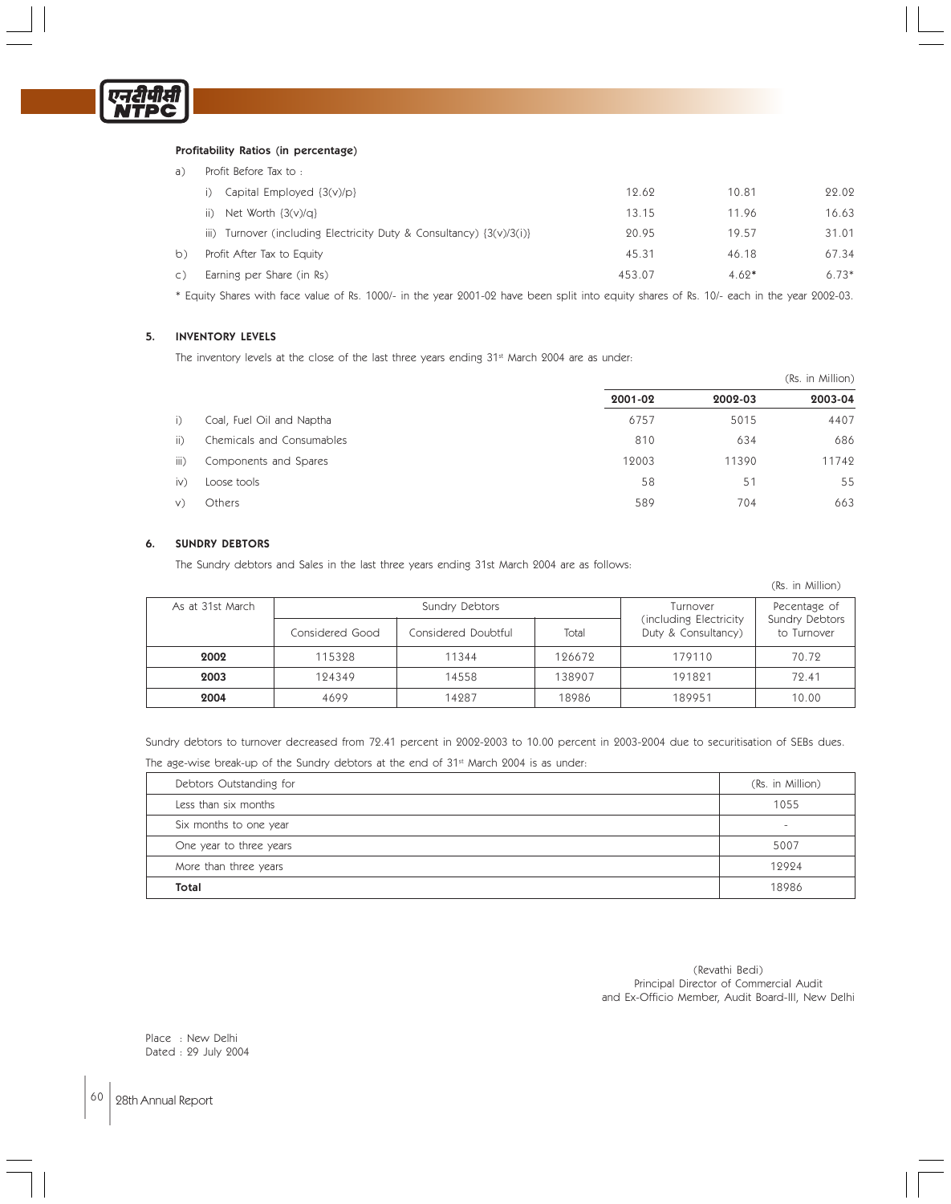**Profitability Ratios (in percentage)**

| | | | | |
|---|---|---|---|---|
| a) | Profit Before Tax to : | | | |
| | i) Capital Employed {3(v)/p} | 12.62 | 10.81 | 22.02 |
| | ii) Net Worth {3(v)/q} | 13.15 | 11.96 | 16.63 |
| | iii) Turnover (including Electricity Duty & Consultancy) {3(v)/3(i)} | 20.95 | 19.57 | 31.01 |
| b) | Profit After Tax to Equity | 45.31 | 46.18 | 67.34 |
| c) | Earning per Share (in Rs) | 453.07 | 4.62* | 6.73* |

* Equity Shares with face value of Rs. 1000/- in the year 2001-02 have been split into equity shares of Rs. 10/- each in the year 2002-03.

## 5. INVENTORY LEVELS

The inventory levels at the close of the last three years ending 31st March 2004 are as under:

(Rs. in Million)

| | | 2001-02 | 2002-03 | 2003-04 |
|---|---|---|---|---|
| i) | Coal, Fuel Oil and Naptha | 6757 | 5015 | 4407 |
| ii) | Chemicals and Consumables | 810 | 634 | 686 |
| iii) | Components and Spares | 12003 | 11390 | 11742 |
| iv) | Loose tools | 58 | 51 | 55 |
| v) | Others | 589 | 704 | 663 |

## 6. SUNDRY DEBTORS

The Sundry debtors and Sales in the last three years ending 31st March 2004 are as follows:

(Rs. in Million)

| As at 31st March | Sundry Debtors | | | Turnover (including Electricity Duty & Consultancy) | Pecentage of Sundry Debtors to Turnover |
|---|---|---|---|---|---|
| | Considered Good | Considered Doubtful | Total | | |
| **2002** | 115328 | 11344 | 126672 | 179110 | 70.72 |
| **2003** | 124349 | 14558 | 138907 | 191821 | 72.41 |
| **2004** | 4699 | 14287 | 18986 | 189951 | 10.00 |

Sundry debtors to turnover decreased from 72.41 percent in 2002-2003 to 10.00 percent in 2003-2004 due to securitisation of SEBs dues.

The age-wise break-up of the Sundry debtors at the end of 31st March 2004 is as under:

| Debtors Outstanding for | (Rs. in Million) |
|---|---|
| Less than six months | 1055 |
| Six months to one year | - |
| One year to three years | 5007 |
| More than three years | 12924 |
| **Total** | 18986 |

(Revathi Bedi)
Principal Director of Commercial Audit
and Ex-Officio Member, Audit Board-III, New Delhi

Place : New Delhi
Dated : 29 July 2004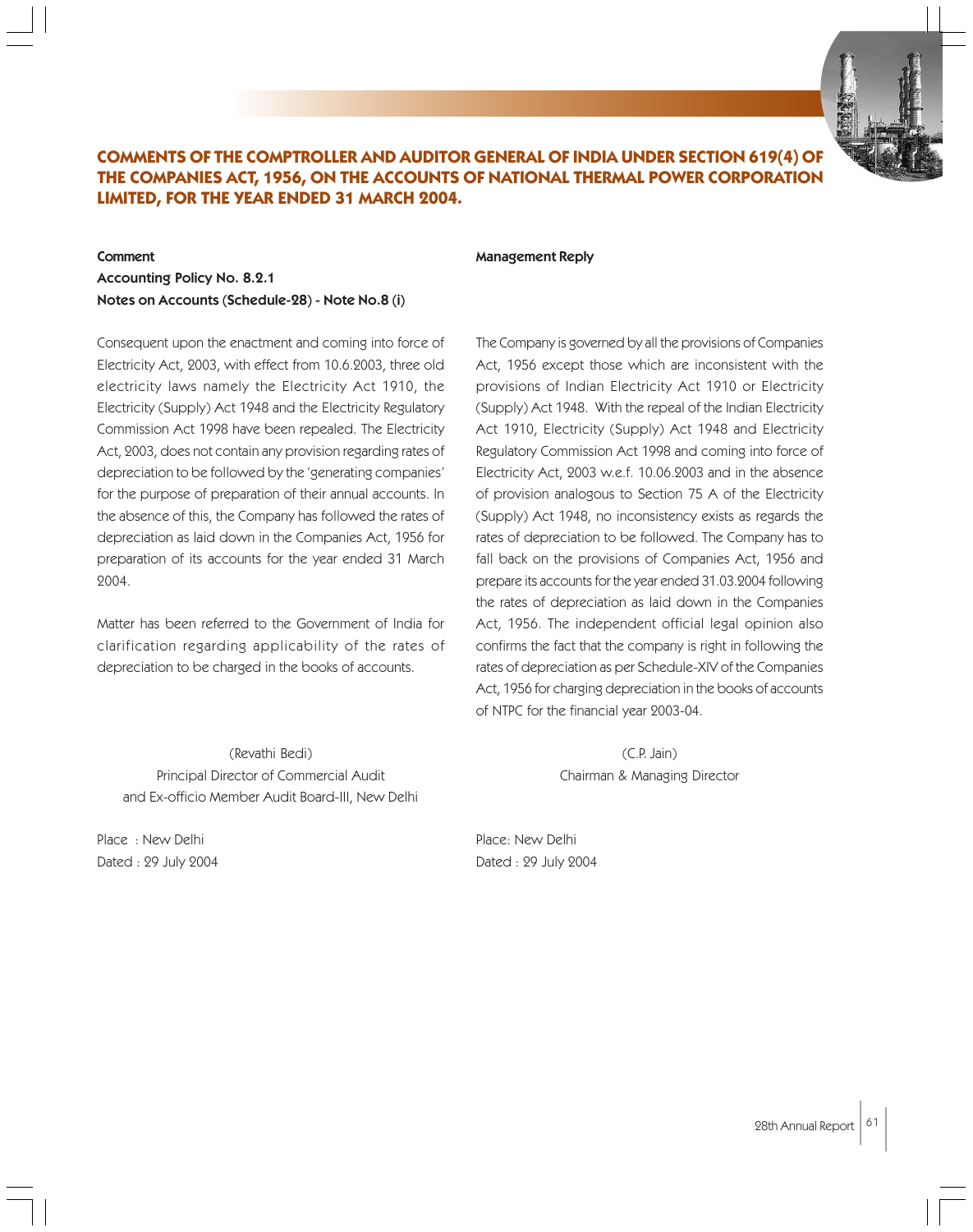## COMMENTS OF THE COMPTROLLER AND AUDITOR GENERAL OF INDIA UNDER SECTION 619(4) OF THE COMPANIES ACT, 1956, ON THE ACCOUNTS OF NATIONAL THERMAL POWER CORPORATION LIMITED, FOR THE YEAR ENDED 31 MARCH 2004.

### Comment

**Accounting Policy No. 8.2.1**

**Notes on Accounts (Schedule-28) - Note No.8 (i)**

Consequent upon the enactment and coming into force of Electricity Act, 2003, with effect from 10.6.2003, three old electricity laws namely the Electricity Act 1910, the Electricity (Supply) Act 1948 and the Electricity Regulatory Commission Act 1998 have been repealed. The Electricity Act, 2003, does not contain any provision regarding rates of depreciation to be followed by the 'generating companies' for the purpose of preparation of their annual accounts. In the absence of this, the Company has followed the rates of depreciation as laid down in the Companies Act, 1956 for preparation of its accounts for the year ended 31 March 2004.

Matter has been referred to the Government of India for clarification regarding applicability of the rates of depreciation to be charged in the books of accounts.

(Revathi Bedi)
Principal Director of Commercial Audit
and Ex-officio Member Audit Board-III, New Delhi

Place : New Delhi
Dated : 29 July 2004

### Management Reply

The Company is governed by all the provisions of Companies Act, 1956 except those which are inconsistent with the provisions of Indian Electricity Act 1910 or Electricity (Supply) Act 1948. With the repeal of the Indian Electricity Act 1910, Electricity (Supply) Act 1948 and Electricity Regulatory Commission Act 1998 and coming into force of Electricity Act, 2003 w.e.f. 10.06.2003 and in the absence of provision analogous to Section 75 A of the Electricity (Supply) Act 1948, no inconsistency exists as regards the rates of depreciation to be followed. The Company has to fall back on the provisions of Companies Act, 1956 and prepare its accounts for the year ended 31.03.2004 following the rates of depreciation as laid down in the Companies Act, 1956. The independent official legal opinion also confirms the fact that the company is right in following the rates of depreciation as per Schedule-XIV of the Companies Act, 1956 for charging depreciation in the books of accounts of NTPC for the financial year 2003-04.

(C.P. Jain)
Chairman & Managing Director

Place: New Delhi
Dated : 29 July 2004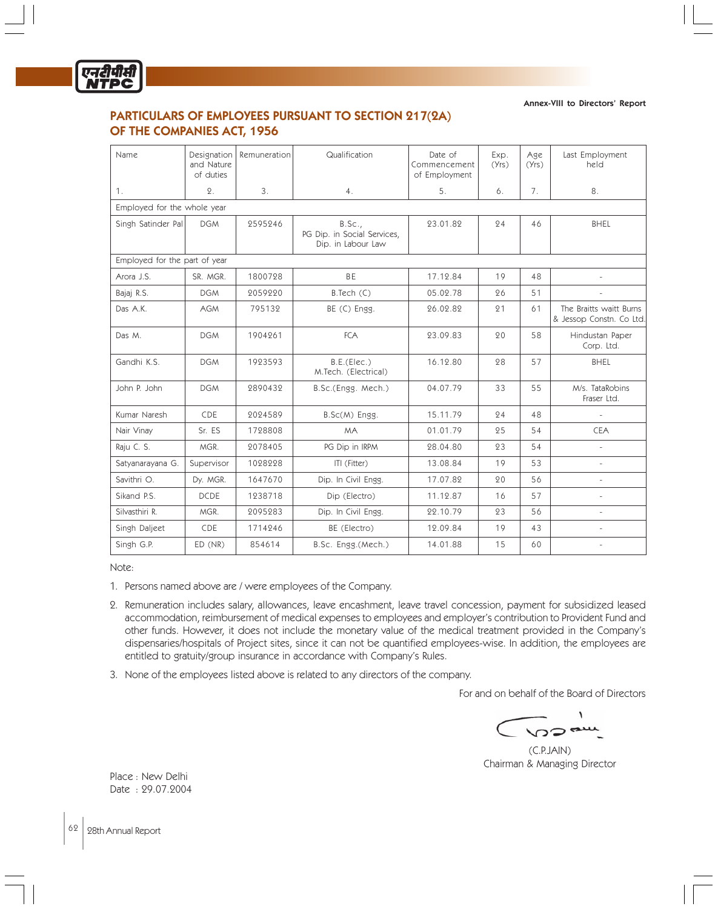Annex-VIII to Directors' Report

# PARTICULARS OF EMPLOYEES PURSUANT TO SECTION 217(2A) OF THE COMPANIES ACT, 1956

| Name | Designation and Nature of duties | Remuneration | Qualification | Date of Commencement of Employment | Exp. (Yrs) | Age (Yrs) | Last Employment held |
|---|---|---|---|---|---|---|---|
| 1. | 2. | 3. | 4. | 5. | 6. | 7. | 8. |
| Employed for the whole year | | | | | | | |
| Singh Satinder Pal | DGM | 2595246 | B.Sc., PG Dip. in Social Services, Dip. in Labour Law | 23.01.82 | 24 | 46 | BHEL |
| Employed for the part of year | | | | | | | |
| Arora J.S. | SR. MGR. | 1800728 | BE | 17.12.84 | 19 | 48 | - |
| Bajaj R.S. | DGM | 2059220 | B.Tech (C) | 05.02.78 | 26 | 51 | - |
| Das A.K. | AGM | 795132 | BE (C) Engg. | 26.02.82 | 21 | 61 | The Braitts waitt Burns & Jessop Constn. Co Ltd. |
| Das M. | DGM | 1904261 | FCA | 23.09.83 | 20 | 58 | Hindustan Paper Corp. Ltd. |
| Gandhi K.S. | DGM | 1923593 | B.E.(Elec.) M.Tech. (Electrical) | 16.12.80 | 28 | 57 | BHEL |
| John P. John | DGM | 2890432 | B.Sc.(Engg. Mech.) | 04.07.79 | 33 | 55 | M/s. TataRobins Fraser Ltd. |
| Kumar Naresh | CDE | 2024589 | B.Sc(M) Engg. | 15.11.79 | 24 | 48 | - |
| Nair Vinay | Sr. ES | 1728808 | MA | 01.01.79 | 25 | 54 | CEA |
| Raju C. S. | MGR. | 2078405 | PG Dip in IRPM | 28.04.80 | 23 | 54 | - |
| Satyanarayana G. | Supervisor | 1028228 | ITI (Fitter) | 13.08.84 | 19 | 53 | - |
| Savithri O. | Dy. MGR. | 1647670 | Dip. In Civil Engg. | 17.07.82 | 20 | 56 | - |
| Sikand P.S. | DCDE | 1238718 | Dip (Electro) | 11.12.87 | 16 | 57 | - |
| Silvasthiri R. | MGR. | 2095283 | Dip. In Civil Engg. | 22.10.79 | 23 | 56 | - |
| Singh Daljeet | CDE | 1714246 | BE (Electro) | 12.09.84 | 19 | 43 | - |
| Singh G.P. | ED (NR) | 854614 | B.Sc. Engg.(Mech.) | 14.01.88 | 15 | 60 | - |

Note:

1. Persons named above are / were employees of the Company.
2. Remuneration includes salary, allowances, leave encashment, leave travel concession, payment for subsidized leased accommodation, reimbursement of medical expenses to employees and employer's contribution to Provident Fund and other funds. However, it does not include the monetary value of the medical treatment provided in the Company's dispensaries/hospitals of Project sites, since it can not be quantified employees-wise. In addition, the employees are entitled to gratuity/group insurance in accordance with Company's Rules.
3. None of the employees listed above is related to any directors of the company.

For and on behalf of the Board of Directors

(C.P.JAIN)
Chairman & Managing Director

Place : New Delhi
Date : 29.07.2004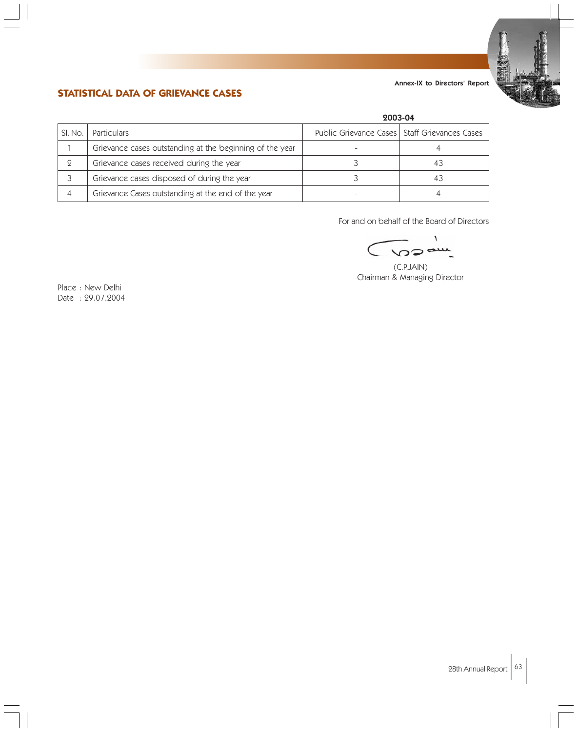Annex-IX to Directors' Report

## STATISTICAL DATA OF GRIEVANCE CASES

| Sl. No. | Particulars | 2003-04 | |
|---|---|---|---|
| | | Public Grievance Cases | Staff Grievances Cases |
| 1 | Grievance cases outstanding at the beginning of the year | - | 4 |
| 2 | Grievance cases received during the year | 3 | 43 |
| 3 | Grievance cases disposed of during the year | 3 | 43 |
| 4 | Grievance Cases outstanding at the end of the year | - | 4 |

For and on behalf of the Board of Directors

(C.P.JAIN)
Chairman & Managing Director

Place : New Delhi
Date : 29.07.2004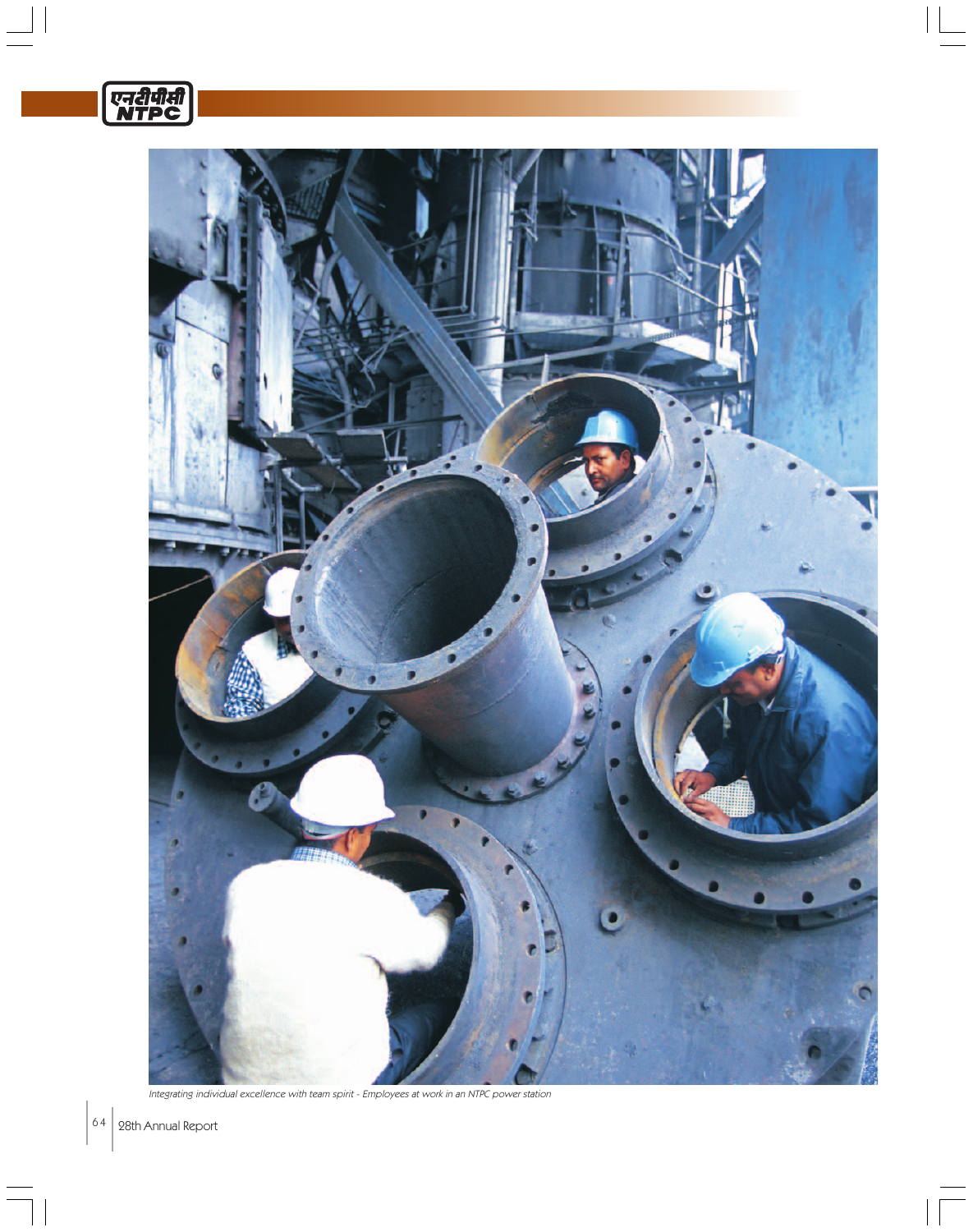*Integrating individual excellence with team spirit - Employees at work in an NTPC power station*